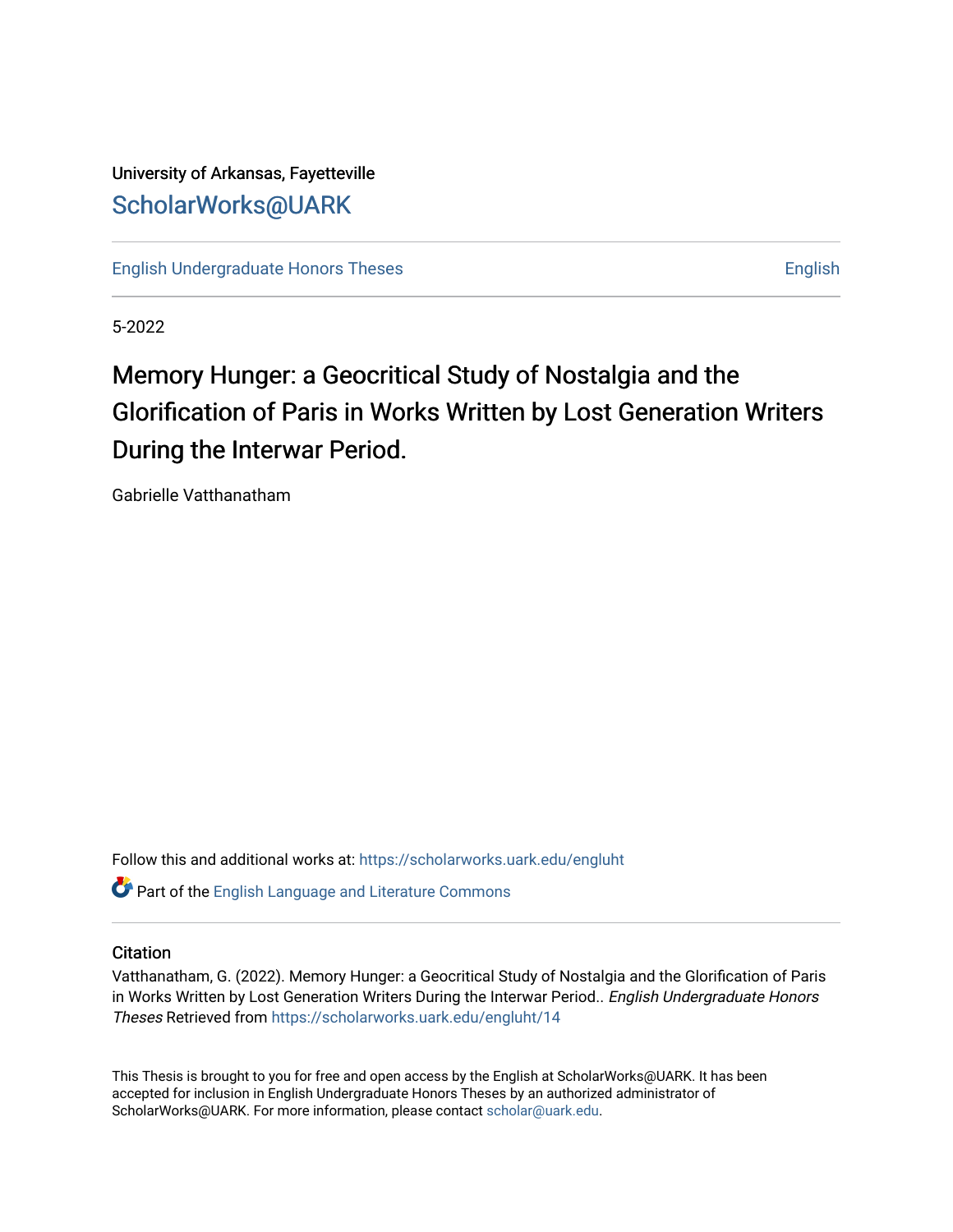University of Arkansas, Fayetteville

ScholarWorks@UARK

English Undergraduate Honors Theses | English

5-2022

# Memory Hunger: a Geocritical Study of Nostalgia and the Glorification of Paris in Works Written by Lost Generation Writers During the Interwar Period.

Gabrielle Vatthanatham

Follow this and additional works at: https://scholarworks.uark.edu/engluht

Part of the English Language and Literature Commons

## Citation

Vatthanatham, G. (2022). Memory Hunger: a Geocritical Study of Nostalgia and the Glorification of Paris in Works Written by Lost Generation Writers During the Interwar Period.. *English Undergraduate Honors Theses* Retrieved from https://scholarworks.uark.edu/engluht/14

This Thesis is brought to you for free and open access by the English at ScholarWorks@UARK. It has been accepted for inclusion in English Undergraduate Honors Theses by an authorized administrator of ScholarWorks@UARK. For more information, please contact scholar@uark.edu.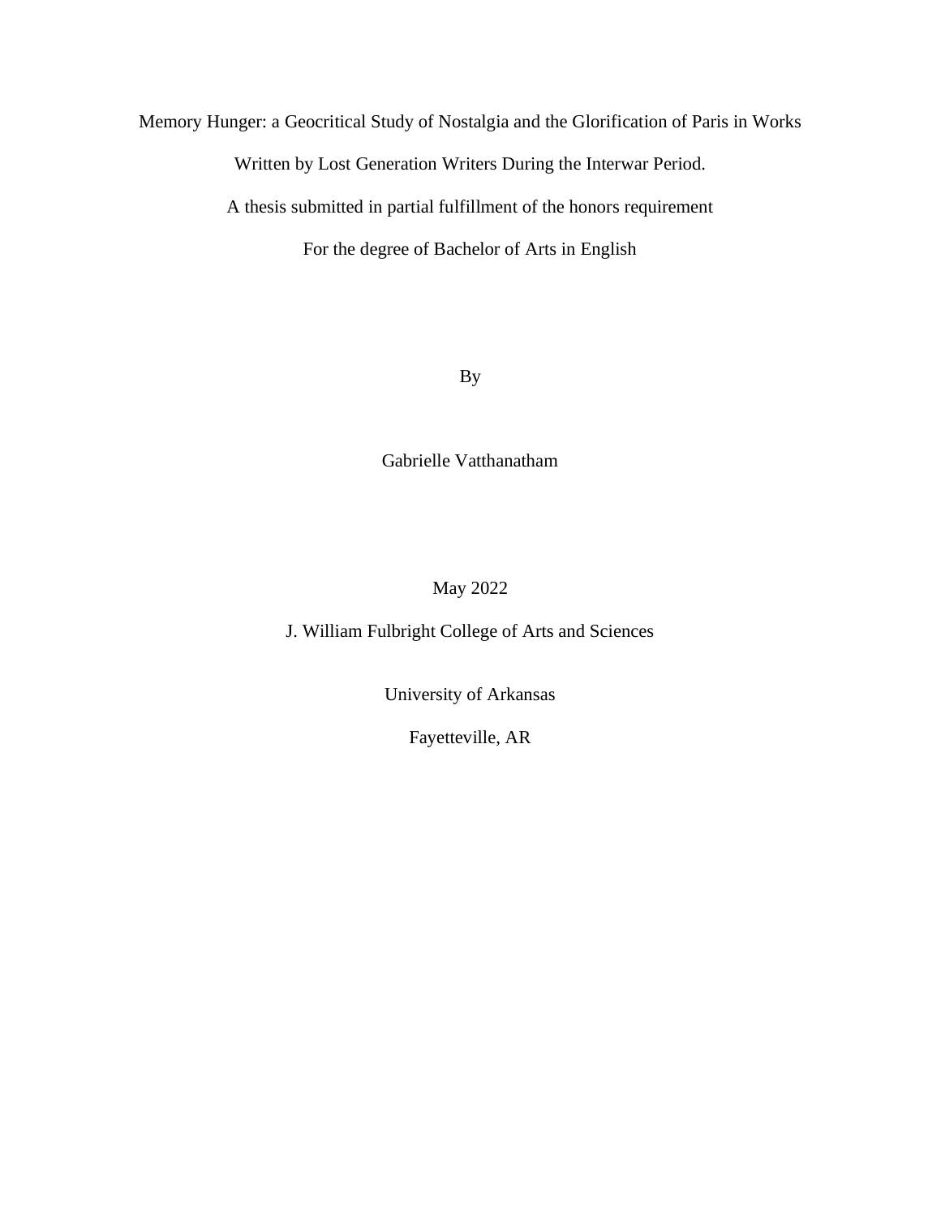Memory Hunger: a Geocritical Study of Nostalgia and the Glorification of Paris in Works Written by Lost Generation Writers During the Interwar Period.

A thesis submitted in partial fulfillment of the honors requirement

For the degree of Bachelor of Arts in English

By

Gabrielle Vatthanatham

May 2022

J. William Fulbright College of Arts and Sciences

University of Arkansas

Fayetteville, AR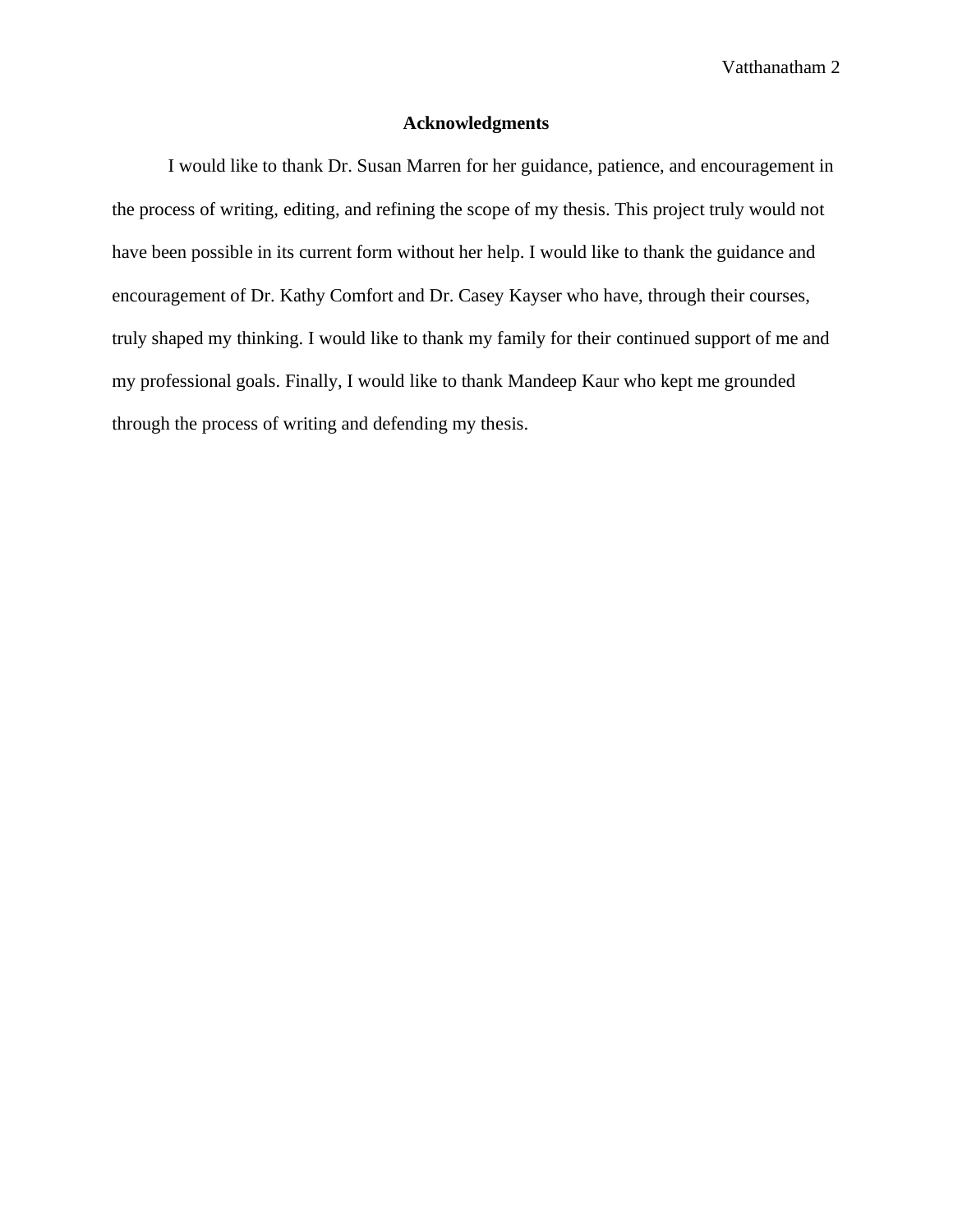## Acknowledgments

I would like to thank Dr. Susan Marren for her guidance, patience, and encouragement in the process of writing, editing, and refining the scope of my thesis. This project truly would not have been possible in its current form without her help. I would like to thank the guidance and encouragement of Dr. Kathy Comfort and Dr. Casey Kayser who have, through their courses, truly shaped my thinking. I would like to thank my family for their continued support of me and my professional goals. Finally, I would like to thank Mandeep Kaur who kept me grounded through the process of writing and defending my thesis.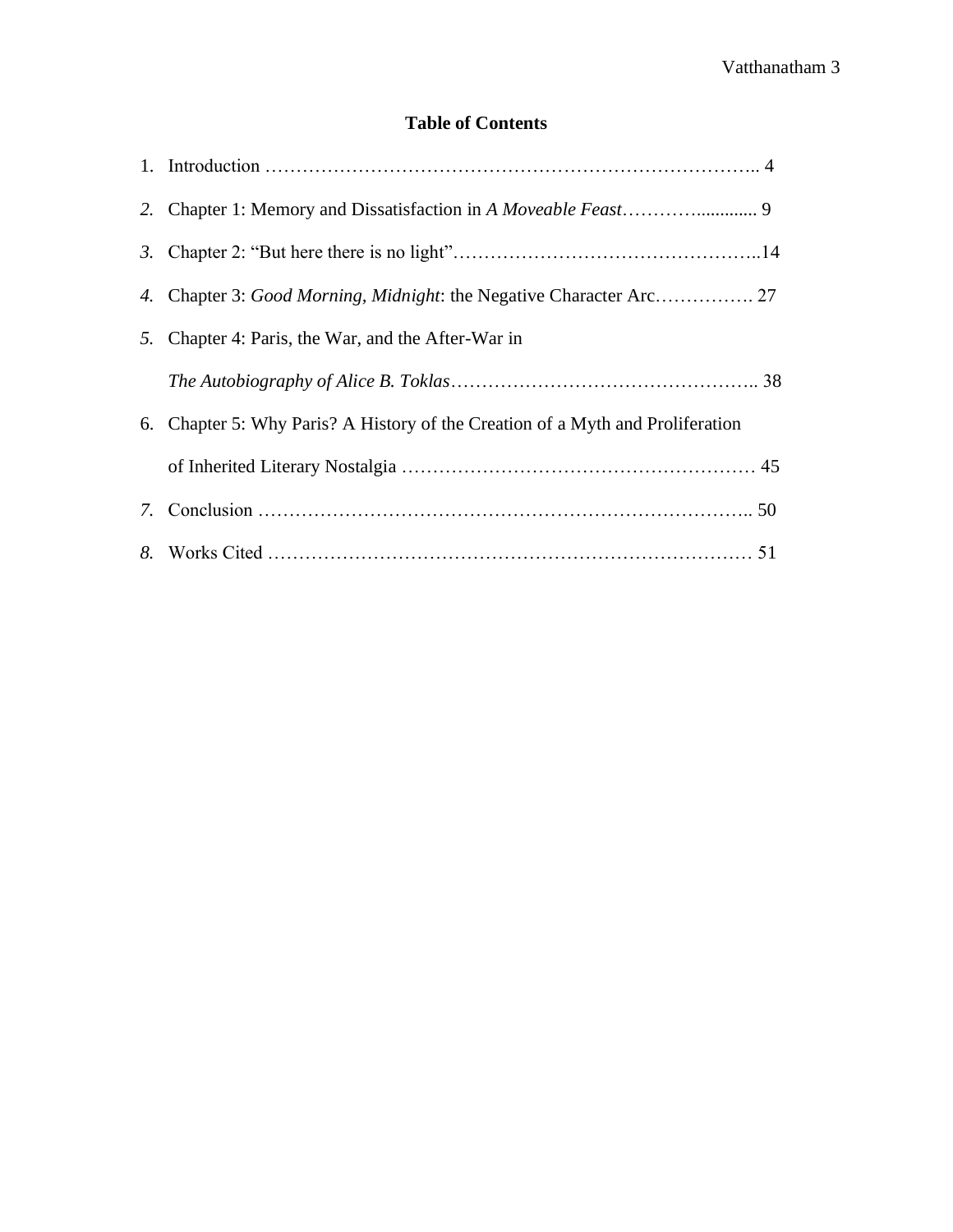# Table of Contents

1. Introduction …………………………………………………………………….. 4
2. Chapter 1: Memory and Dissatisfaction in *A Moveable Feast*…………............ 9
3. Chapter 2: "But here there is no light"…………………………………………..14
4. Chapter 3: *Good Morning*, *Midnight*: the Negative Character Arc……………. 27
5. Chapter 4: Paris, the War, and the After-War in *The Autobiography of Alice B. Toklas*………………………………………….. 38
6. Chapter 5: Why Paris? A History of the Creation of a Myth and Proliferation of Inherited Literary Nostalgia ………………………………………………… 45
7. Conclusion …………………………………………………………………….. 50
8. Works Cited ………………………………………………………………… 51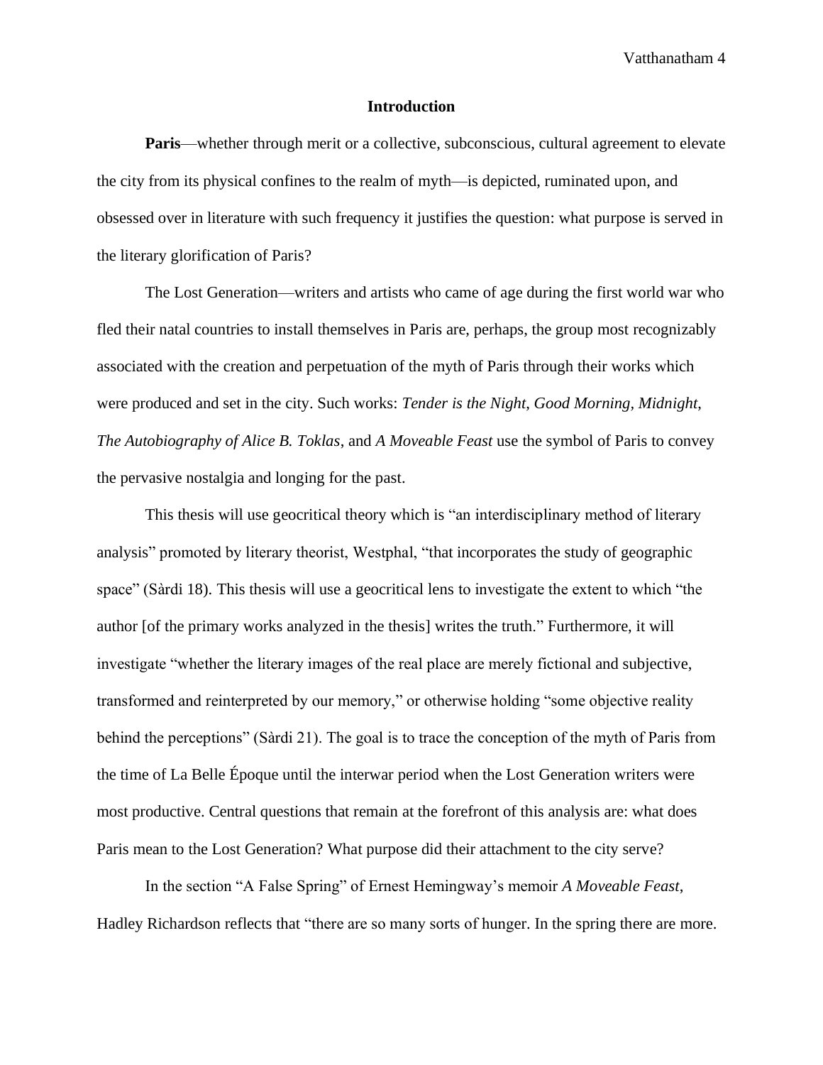## Introduction

**Paris**—whether through merit or a collective, subconscious, cultural agreement to elevate the city from its physical confines to the realm of myth—is depicted, ruminated upon, and obsessed over in literature with such frequency it justifies the question: what purpose is served in the literary glorification of Paris?

The Lost Generation—writers and artists who came of age during the first world war who fled their natal countries to install themselves in Paris are, perhaps, the group most recognizably associated with the creation and perpetuation of the myth of Paris through their works which were produced and set in the city. Such works: *Tender is the Night, Good Morning, Midnight, The Autobiography of Alice B. Toklas*, and *A Moveable Feast* use the symbol of Paris to convey the pervasive nostalgia and longing for the past.

This thesis will use geocritical theory which is "an interdisciplinary method of literary analysis" promoted by literary theorist, Westphal, "that incorporates the study of geographic space" (Sàrdi 18). This thesis will use a geocritical lens to investigate the extent to which "the author [of the primary works analyzed in the thesis] writes the truth." Furthermore, it will investigate "whether the literary images of the real place are merely fictional and subjective, transformed and reinterpreted by our memory," or otherwise holding "some objective reality behind the perceptions" (Sàrdi 21). The goal is to trace the conception of the myth of Paris from the time of La Belle Époque until the interwar period when the Lost Generation writers were most productive. Central questions that remain at the forefront of this analysis are: what does Paris mean to the Lost Generation? What purpose did their attachment to the city serve?

In the section "A False Spring" of Ernest Hemingway's memoir *A Moveable Feast*, Hadley Richardson reflects that "there are so many sorts of hunger. In the spring there are more.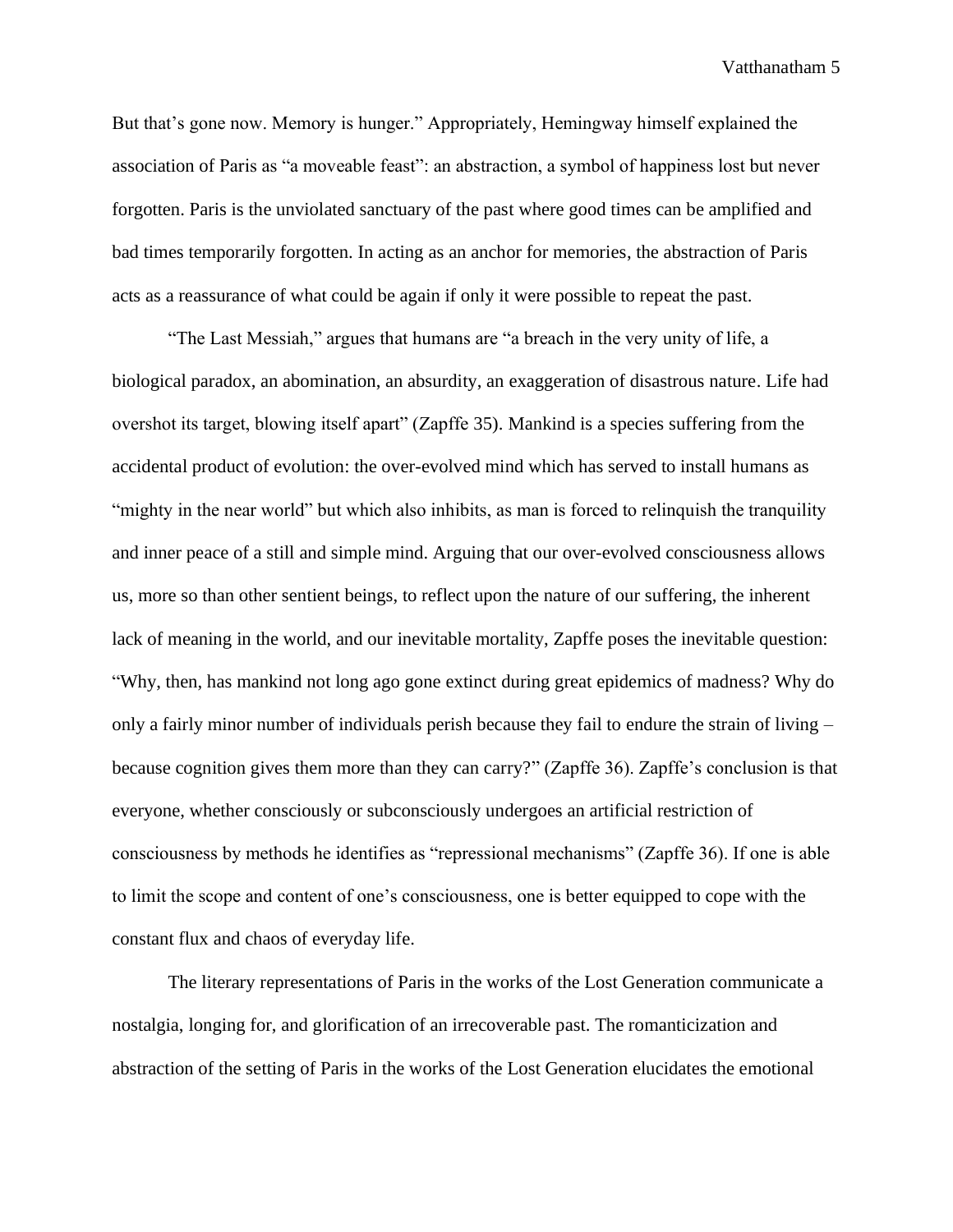But that's gone now. Memory is hunger." Appropriately, Hemingway himself explained the association of Paris as "a moveable feast": an abstraction, a symbol of happiness lost but never forgotten. Paris is the unviolated sanctuary of the past where good times can be amplified and bad times temporarily forgotten. In acting as an anchor for memories, the abstraction of Paris acts as a reassurance of what could be again if only it were possible to repeat the past.

"The Last Messiah," argues that humans are "a breach in the very unity of life, a biological paradox, an abomination, an absurdity, an exaggeration of disastrous nature. Life had overshot its target, blowing itself apart" (Zapffe 35). Mankind is a species suffering from the accidental product of evolution: the over-evolved mind which has served to install humans as "mighty in the near world" but which also inhibits, as man is forced to relinquish the tranquility and inner peace of a still and simple mind. Arguing that our over-evolved consciousness allows us, more so than other sentient beings, to reflect upon the nature of our suffering, the inherent lack of meaning in the world, and our inevitable mortality, Zapffe poses the inevitable question: "Why, then, has mankind not long ago gone extinct during great epidemics of madness? Why do only a fairly minor number of individuals perish because they fail to endure the strain of living – because cognition gives them more than they can carry?" (Zapffe 36). Zapffe's conclusion is that everyone, whether consciously or subconsciously undergoes an artificial restriction of consciousness by methods he identifies as "repressional mechanisms" (Zapffe 36). If one is able to limit the scope and content of one's consciousness, one is better equipped to cope with the constant flux and chaos of everyday life.

The literary representations of Paris in the works of the Lost Generation communicate a nostalgia, longing for, and glorification of an irrecoverable past. The romanticization and abstraction of the setting of Paris in the works of the Lost Generation elucidates the emotional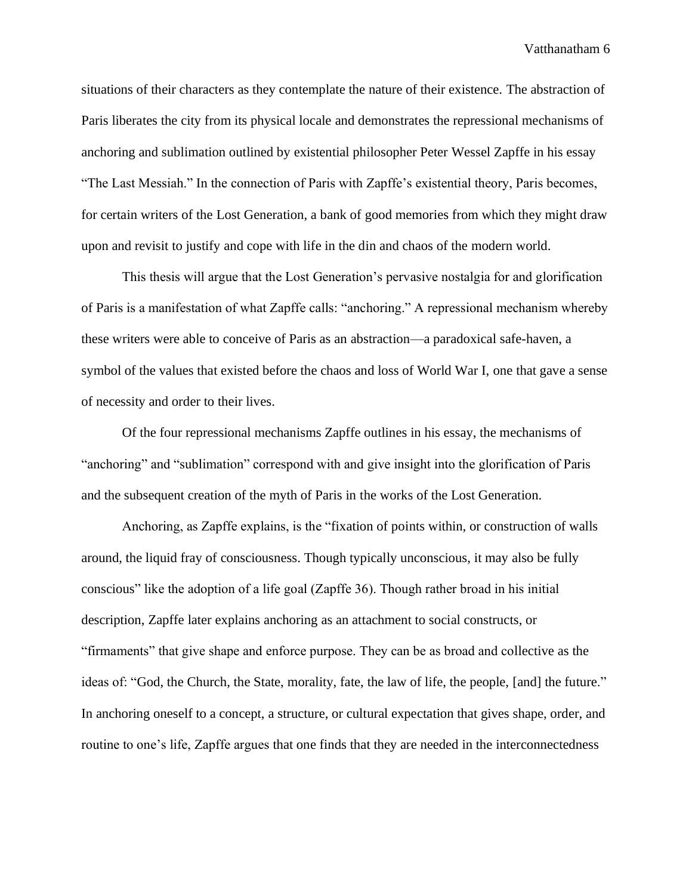situations of their characters as they contemplate the nature of their existence. The abstraction of Paris liberates the city from its physical locale and demonstrates the repressional mechanisms of anchoring and sublimation outlined by existential philosopher Peter Wessel Zapffe in his essay "The Last Messiah." In the connection of Paris with Zapffe's existential theory, Paris becomes, for certain writers of the Lost Generation, a bank of good memories from which they might draw upon and revisit to justify and cope with life in the din and chaos of the modern world.

This thesis will argue that the Lost Generation's pervasive nostalgia for and glorification of Paris is a manifestation of what Zapffe calls: "anchoring." A repressional mechanism whereby these writers were able to conceive of Paris as an abstraction—a paradoxical safe-haven, a symbol of the values that existed before the chaos and loss of World War I, one that gave a sense of necessity and order to their lives.

Of the four repressional mechanisms Zapffe outlines in his essay, the mechanisms of "anchoring" and "sublimation" correspond with and give insight into the glorification of Paris and the subsequent creation of the myth of Paris in the works of the Lost Generation.

Anchoring, as Zapffe explains, is the "fixation of points within, or construction of walls around, the liquid fray of consciousness. Though typically unconscious, it may also be fully conscious" like the adoption of a life goal (Zapffe 36). Though rather broad in his initial description, Zapffe later explains anchoring as an attachment to social constructs, or "firmaments" that give shape and enforce purpose. They can be as broad and collective as the ideas of: "God, the Church, the State, morality, fate, the law of life, the people, [and] the future." In anchoring oneself to a concept, a structure, or cultural expectation that gives shape, order, and routine to one's life, Zapffe argues that one finds that they are needed in the interconnectedness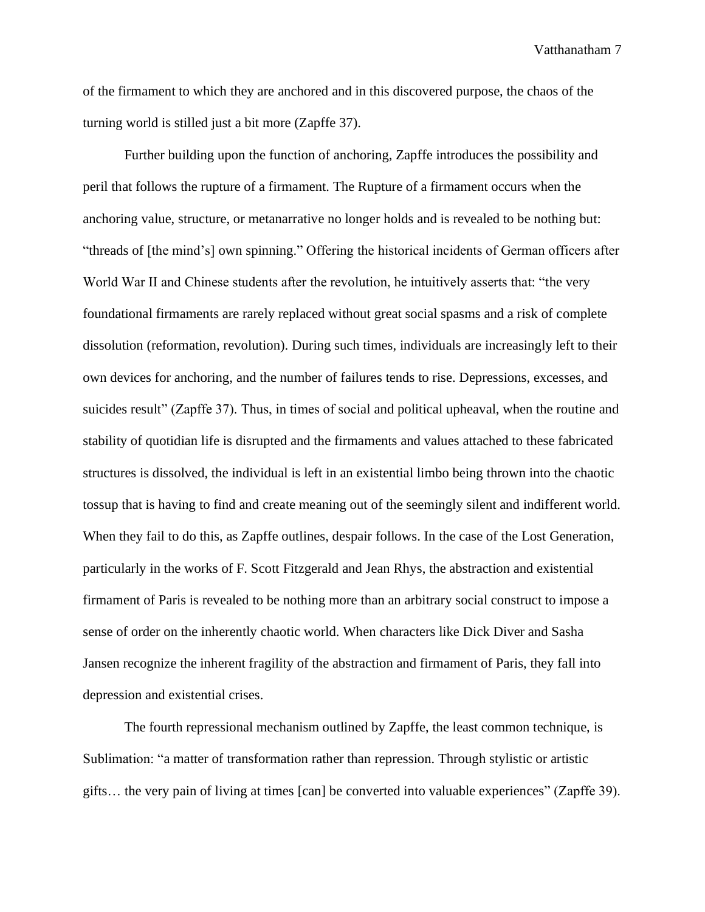of the firmament to which they are anchored and in this discovered purpose, the chaos of the turning world is stilled just a bit more (Zapffe 37).

Further building upon the function of anchoring, Zapffe introduces the possibility and peril that follows the rupture of a firmament. The Rupture of a firmament occurs when the anchoring value, structure, or metanarrative no longer holds and is revealed to be nothing but: "threads of [the mind's] own spinning." Offering the historical incidents of German officers after World War II and Chinese students after the revolution, he intuitively asserts that: "the very foundational firmaments are rarely replaced without great social spasms and a risk of complete dissolution (reformation, revolution). During such times, individuals are increasingly left to their own devices for anchoring, and the number of failures tends to rise. Depressions, excesses, and suicides result" (Zapffe 37). Thus, in times of social and political upheaval, when the routine and stability of quotidian life is disrupted and the firmaments and values attached to these fabricated structures is dissolved, the individual is left in an existential limbo being thrown into the chaotic tossup that is having to find and create meaning out of the seemingly silent and indifferent world. When they fail to do this, as Zapffe outlines, despair follows. In the case of the Lost Generation, particularly in the works of F. Scott Fitzgerald and Jean Rhys, the abstraction and existential firmament of Paris is revealed to be nothing more than an arbitrary social construct to impose a sense of order on the inherently chaotic world. When characters like Dick Diver and Sasha Jansen recognize the inherent fragility of the abstraction and firmament of Paris, they fall into depression and existential crises.

The fourth repressional mechanism outlined by Zapffe, the least common technique, is Sublimation: "a matter of transformation rather than repression. Through stylistic or artistic gifts… the very pain of living at times [can] be converted into valuable experiences" (Zapffe 39).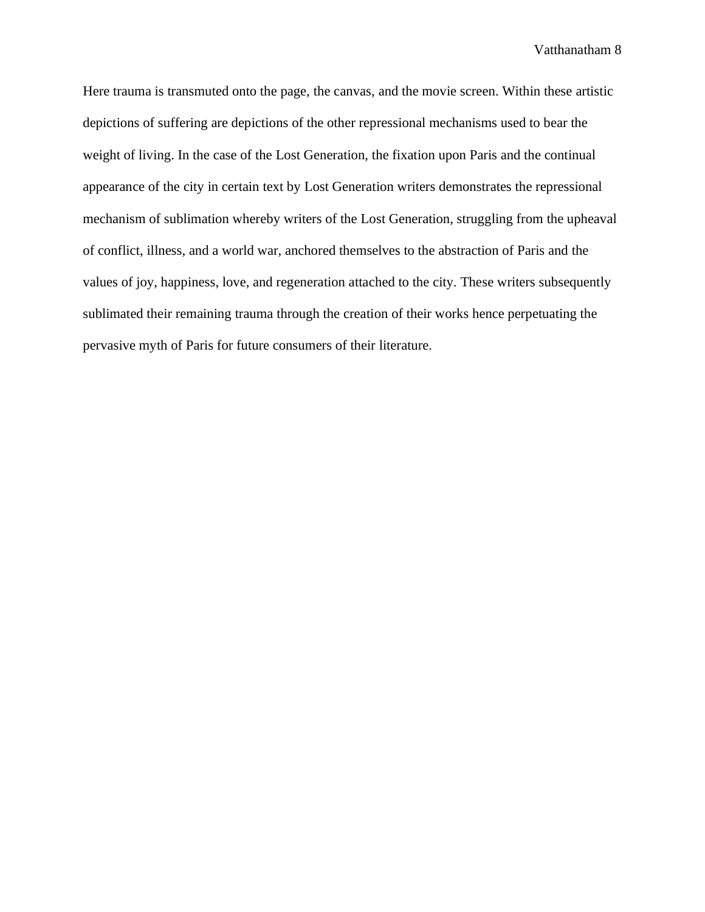Here trauma is transmuted onto the page, the canvas, and the movie screen. Within these artistic depictions of suffering are depictions of the other repressional mechanisms used to bear the weight of living. In the case of the Lost Generation, the fixation upon Paris and the continual appearance of the city in certain text by Lost Generation writers demonstrates the repressional mechanism of sublimation whereby writers of the Lost Generation, struggling from the upheaval of conflict, illness, and a world war, anchored themselves to the abstraction of Paris and the values of joy, happiness, love, and regeneration attached to the city. These writers subsequently sublimated their remaining trauma through the creation of their works hence perpetuating the pervasive myth of Paris for future consumers of their literature.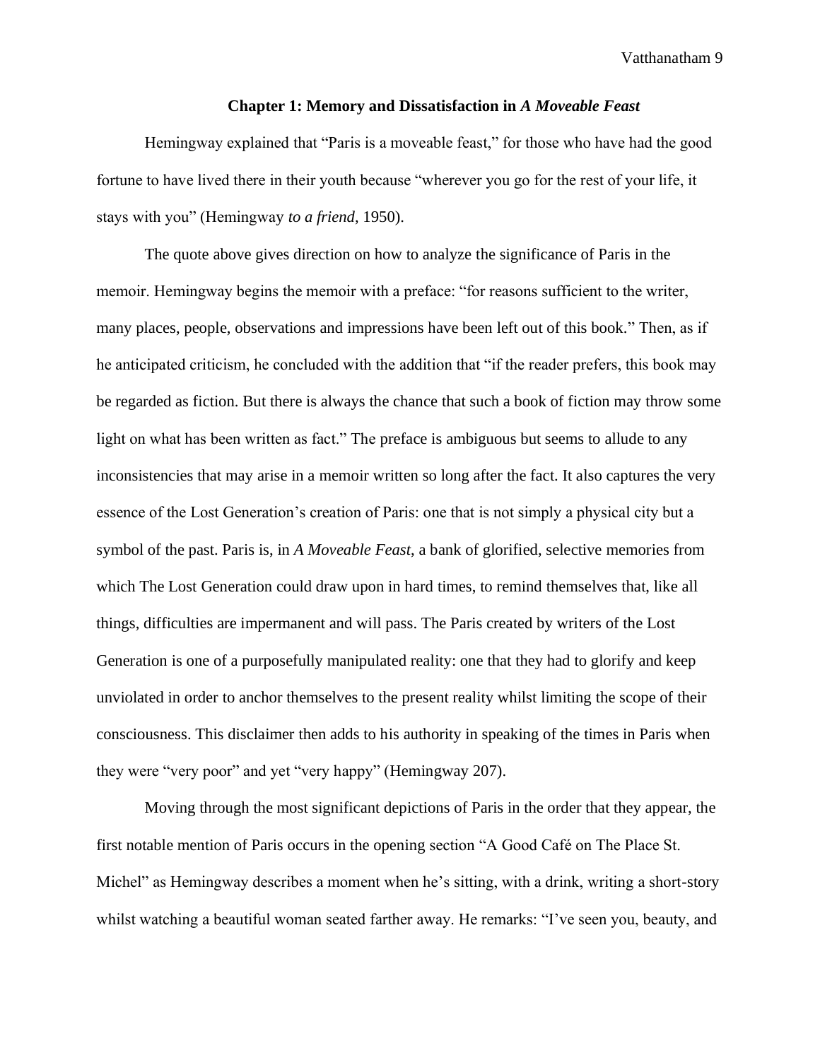## Chapter 1: Memory and Dissatisfaction in *A Moveable Feast*

Hemingway explained that "Paris is a moveable feast," for those who have had the good fortune to have lived there in their youth because "wherever you go for the rest of your life, it stays with you" (Hemingway *to a friend*, 1950).

The quote above gives direction on how to analyze the significance of Paris in the memoir. Hemingway begins the memoir with a preface: "for reasons sufficient to the writer, many places, people, observations and impressions have been left out of this book." Then, as if he anticipated criticism, he concluded with the addition that "if the reader prefers, this book may be regarded as fiction. But there is always the chance that such a book of fiction may throw some light on what has been written as fact." The preface is ambiguous but seems to allude to any inconsistencies that may arise in a memoir written so long after the fact. It also captures the very essence of the Lost Generation's creation of Paris: one that is not simply a physical city but a symbol of the past. Paris is, in *A Moveable Feast*, a bank of glorified, selective memories from which The Lost Generation could draw upon in hard times, to remind themselves that, like all things, difficulties are impermanent and will pass. The Paris created by writers of the Lost Generation is one of a purposefully manipulated reality: one that they had to glorify and keep unviolated in order to anchor themselves to the present reality whilst limiting the scope of their consciousness. This disclaimer then adds to his authority in speaking of the times in Paris when they were "very poor" and yet "very happy" (Hemingway 207).

Moving through the most significant depictions of Paris in the order that they appear, the first notable mention of Paris occurs in the opening section "A Good Café on The Place St. Michel" as Hemingway describes a moment when he's sitting, with a drink, writing a short-story whilst watching a beautiful woman seated farther away. He remarks: "I've seen you, beauty, and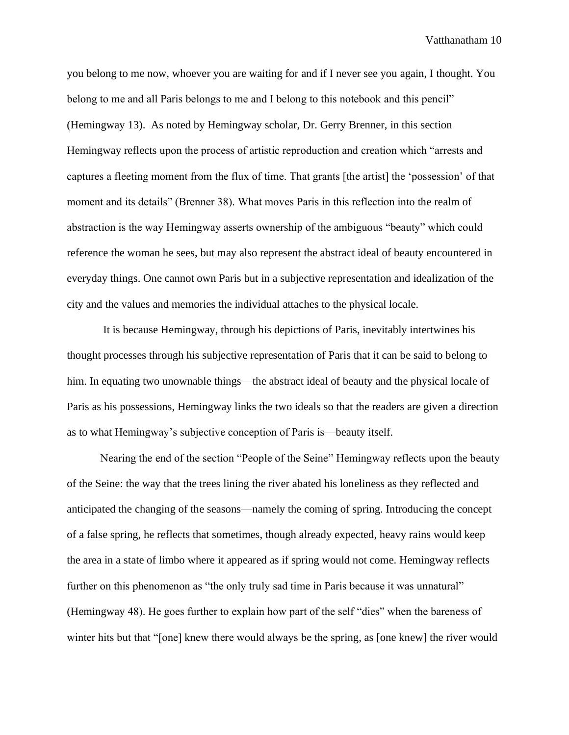you belong to me now, whoever you are waiting for and if I never see you again, I thought. You belong to me and all Paris belongs to me and I belong to this notebook and this pencil" (Hemingway 13). As noted by Hemingway scholar, Dr. Gerry Brenner, in this section Hemingway reflects upon the process of artistic reproduction and creation which "arrests and captures a fleeting moment from the flux of time. That grants [the artist] the 'possession' of that moment and its details" (Brenner 38). What moves Paris in this reflection into the realm of abstraction is the way Hemingway asserts ownership of the ambiguous "beauty" which could reference the woman he sees, but may also represent the abstract ideal of beauty encountered in everyday things. One cannot own Paris but in a subjective representation and idealization of the city and the values and memories the individual attaches to the physical locale.

It is because Hemingway, through his depictions of Paris, inevitably intertwines his thought processes through his subjective representation of Paris that it can be said to belong to him. In equating two unownable things—the abstract ideal of beauty and the physical locale of Paris as his possessions, Hemingway links the two ideals so that the readers are given a direction as to what Hemingway's subjective conception of Paris is—beauty itself.

Nearing the end of the section "People of the Seine" Hemingway reflects upon the beauty of the Seine: the way that the trees lining the river abated his loneliness as they reflected and anticipated the changing of the seasons—namely the coming of spring. Introducing the concept of a false spring, he reflects that sometimes, though already expected, heavy rains would keep the area in a state of limbo where it appeared as if spring would not come. Hemingway reflects further on this phenomenon as "the only truly sad time in Paris because it was unnatural" (Hemingway 48). He goes further to explain how part of the self "dies" when the bareness of winter hits but that "[one] knew there would always be the spring, as [one knew] the river would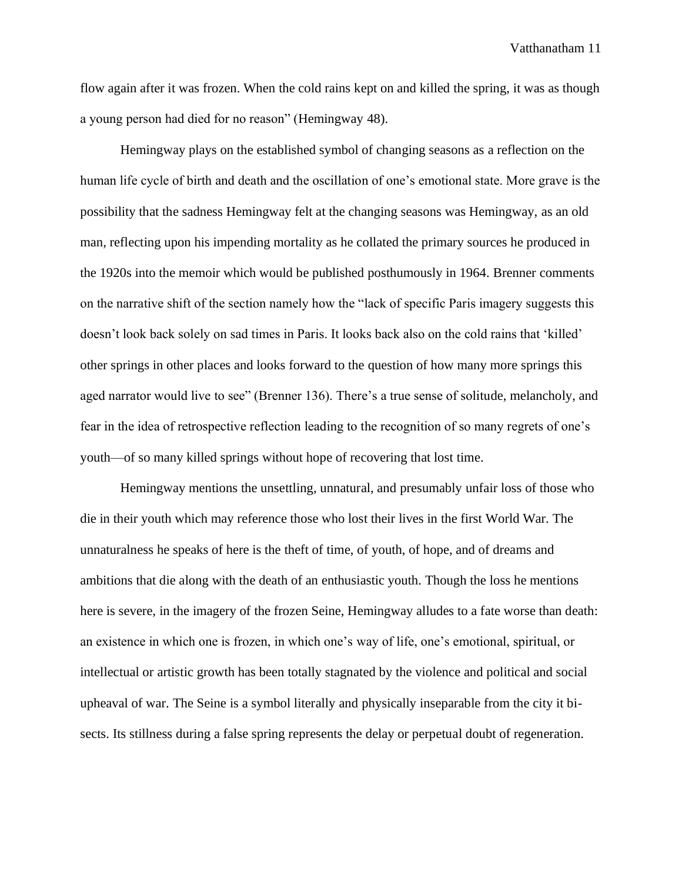flow again after it was frozen. When the cold rains kept on and killed the spring, it was as though a young person had died for no reason" (Hemingway 48).

Hemingway plays on the established symbol of changing seasons as a reflection on the human life cycle of birth and death and the oscillation of one's emotional state. More grave is the possibility that the sadness Hemingway felt at the changing seasons was Hemingway, as an old man, reflecting upon his impending mortality as he collated the primary sources he produced in the 1920s into the memoir which would be published posthumously in 1964. Brenner comments on the narrative shift of the section namely how the "lack of specific Paris imagery suggests this doesn't look back solely on sad times in Paris. It looks back also on the cold rains that 'killed' other springs in other places and looks forward to the question of how many more springs this aged narrator would live to see" (Brenner 136). There's a true sense of solitude, melancholy, and fear in the idea of retrospective reflection leading to the recognition of so many regrets of one's youth—of so many killed springs without hope of recovering that lost time.

Hemingway mentions the unsettling, unnatural, and presumably unfair loss of those who die in their youth which may reference those who lost their lives in the first World War. The unnaturalness he speaks of here is the theft of time, of youth, of hope, and of dreams and ambitions that die along with the death of an enthusiastic youth. Though the loss he mentions here is severe, in the imagery of the frozen Seine, Hemingway alludes to a fate worse than death: an existence in which one is frozen, in which one's way of life, one's emotional, spiritual, or intellectual or artistic growth has been totally stagnated by the violence and political and social upheaval of war. The Seine is a symbol literally and physically inseparable from the city it bi-sects. Its stillness during a false spring represents the delay or perpetual doubt of regeneration.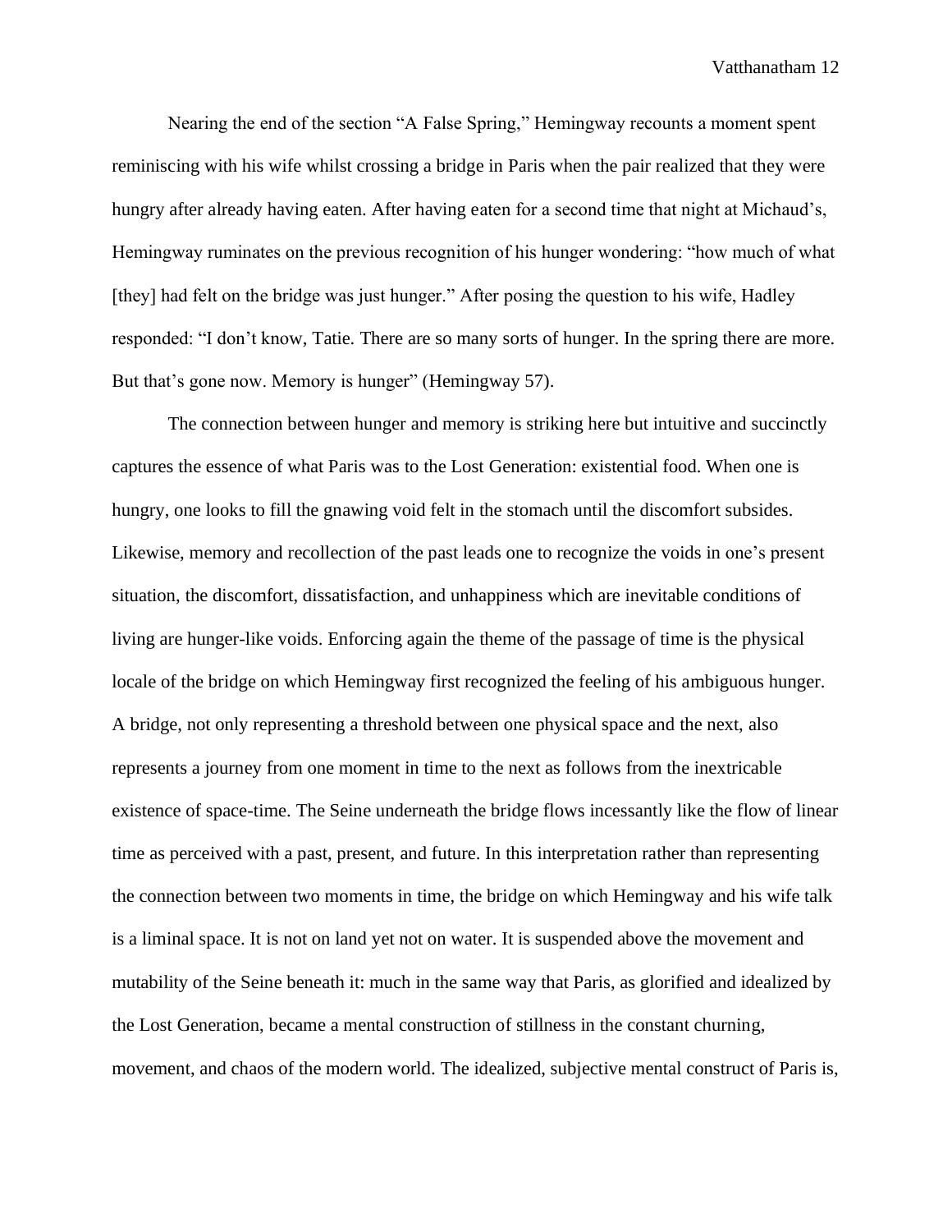Nearing the end of the section "A False Spring," Hemingway recounts a moment spent reminiscing with his wife whilst crossing a bridge in Paris when the pair realized that they were hungry after already having eaten. After having eaten for a second time that night at Michaud's, Hemingway ruminates on the previous recognition of his hunger wondering: "how much of what [they] had felt on the bridge was just hunger." After posing the question to his wife, Hadley responded: "I don't know, Tatie. There are so many sorts of hunger. In the spring there are more. But that's gone now. Memory is hunger" (Hemingway 57).

The connection between hunger and memory is striking here but intuitive and succinctly captures the essence of what Paris was to the Lost Generation: existential food. When one is hungry, one looks to fill the gnawing void felt in the stomach until the discomfort subsides. Likewise, memory and recollection of the past leads one to recognize the voids in one's present situation, the discomfort, dissatisfaction, and unhappiness which are inevitable conditions of living are hunger-like voids. Enforcing again the theme of the passage of time is the physical locale of the bridge on which Hemingway first recognized the feeling of his ambiguous hunger. A bridge, not only representing a threshold between one physical space and the next, also represents a journey from one moment in time to the next as follows from the inextricable existence of space-time. The Seine underneath the bridge flows incessantly like the flow of linear time as perceived with a past, present, and future. In this interpretation rather than representing the connection between two moments in time, the bridge on which Hemingway and his wife talk is a liminal space. It is not on land yet not on water. It is suspended above the movement and mutability of the Seine beneath it: much in the same way that Paris, as glorified and idealized by the Lost Generation, became a mental construction of stillness in the constant churning, movement, and chaos of the modern world. The idealized, subjective mental construct of Paris is,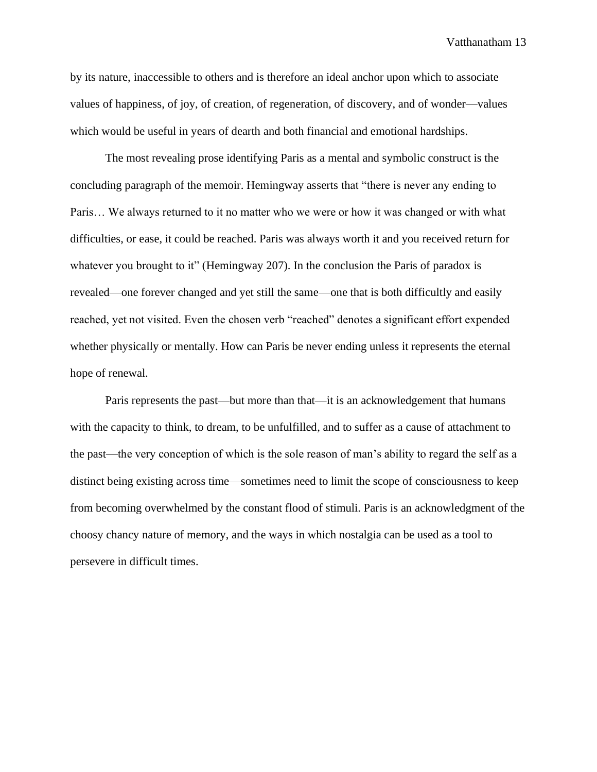by its nature, inaccessible to others and is therefore an ideal anchor upon which to associate values of happiness, of joy, of creation, of regeneration, of discovery, and of wonder—values which would be useful in years of dearth and both financial and emotional hardships.

The most revealing prose identifying Paris as a mental and symbolic construct is the concluding paragraph of the memoir. Hemingway asserts that "there is never any ending to Paris… We always returned to it no matter who we were or how it was changed or with what difficulties, or ease, it could be reached. Paris was always worth it and you received return for whatever you brought to it" (Hemingway 207). In the conclusion the Paris of paradox is revealed—one forever changed and yet still the same—one that is both difficultly and easily reached, yet not visited. Even the chosen verb "reached" denotes a significant effort expended whether physically or mentally. How can Paris be never ending unless it represents the eternal hope of renewal.

Paris represents the past—but more than that—it is an acknowledgement that humans with the capacity to think, to dream, to be unfulfilled, and to suffer as a cause of attachment to the past—the very conception of which is the sole reason of man's ability to regard the self as a distinct being existing across time—sometimes need to limit the scope of consciousness to keep from becoming overwhelmed by the constant flood of stimuli. Paris is an acknowledgment of the choosy chancy nature of memory, and the ways in which nostalgia can be used as a tool to persevere in difficult times.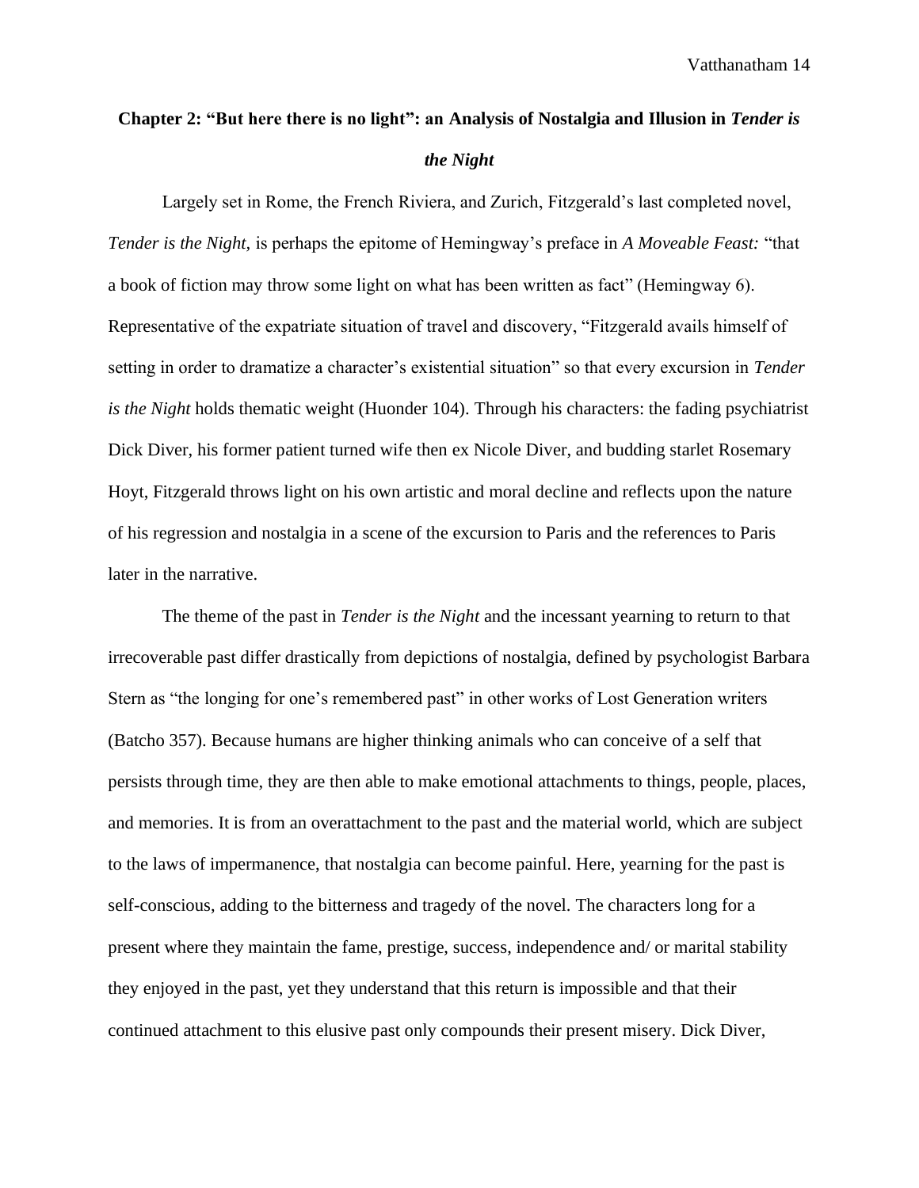## Chapter 2: "But here there is no light": an Analysis of Nostalgia and Illusion in *Tender is the Night*

Largely set in Rome, the French Riviera, and Zurich, Fitzgerald's last completed novel, *Tender is the Night,* is perhaps the epitome of Hemingway's preface in *A Moveable Feast:* "that a book of fiction may throw some light on what has been written as fact" (Hemingway 6). Representative of the expatriate situation of travel and discovery, "Fitzgerald avails himself of setting in order to dramatize a character's existential situation" so that every excursion in *Tender is the Night* holds thematic weight (Huonder 104). Through his characters: the fading psychiatrist Dick Diver, his former patient turned wife then ex Nicole Diver, and budding starlet Rosemary Hoyt, Fitzgerald throws light on his own artistic and moral decline and reflects upon the nature of his regression and nostalgia in a scene of the excursion to Paris and the references to Paris later in the narrative.

The theme of the past in *Tender is the Night* and the incessant yearning to return to that irrecoverable past differ drastically from depictions of nostalgia, defined by psychologist Barbara Stern as "the longing for one's remembered past" in other works of Lost Generation writers (Batcho 357). Because humans are higher thinking animals who can conceive of a self that persists through time, they are then able to make emotional attachments to things, people, places, and memories. It is from an overattachment to the past and the material world, which are subject to the laws of impermanence, that nostalgia can become painful. Here, yearning for the past is self-conscious, adding to the bitterness and tragedy of the novel. The characters long for a present where they maintain the fame, prestige, success, independence and/ or marital stability they enjoyed in the past, yet they understand that this return is impossible and that their continued attachment to this elusive past only compounds their present misery. Dick Diver,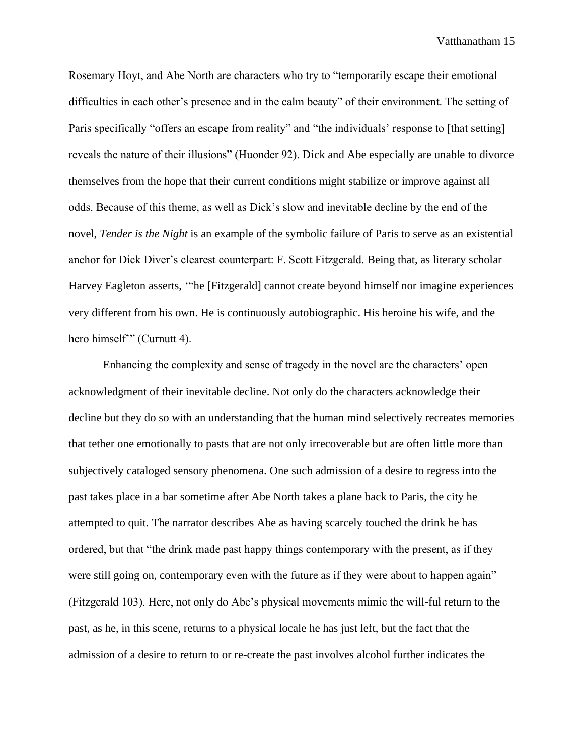Rosemary Hoyt, and Abe North are characters who try to "temporarily escape their emotional difficulties in each other's presence and in the calm beauty" of their environment. The setting of Paris specifically "offers an escape from reality" and "the individuals' response to [that setting] reveals the nature of their illusions" (Huonder 92). Dick and Abe especially are unable to divorce themselves from the hope that their current conditions might stabilize or improve against all odds. Because of this theme, as well as Dick's slow and inevitable decline by the end of the novel, *Tender is the Night* is an example of the symbolic failure of Paris to serve as an existential anchor for Dick Diver's clearest counterpart: F. Scott Fitzgerald. Being that, as literary scholar Harvey Eagleton asserts, '"he [Fitzgerald] cannot create beyond himself nor imagine experiences very different from his own. He is continuously autobiographic. His heroine his wife, and the hero himself"' (Curnutt 4).

Enhancing the complexity and sense of tragedy in the novel are the characters' open acknowledgment of their inevitable decline. Not only do the characters acknowledge their decline but they do so with an understanding that the human mind selectively recreates memories that tether one emotionally to pasts that are not only irrecoverable but are often little more than subjectively cataloged sensory phenomena. One such admission of a desire to regress into the past takes place in a bar sometime after Abe North takes a plane back to Paris, the city he attempted to quit. The narrator describes Abe as having scarcely touched the drink he has ordered, but that "the drink made past happy things contemporary with the present, as if they were still going on, contemporary even with the future as if they were about to happen again" (Fitzgerald 103). Here, not only do Abe's physical movements mimic the will-ful return to the past, as he, in this scene, returns to a physical locale he has just left, but the fact that the admission of a desire to return to or re-create the past involves alcohol further indicates the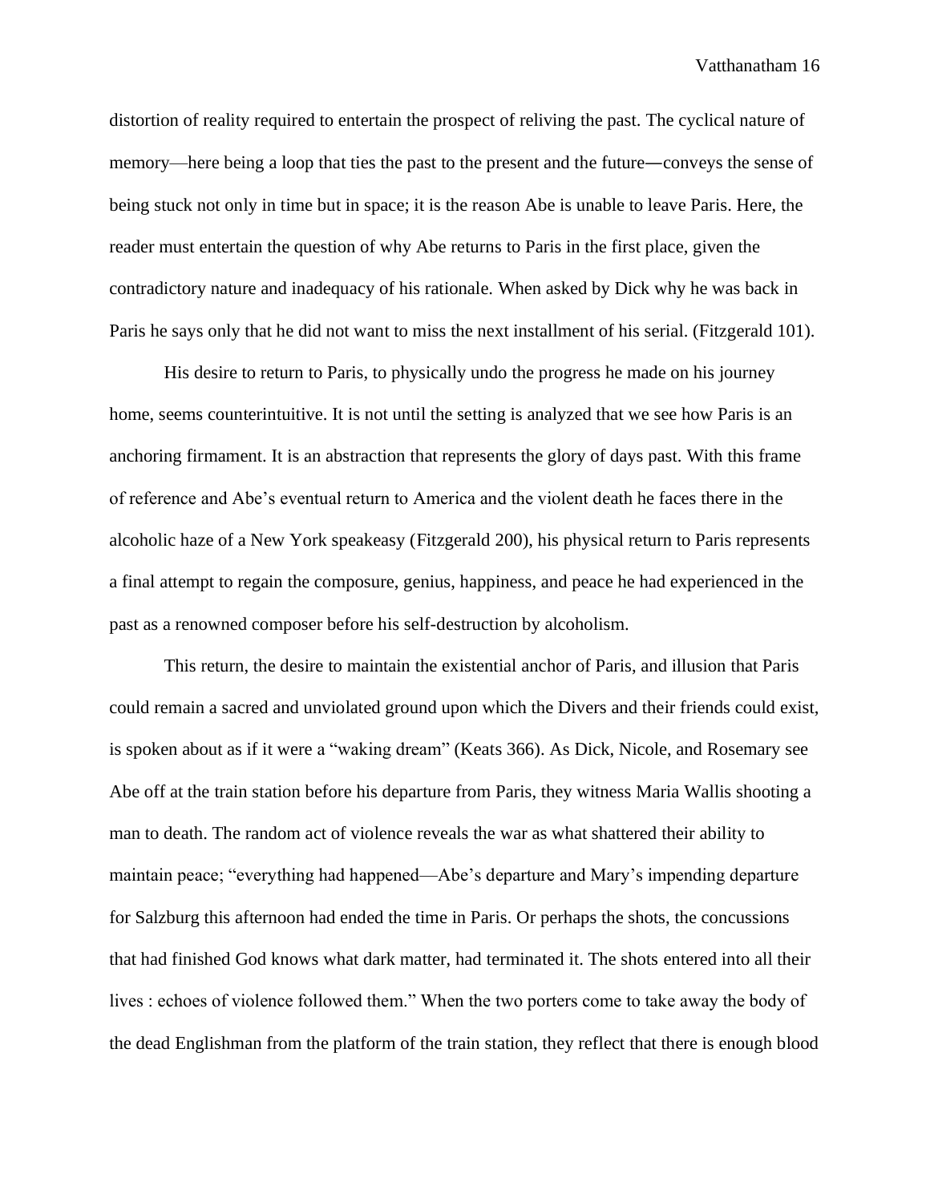distortion of reality required to entertain the prospect of reliving the past. The cyclical nature of memory—here being a loop that ties the past to the present and the future—conveys the sense of being stuck not only in time but in space; it is the reason Abe is unable to leave Paris. Here, the reader must entertain the question of why Abe returns to Paris in the first place, given the contradictory nature and inadequacy of his rationale. When asked by Dick why he was back in Paris he says only that he did not want to miss the next installment of his serial. (Fitzgerald 101).

His desire to return to Paris, to physically undo the progress he made on his journey home, seems counterintuitive. It is not until the setting is analyzed that we see how Paris is an anchoring firmament. It is an abstraction that represents the glory of days past. With this frame of reference and Abe's eventual return to America and the violent death he faces there in the alcoholic haze of a New York speakeasy (Fitzgerald 200), his physical return to Paris represents a final attempt to regain the composure, genius, happiness, and peace he had experienced in the past as a renowned composer before his self-destruction by alcoholism.

This return, the desire to maintain the existential anchor of Paris, and illusion that Paris could remain a sacred and unviolated ground upon which the Divers and their friends could exist, is spoken about as if it were a "waking dream" (Keats 366). As Dick, Nicole, and Rosemary see Abe off at the train station before his departure from Paris, they witness Maria Wallis shooting a man to death. The random act of violence reveals the war as what shattered their ability to maintain peace; "everything had happened—Abe's departure and Mary's impending departure for Salzburg this afternoon had ended the time in Paris. Or perhaps the shots, the concussions that had finished God knows what dark matter, had terminated it. The shots entered into all their lives : echoes of violence followed them." When the two porters come to take away the body of the dead Englishman from the platform of the train station, they reflect that there is enough blood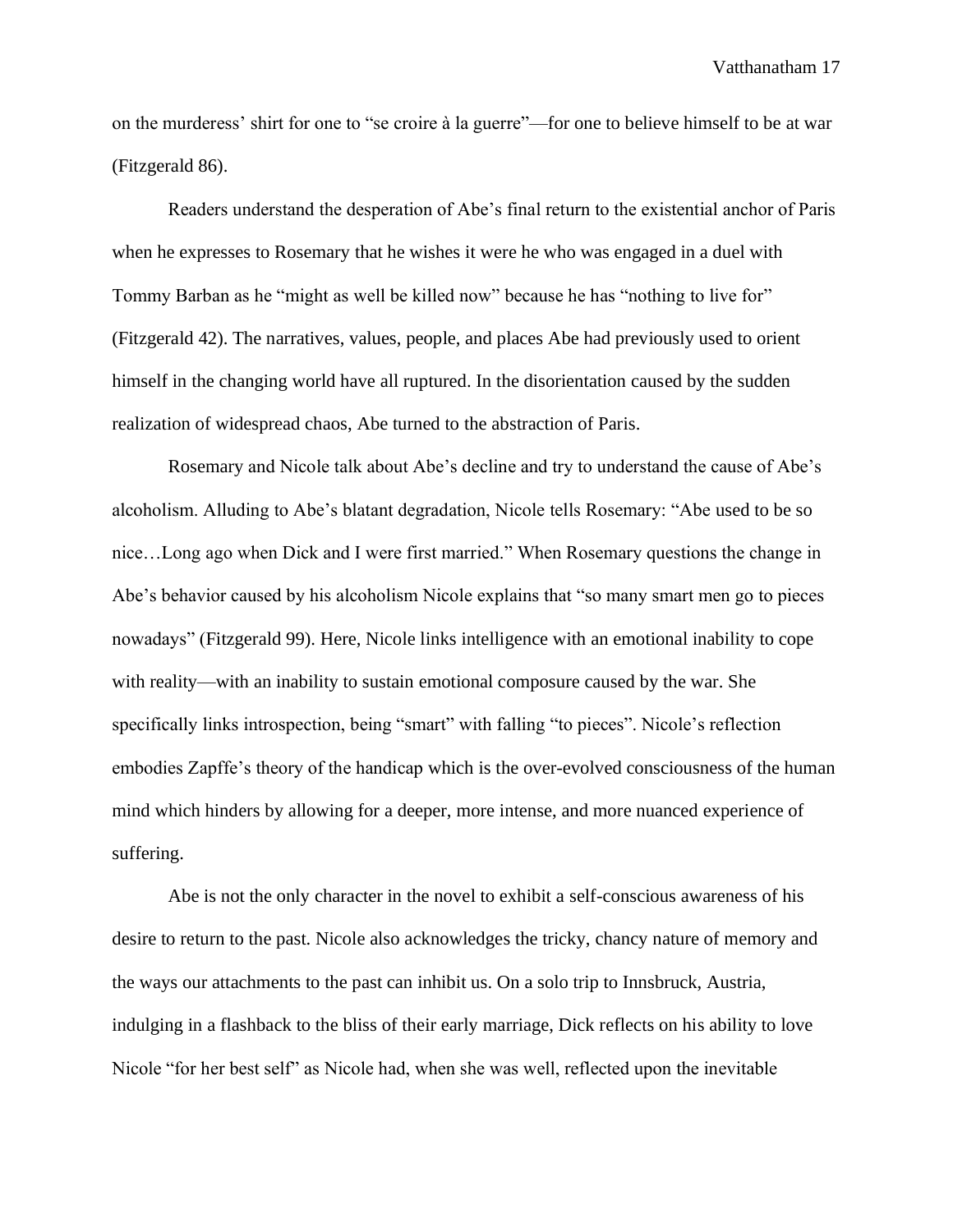on the murderess' shirt for one to "se croire à la guerre"—for one to believe himself to be at war (Fitzgerald 86).

Readers understand the desperation of Abe's final return to the existential anchor of Paris when he expresses to Rosemary that he wishes it were he who was engaged in a duel with Tommy Barban as he "might as well be killed now" because he has "nothing to live for" (Fitzgerald 42). The narratives, values, people, and places Abe had previously used to orient himself in the changing world have all ruptured. In the disorientation caused by the sudden realization of widespread chaos, Abe turned to the abstraction of Paris.

Rosemary and Nicole talk about Abe's decline and try to understand the cause of Abe's alcoholism. Alluding to Abe's blatant degradation, Nicole tells Rosemary: "Abe used to be so nice…Long ago when Dick and I were first married." When Rosemary questions the change in Abe's behavior caused by his alcoholism Nicole explains that "so many smart men go to pieces nowadays" (Fitzgerald 99). Here, Nicole links intelligence with an emotional inability to cope with reality—with an inability to sustain emotional composure caused by the war. She specifically links introspection, being "smart" with falling "to pieces". Nicole's reflection embodies Zapffe's theory of the handicap which is the over-evolved consciousness of the human mind which hinders by allowing for a deeper, more intense, and more nuanced experience of suffering.

Abe is not the only character in the novel to exhibit a self-conscious awareness of his desire to return to the past. Nicole also acknowledges the tricky, chancy nature of memory and the ways our attachments to the past can inhibit us. On a solo trip to Innsbruck, Austria, indulging in a flashback to the bliss of their early marriage, Dick reflects on his ability to love Nicole "for her best self" as Nicole had, when she was well, reflected upon the inevitable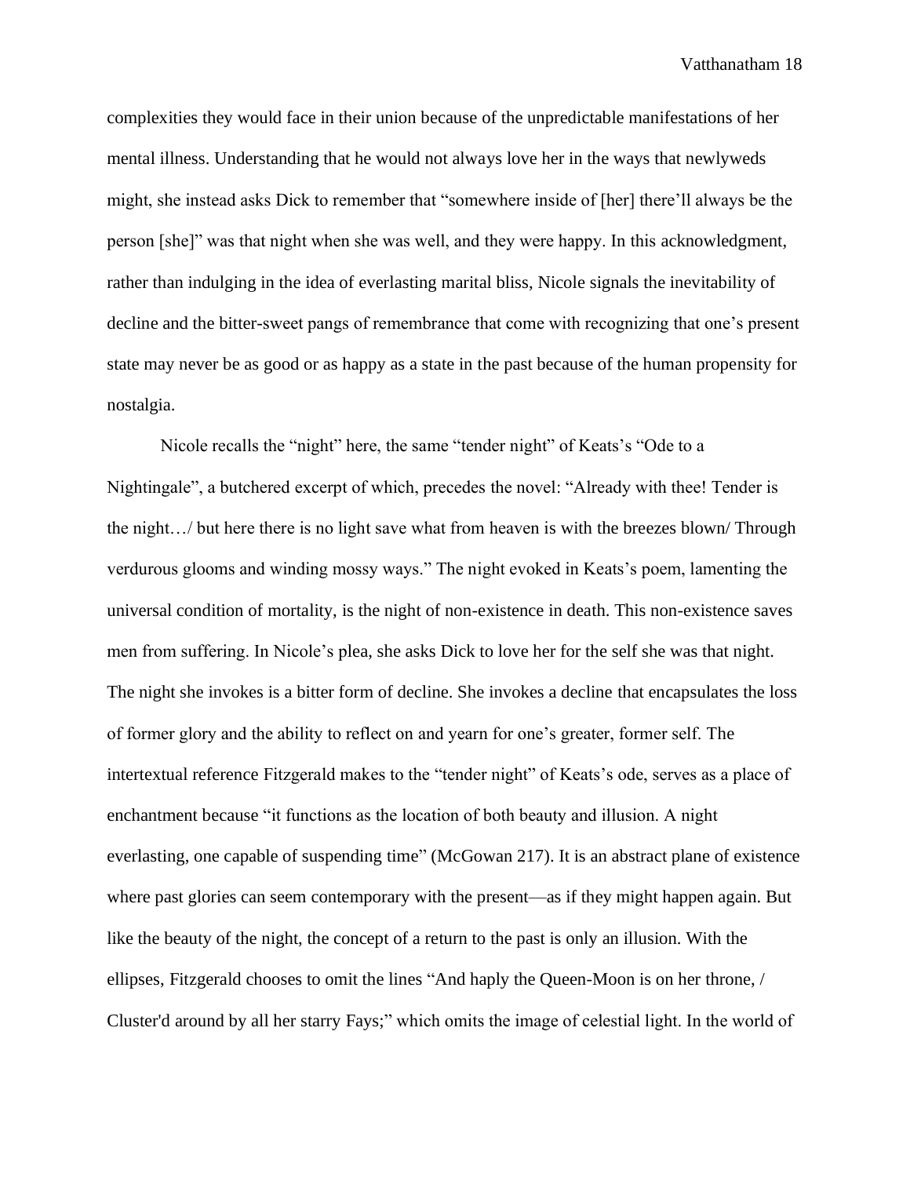complexities they would face in their union because of the unpredictable manifestations of her mental illness. Understanding that he would not always love her in the ways that newlyweds might, she instead asks Dick to remember that "somewhere inside of [her] there'll always be the person [she]" was that night when she was well, and they were happy. In this acknowledgment, rather than indulging in the idea of everlasting marital bliss, Nicole signals the inevitability of decline and the bitter-sweet pangs of remembrance that come with recognizing that one's present state may never be as good or as happy as a state in the past because of the human propensity for nostalgia.

Nicole recalls the "night" here, the same "tender night" of Keats's "Ode to a Nightingale", a butchered excerpt of which, precedes the novel: "Already with thee! Tender is the night…/ but here there is no light save what from heaven is with the breezes blown/ Through verdurous glooms and winding mossy ways." The night evoked in Keats's poem, lamenting the universal condition of mortality, is the night of non-existence in death. This non-existence saves men from suffering. In Nicole's plea, she asks Dick to love her for the self she was that night. The night she invokes is a bitter form of decline. She invokes a decline that encapsulates the loss of former glory and the ability to reflect on and yearn for one's greater, former self. The intertextual reference Fitzgerald makes to the "tender night" of Keats's ode, serves as a place of enchantment because "it functions as the location of both beauty and illusion. A night everlasting, one capable of suspending time" (McGowan 217). It is an abstract plane of existence where past glories can seem contemporary with the present—as if they might happen again. But like the beauty of the night, the concept of a return to the past is only an illusion. With the ellipses, Fitzgerald chooses to omit the lines "And haply the Queen-Moon is on her throne, / Cluster'd around by all her starry Fays;" which omits the image of celestial light. In the world of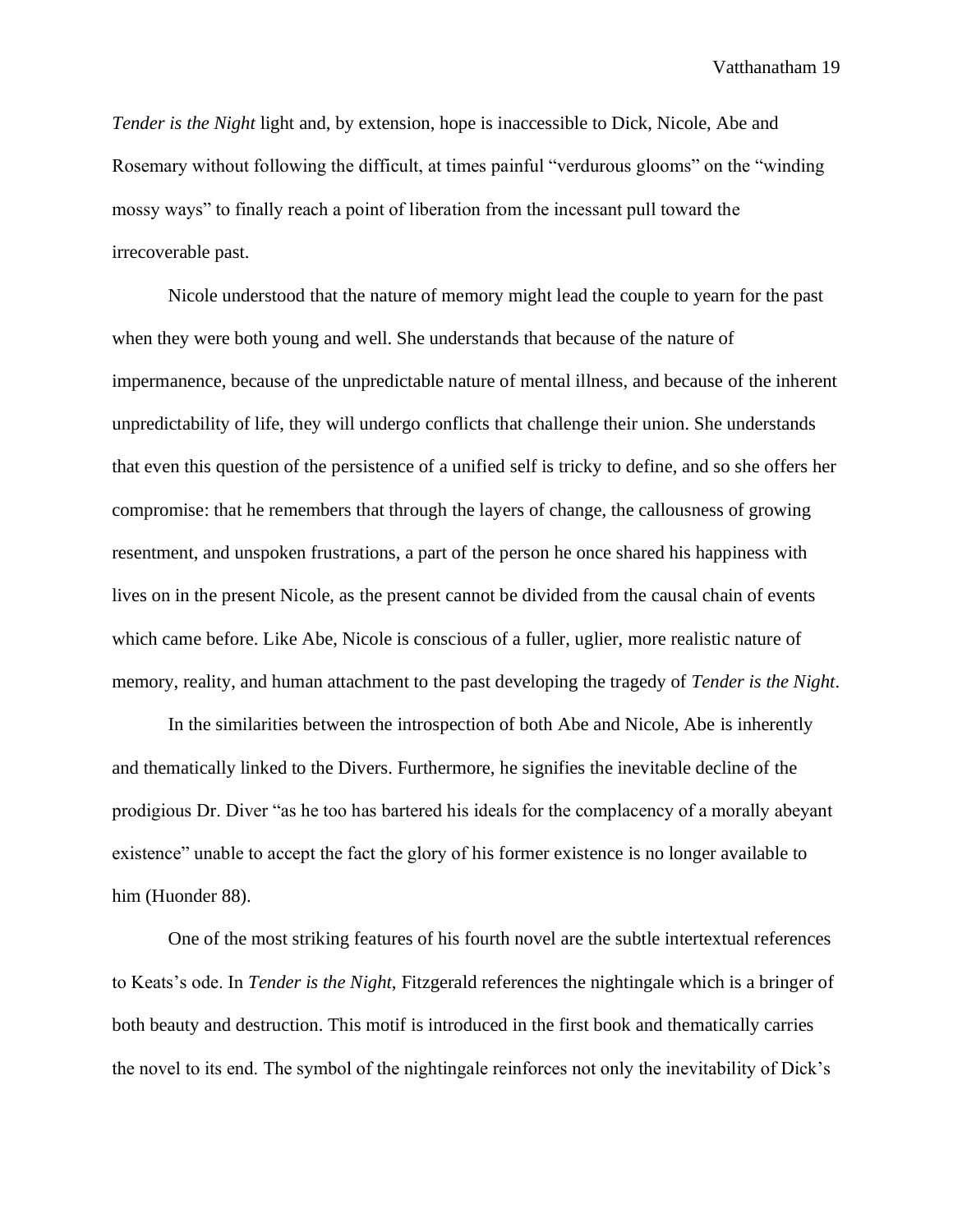*Tender is the Night* light and, by extension, hope is inaccessible to Dick, Nicole, Abe and Rosemary without following the difficult, at times painful "verdurous glooms" on the "winding mossy ways" to finally reach a point of liberation from the incessant pull toward the irrecoverable past.

Nicole understood that the nature of memory might lead the couple to yearn for the past when they were both young and well. She understands that because of the nature of impermanence, because of the unpredictable nature of mental illness, and because of the inherent unpredictability of life, they will undergo conflicts that challenge their union. She understands that even this question of the persistence of a unified self is tricky to define, and so she offers her compromise: that he remembers that through the layers of change, the callousness of growing resentment, and unspoken frustrations, a part of the person he once shared his happiness with lives on in the present Nicole, as the present cannot be divided from the causal chain of events which came before. Like Abe, Nicole is conscious of a fuller, uglier, more realistic nature of memory, reality, and human attachment to the past developing the tragedy of *Tender is the Night*.

In the similarities between the introspection of both Abe and Nicole, Abe is inherently and thematically linked to the Divers. Furthermore, he signifies the inevitable decline of the prodigious Dr. Diver "as he too has bartered his ideals for the complacency of a morally abeyant existence" unable to accept the fact the glory of his former existence is no longer available to him (Huonder 88).

One of the most striking features of his fourth novel are the subtle intertextual references to Keats's ode. In *Tender is the Night*, Fitzgerald references the nightingale which is a bringer of both beauty and destruction. This motif is introduced in the first book and thematically carries the novel to its end. The symbol of the nightingale reinforces not only the inevitability of Dick's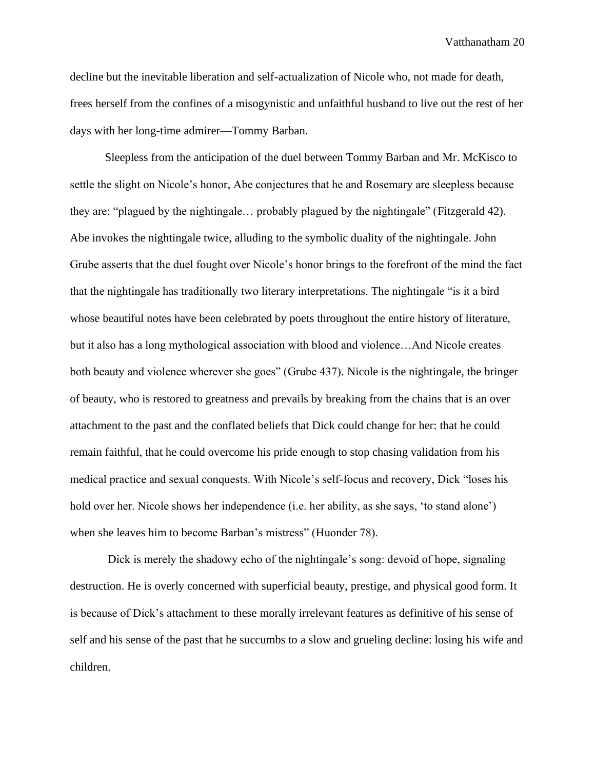decline but the inevitable liberation and self-actualization of Nicole who, not made for death, frees herself from the confines of a misogynistic and unfaithful husband to live out the rest of her days with her long-time admirer—Tommy Barban.

Sleepless from the anticipation of the duel between Tommy Barban and Mr. McKisco to settle the slight on Nicole's honor, Abe conjectures that he and Rosemary are sleepless because they are: "plagued by the nightingale… probably plagued by the nightingale" (Fitzgerald 42). Abe invokes the nightingale twice, alluding to the symbolic duality of the nightingale. John Grube asserts that the duel fought over Nicole's honor brings to the forefront of the mind the fact that the nightingale has traditionally two literary interpretations. The nightingale "is it a bird whose beautiful notes have been celebrated by poets throughout the entire history of literature, but it also has a long mythological association with blood and violence…And Nicole creates both beauty and violence wherever she goes" (Grube 437). Nicole is the nightingale, the bringer of beauty, who is restored to greatness and prevails by breaking from the chains that is an over attachment to the past and the conflated beliefs that Dick could change for her: that he could remain faithful, that he could overcome his pride enough to stop chasing validation from his medical practice and sexual conquests. With Nicole's self-focus and recovery, Dick "loses his hold over her. Nicole shows her independence (i.e. her ability, as she says, 'to stand alone') when she leaves him to become Barban's mistress" (Huonder 78).

Dick is merely the shadowy echo of the nightingale's song: devoid of hope, signaling destruction. He is overly concerned with superficial beauty, prestige, and physical good form. It is because of Dick's attachment to these morally irrelevant features as definitive of his sense of self and his sense of the past that he succumbs to a slow and grueling decline: losing his wife and children.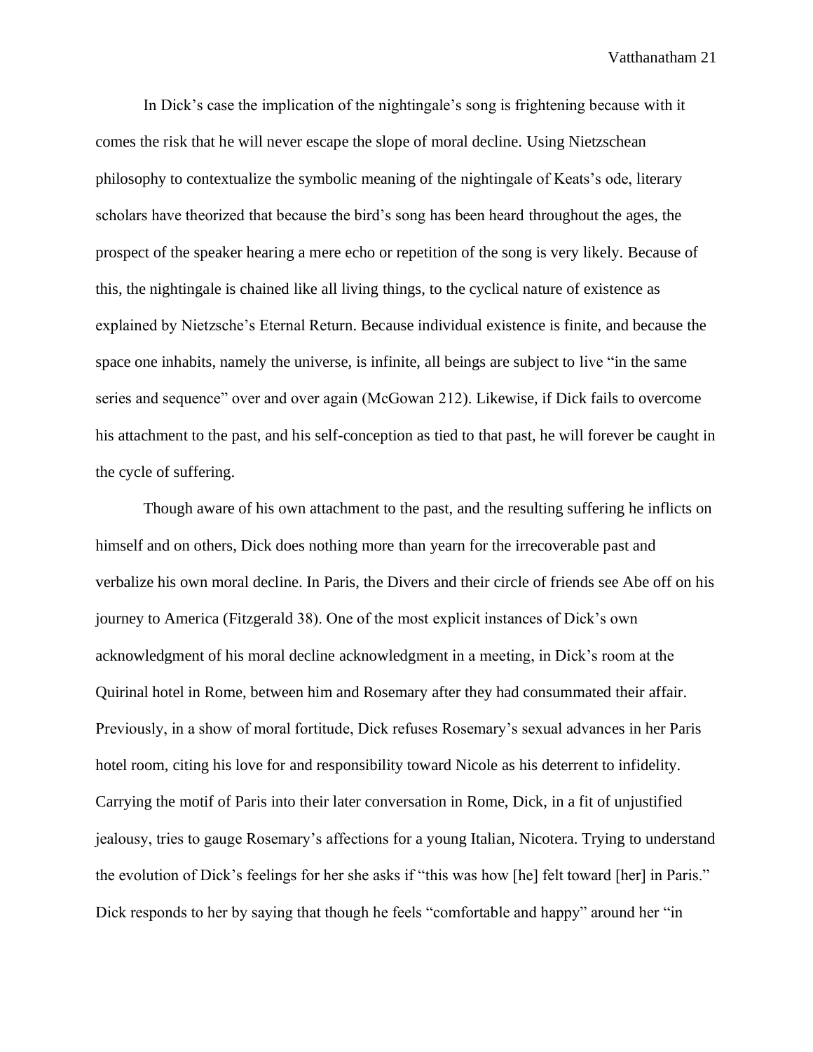In Dick's case the implication of the nightingale's song is frightening because with it comes the risk that he will never escape the slope of moral decline. Using Nietzschean philosophy to contextualize the symbolic meaning of the nightingale of Keats's ode, literary scholars have theorized that because the bird's song has been heard throughout the ages, the prospect of the speaker hearing a mere echo or repetition of the song is very likely. Because of this, the nightingale is chained like all living things, to the cyclical nature of existence as explained by Nietzsche's Eternal Return. Because individual existence is finite, and because the space one inhabits, namely the universe, is infinite, all beings are subject to live "in the same series and sequence" over and over again (McGowan 212). Likewise, if Dick fails to overcome his attachment to the past, and his self-conception as tied to that past, he will forever be caught in the cycle of suffering.

Though aware of his own attachment to the past, and the resulting suffering he inflicts on himself and on others, Dick does nothing more than yearn for the irrecoverable past and verbalize his own moral decline. In Paris, the Divers and their circle of friends see Abe off on his journey to America (Fitzgerald 38). One of the most explicit instances of Dick's own acknowledgment of his moral decline acknowledgment in a meeting, in Dick's room at the Quirinal hotel in Rome, between him and Rosemary after they had consummated their affair. Previously, in a show of moral fortitude, Dick refuses Rosemary's sexual advances in her Paris hotel room, citing his love for and responsibility toward Nicole as his deterrent to infidelity. Carrying the motif of Paris into their later conversation in Rome, Dick, in a fit of unjustified jealousy, tries to gauge Rosemary's affections for a young Italian, Nicotera. Trying to understand the evolution of Dick's feelings for her she asks if "this was how [he] felt toward [her] in Paris." Dick responds to her by saying that though he feels "comfortable and happy" around her "in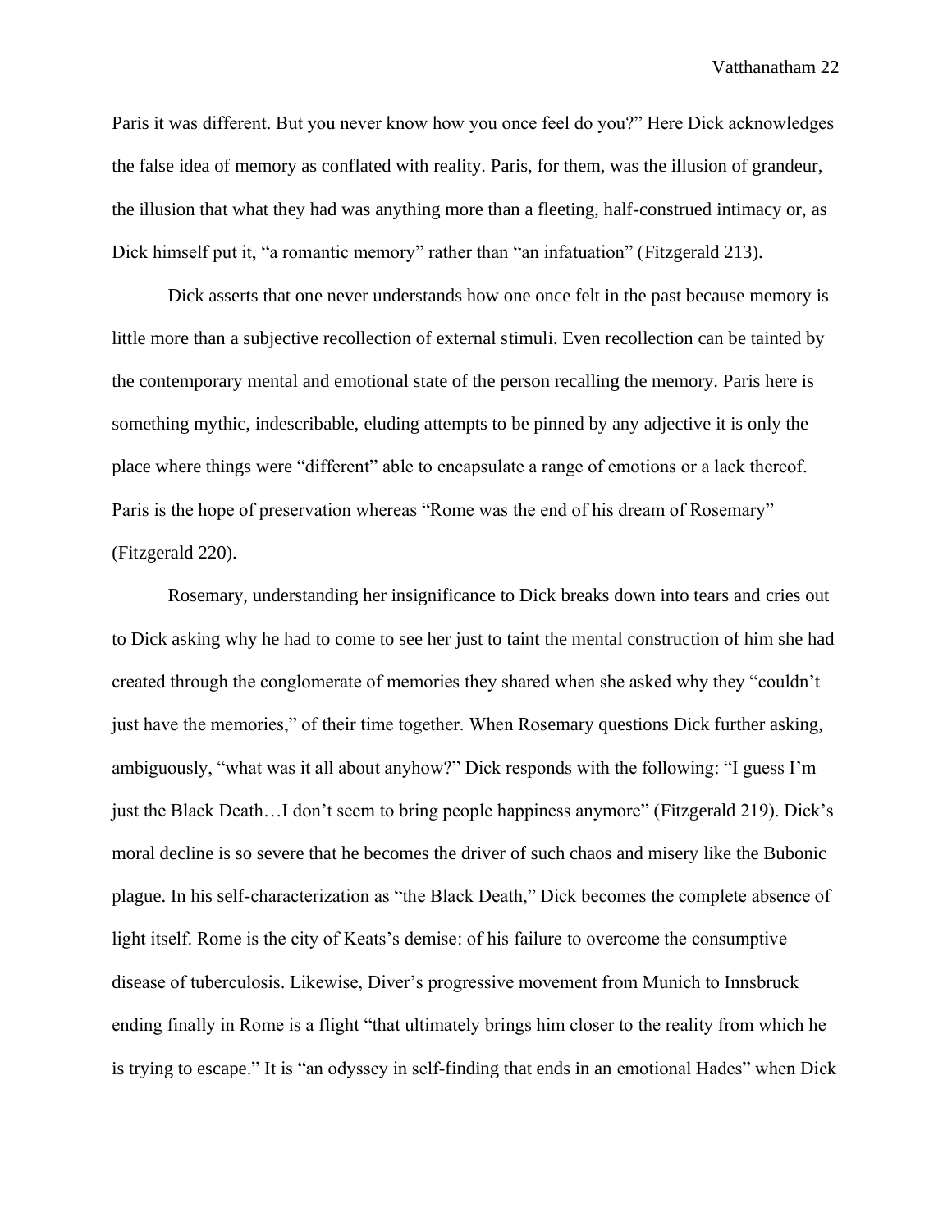Paris it was different. But you never know how you once feel do you?" Here Dick acknowledges the false idea of memory as conflated with reality. Paris, for them, was the illusion of grandeur, the illusion that what they had was anything more than a fleeting, half-construed intimacy or, as Dick himself put it, "a romantic memory" rather than "an infatuation" (Fitzgerald 213).

Dick asserts that one never understands how one once felt in the past because memory is little more than a subjective recollection of external stimuli. Even recollection can be tainted by the contemporary mental and emotional state of the person recalling the memory. Paris here is something mythic, indescribable, eluding attempts to be pinned by any adjective it is only the place where things were "different" able to encapsulate a range of emotions or a lack thereof. Paris is the hope of preservation whereas "Rome was the end of his dream of Rosemary" (Fitzgerald 220).

Rosemary, understanding her insignificance to Dick breaks down into tears and cries out to Dick asking why he had to come to see her just to taint the mental construction of him she had created through the conglomerate of memories they shared when she asked why they "couldn't just have the memories," of their time together. When Rosemary questions Dick further asking, ambiguously, "what was it all about anyhow?" Dick responds with the following: "I guess I'm just the Black Death…I don't seem to bring people happiness anymore" (Fitzgerald 219). Dick's moral decline is so severe that he becomes the driver of such chaos and misery like the Bubonic plague. In his self-characterization as "the Black Death," Dick becomes the complete absence of light itself. Rome is the city of Keats's demise: of his failure to overcome the consumptive disease of tuberculosis. Likewise, Diver's progressive movement from Munich to Innsbruck ending finally in Rome is a flight "that ultimately brings him closer to the reality from which he is trying to escape." It is "an odyssey in self-finding that ends in an emotional Hades" when Dick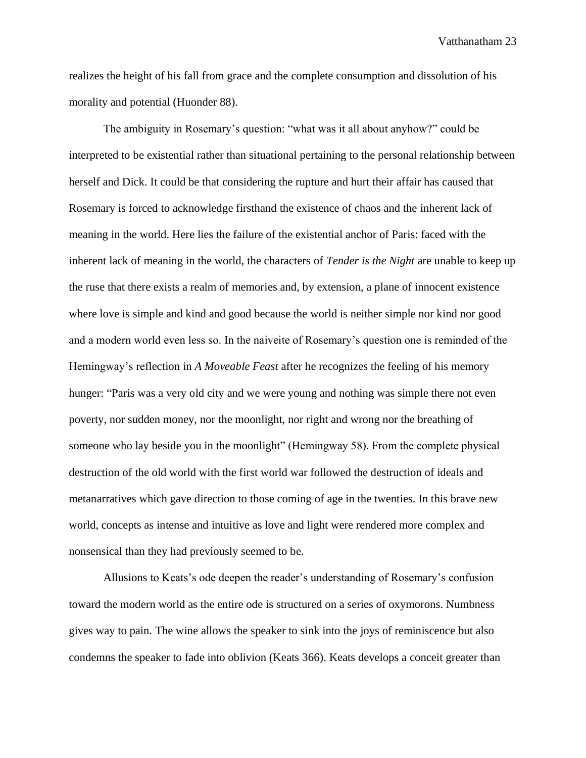realizes the height of his fall from grace and the complete consumption and dissolution of his morality and potential (Huonder 88).

The ambiguity in Rosemary's question: "what was it all about anyhow?" could be interpreted to be existential rather than situational pertaining to the personal relationship between herself and Dick. It could be that considering the rupture and hurt their affair has caused that Rosemary is forced to acknowledge firsthand the existence of chaos and the inherent lack of meaning in the world. Here lies the failure of the existential anchor of Paris: faced with the inherent lack of meaning in the world, the characters of *Tender is the Night* are unable to keep up the ruse that there exists a realm of memories and, by extension, a plane of innocent existence where love is simple and kind and good because the world is neither simple nor kind nor good and a modern world even less so. In the naiveite of Rosemary's question one is reminded of the Hemingway's reflection in *A Moveable Feast* after he recognizes the feeling of his memory hunger: "Paris was a very old city and we were young and nothing was simple there not even poverty, nor sudden money, nor the moonlight, nor right and wrong nor the breathing of someone who lay beside you in the moonlight" (Hemingway 58). From the complete physical destruction of the old world with the first world war followed the destruction of ideals and metanarratives which gave direction to those coming of age in the twenties. In this brave new world, concepts as intense and intuitive as love and light were rendered more complex and nonsensical than they had previously seemed to be.

Allusions to Keats's ode deepen the reader's understanding of Rosemary's confusion toward the modern world as the entire ode is structured on a series of oxymorons. Numbness gives way to pain. The wine allows the speaker to sink into the joys of reminiscence but also condemns the speaker to fade into oblivion (Keats 366). Keats develops a conceit greater than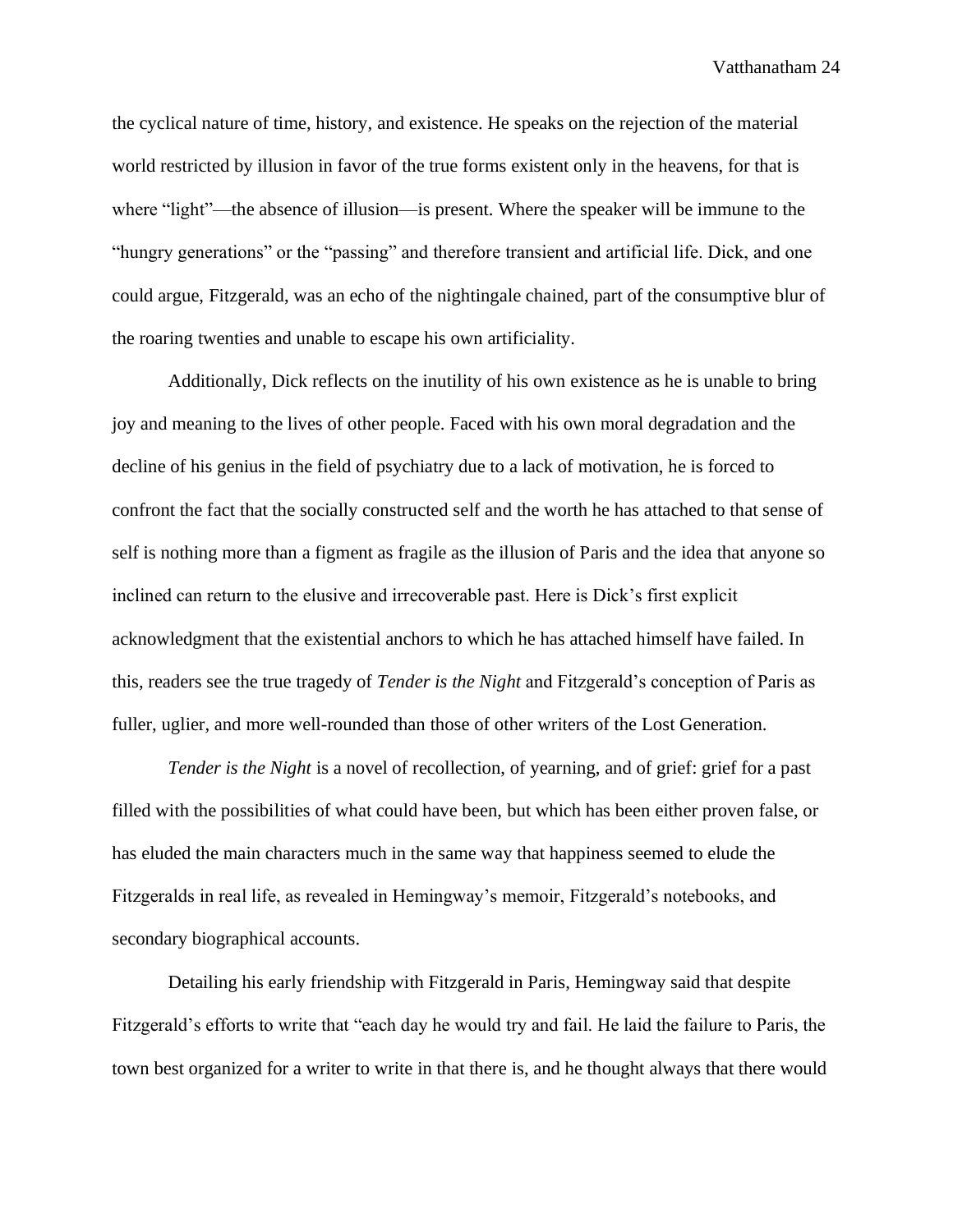the cyclical nature of time, history, and existence. He speaks on the rejection of the material world restricted by illusion in favor of the true forms existent only in the heavens, for that is where "light"—the absence of illusion—is present. Where the speaker will be immune to the "hungry generations" or the "passing" and therefore transient and artificial life. Dick, and one could argue, Fitzgerald, was an echo of the nightingale chained, part of the consumptive blur of the roaring twenties and unable to escape his own artificiality.

Additionally, Dick reflects on the inutility of his own existence as he is unable to bring joy and meaning to the lives of other people. Faced with his own moral degradation and the decline of his genius in the field of psychiatry due to a lack of motivation, he is forced to confront the fact that the socially constructed self and the worth he has attached to that sense of self is nothing more than a figment as fragile as the illusion of Paris and the idea that anyone so inclined can return to the elusive and irrecoverable past. Here is Dick's first explicit acknowledgment that the existential anchors to which he has attached himself have failed. In this, readers see the true tragedy of *Tender is the Night* and Fitzgerald's conception of Paris as fuller, uglier, and more well-rounded than those of other writers of the Lost Generation.

*Tender is the Night* is a novel of recollection, of yearning, and of grief: grief for a past filled with the possibilities of what could have been, but which has been either proven false, or has eluded the main characters much in the same way that happiness seemed to elude the Fitzgeralds in real life, as revealed in Hemingway's memoir, Fitzgerald's notebooks, and secondary biographical accounts.

Detailing his early friendship with Fitzgerald in Paris, Hemingway said that despite Fitzgerald's efforts to write that "each day he would try and fail. He laid the failure to Paris, the town best organized for a writer to write in that there is, and he thought always that there would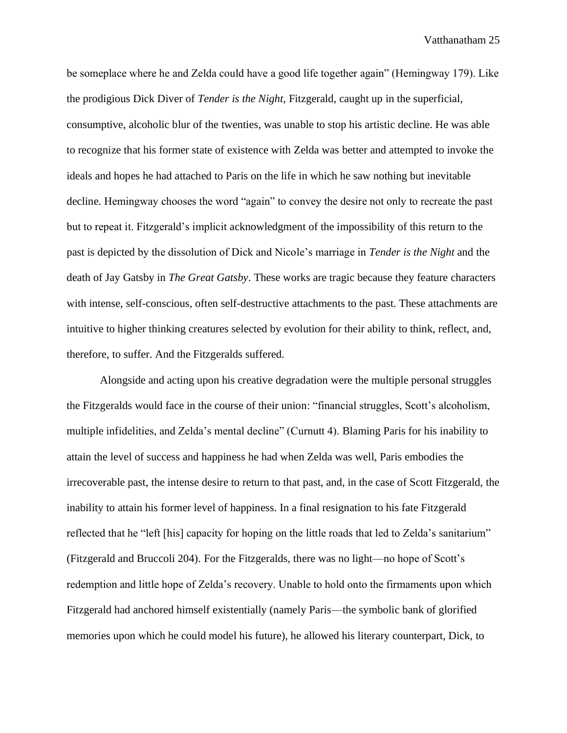be someplace where he and Zelda could have a good life together again" (Hemingway 179). Like the prodigious Dick Diver of *Tender is the Night*, Fitzgerald, caught up in the superficial, consumptive, alcoholic blur of the twenties, was unable to stop his artistic decline. He was able to recognize that his former state of existence with Zelda was better and attempted to invoke the ideals and hopes he had attached to Paris on the life in which he saw nothing but inevitable decline. Hemingway chooses the word "again" to convey the desire not only to recreate the past but to repeat it. Fitzgerald's implicit acknowledgment of the impossibility of this return to the past is depicted by the dissolution of Dick and Nicole's marriage in *Tender is the Night* and the death of Jay Gatsby in *The Great Gatsby*. These works are tragic because they feature characters with intense, self-conscious, often self-destructive attachments to the past. These attachments are intuitive to higher thinking creatures selected by evolution for their ability to think, reflect, and, therefore, to suffer. And the Fitzgeralds suffered.

Alongside and acting upon his creative degradation were the multiple personal struggles the Fitzgeralds would face in the course of their union: "financial struggles, Scott's alcoholism, multiple infidelities, and Zelda's mental decline" (Curnutt 4). Blaming Paris for his inability to attain the level of success and happiness he had when Zelda was well, Paris embodies the irrecoverable past, the intense desire to return to that past, and, in the case of Scott Fitzgerald, the inability to attain his former level of happiness. In a final resignation to his fate Fitzgerald reflected that he "left [his] capacity for hoping on the little roads that led to Zelda's sanitarium" (Fitzgerald and Bruccoli 204). For the Fitzgeralds, there was no light—no hope of Scott's redemption and little hope of Zelda's recovery. Unable to hold onto the firmaments upon which Fitzgerald had anchored himself existentially (namely Paris—the symbolic bank of glorified memories upon which he could model his future), he allowed his literary counterpart, Dick, to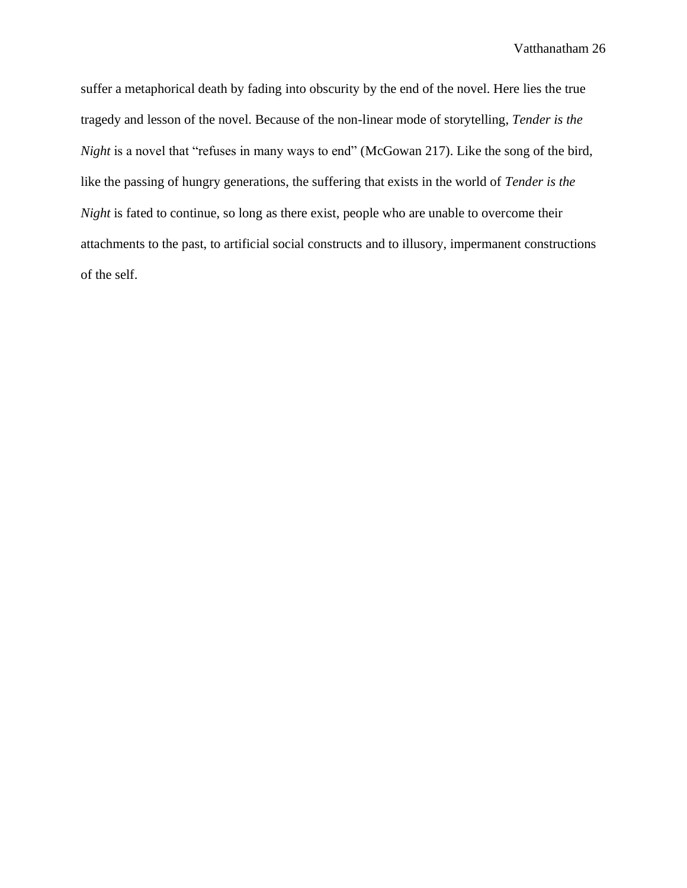suffer a metaphorical death by fading into obscurity by the end of the novel. Here lies the true tragedy and lesson of the novel. Because of the non-linear mode of storytelling, *Tender is the Night* is a novel that "refuses in many ways to end" (McGowan 217). Like the song of the bird, like the passing of hungry generations, the suffering that exists in the world of *Tender is the Night* is fated to continue, so long as there exist, people who are unable to overcome their attachments to the past, to artificial social constructs and to illusory, impermanent constructions of the self.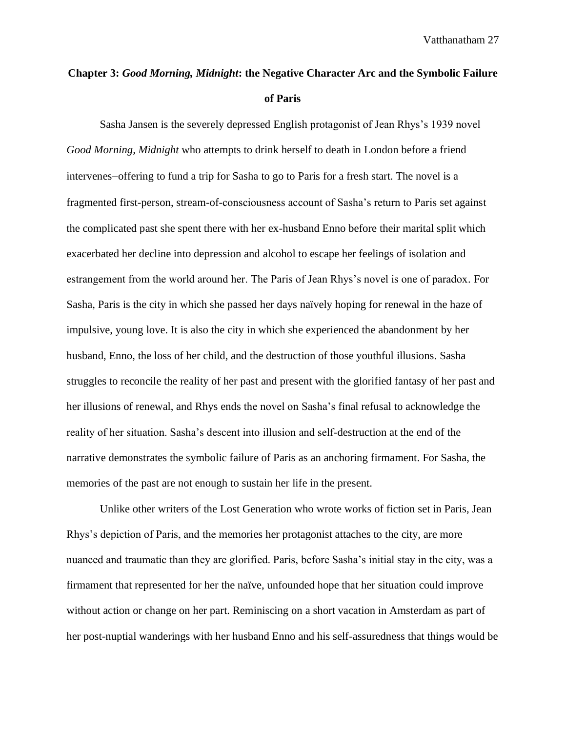## Chapter 3: *Good Morning, Midnight*: the Negative Character Arc and the Symbolic Failure of Paris

Sasha Jansen is the severely depressed English protagonist of Jean Rhys's 1939 novel *Good Morning, Midnight* who attempts to drink herself to death in London before a friend intervenes‒offering to fund a trip for Sasha to go to Paris for a fresh start. The novel is a fragmented first-person, stream-of-consciousness account of Sasha's return to Paris set against the complicated past she spent there with her ex-husband Enno before their marital split which exacerbated her decline into depression and alcohol to escape her feelings of isolation and estrangement from the world around her. The Paris of Jean Rhys's novel is one of paradox. For Sasha, Paris is the city in which she passed her days naïvely hoping for renewal in the haze of impulsive, young love. It is also the city in which she experienced the abandonment by her husband, Enno, the loss of her child, and the destruction of those youthful illusions. Sasha struggles to reconcile the reality of her past and present with the glorified fantasy of her past and her illusions of renewal, and Rhys ends the novel on Sasha's final refusal to acknowledge the reality of her situation. Sasha's descent into illusion and self-destruction at the end of the narrative demonstrates the symbolic failure of Paris as an anchoring firmament. For Sasha, the memories of the past are not enough to sustain her life in the present.

Unlike other writers of the Lost Generation who wrote works of fiction set in Paris, Jean Rhys's depiction of Paris, and the memories her protagonist attaches to the city, are more nuanced and traumatic than they are glorified. Paris, before Sasha's initial stay in the city, was a firmament that represented for her the naïve, unfounded hope that her situation could improve without action or change on her part. Reminiscing on a short vacation in Amsterdam as part of her post-nuptial wanderings with her husband Enno and his self-assuredness that things would be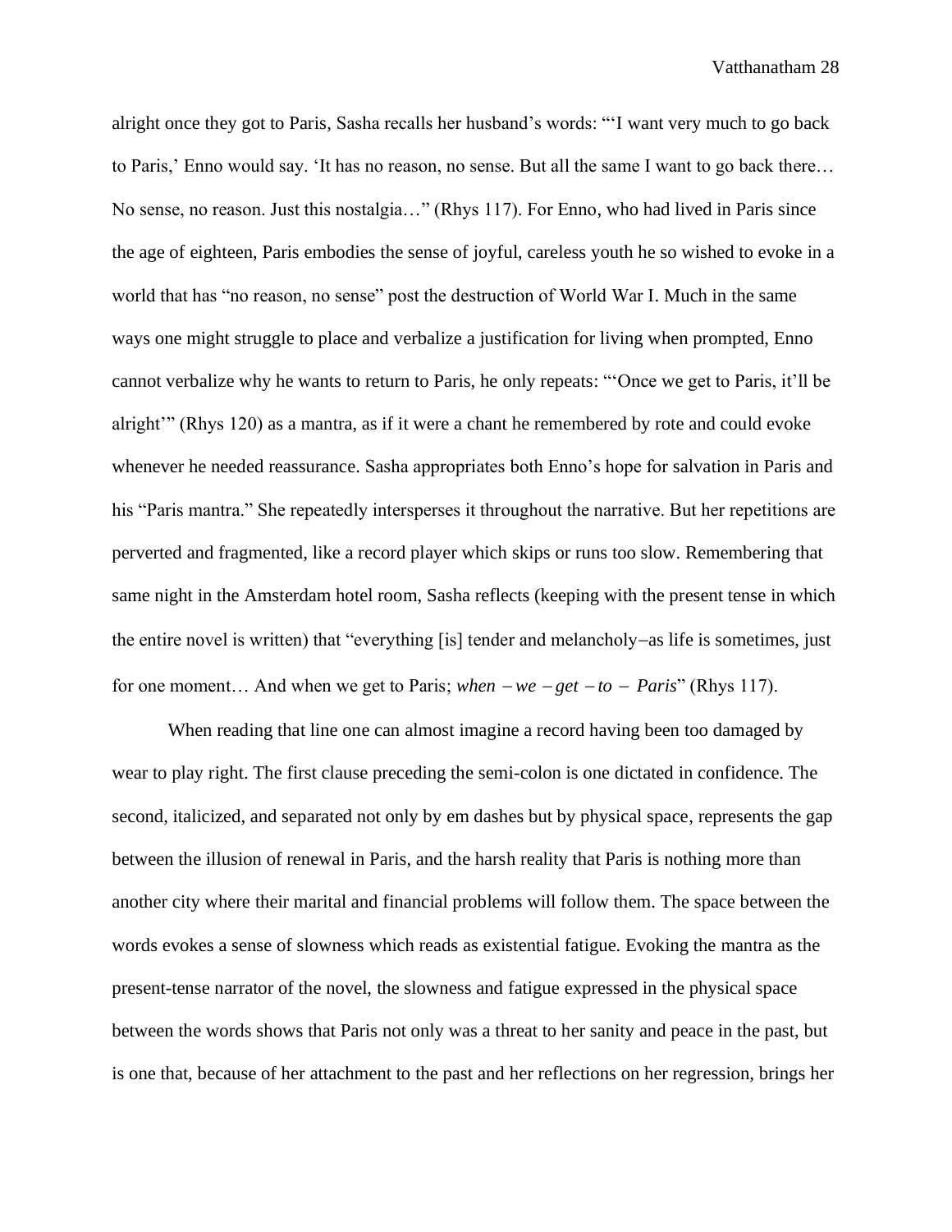alright once they got to Paris, Sasha recalls her husband's words: "'I want very much to go back to Paris,' Enno would say. 'It has no reason, no sense. But all the same I want to go back there… No sense, no reason. Just this nostalgia…" (Rhys 117). For Enno, who had lived in Paris since the age of eighteen, Paris embodies the sense of joyful, careless youth he so wished to evoke in a world that has "no reason, no sense" post the destruction of World War I. Much in the same ways one might struggle to place and verbalize a justification for living when prompted, Enno cannot verbalize why he wants to return to Paris, he only repeats: "'Once we get to Paris, it'll be alright'" (Rhys 120) as a mantra, as if it were a chant he remembered by rote and could evoke whenever he needed reassurance. Sasha appropriates both Enno's hope for salvation in Paris and his "Paris mantra." She repeatedly intersperses it throughout the narrative. But her repetitions are perverted and fragmented, like a record player which skips or runs too slow. Remembering that same night in the Amsterdam hotel room, Sasha reflects (keeping with the present tense in which the entire novel is written) that "everything [is] tender and melancholy–as life is sometimes, just for one moment… And when we get to Paris; *when – we – get – to – Paris*" (Rhys 117).

When reading that line one can almost imagine a record having been too damaged by wear to play right. The first clause preceding the semi-colon is one dictated in confidence. The second, italicized, and separated not only by em dashes but by physical space, represents the gap between the illusion of renewal in Paris, and the harsh reality that Paris is nothing more than another city where their marital and financial problems will follow them. The space between the words evokes a sense of slowness which reads as existential fatigue. Evoking the mantra as the present-tense narrator of the novel, the slowness and fatigue expressed in the physical space between the words shows that Paris not only was a threat to her sanity and peace in the past, but is one that, because of her attachment to the past and her reflections on her regression, brings her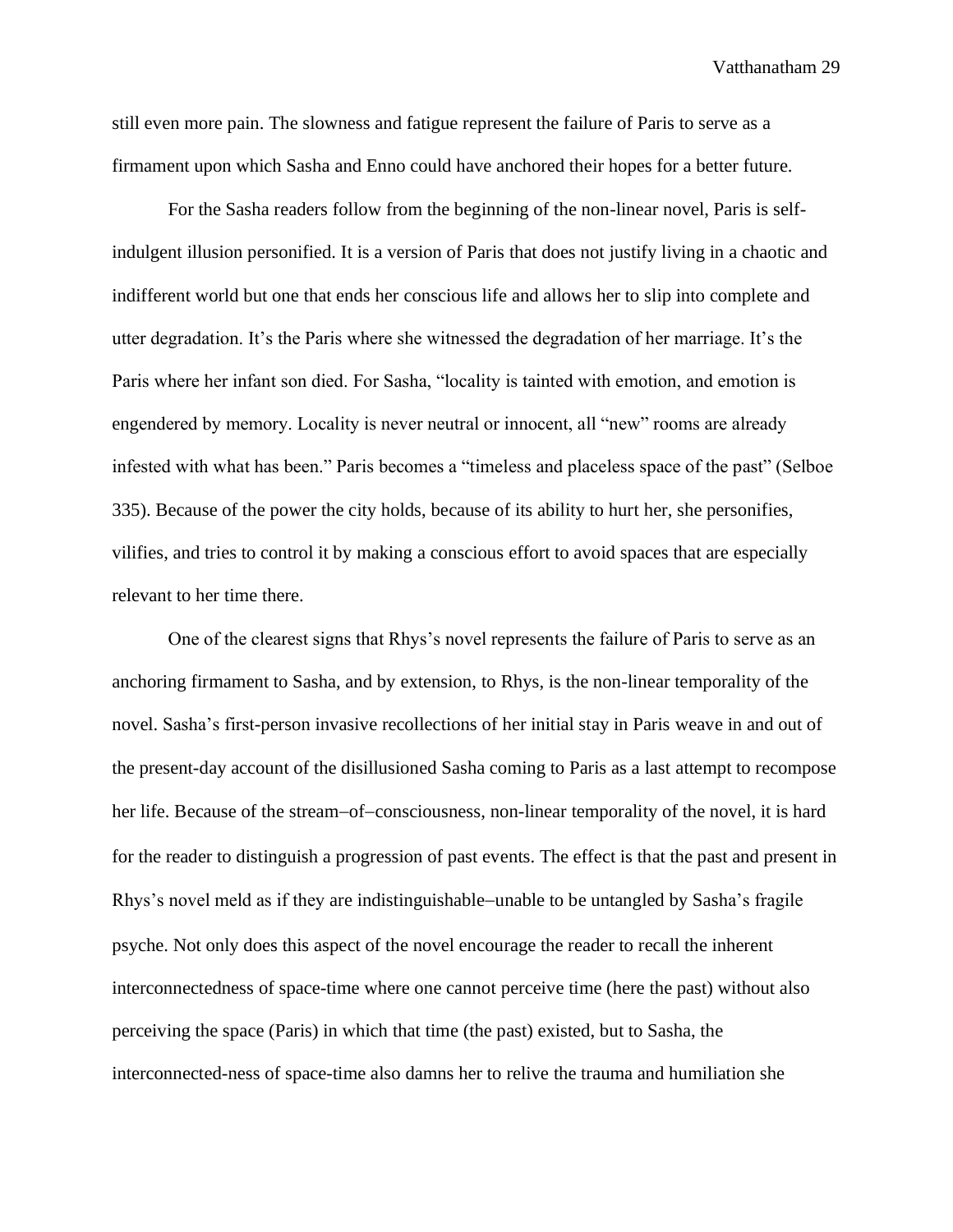still even more pain. The slowness and fatigue represent the failure of Paris to serve as a firmament upon which Sasha and Enno could have anchored their hopes for a better future.

For the Sasha readers follow from the beginning of the non-linear novel, Paris is self-indulgent illusion personified. It is a version of Paris that does not justify living in a chaotic and indifferent world but one that ends her conscious life and allows her to slip into complete and utter degradation. It's the Paris where she witnessed the degradation of her marriage. It's the Paris where her infant son died. For Sasha, "locality is tainted with emotion, and emotion is engendered by memory. Locality is never neutral or innocent, all "new" rooms are already infested with what has been." Paris becomes a "timeless and placeless space of the past" (Selboe 335). Because of the power the city holds, because of its ability to hurt her, she personifies, vilifies, and tries to control it by making a conscious effort to avoid spaces that are especially relevant to her time there.

One of the clearest signs that Rhys's novel represents the failure of Paris to serve as an anchoring firmament to Sasha, and by extension, to Rhys, is the non-linear temporality of the novel. Sasha's first-person invasive recollections of her initial stay in Paris weave in and out of the present-day account of the disillusioned Sasha coming to Paris as a last attempt to recompose her life. Because of the stream–of–consciousness, non-linear temporality of the novel, it is hard for the reader to distinguish a progression of past events. The effect is that the past and present in Rhys's novel meld as if they are indistinguishable–unable to be untangled by Sasha's fragile psyche. Not only does this aspect of the novel encourage the reader to recall the inherent interconnectedness of space-time where one cannot perceive time (here the past) without also perceiving the space (Paris) in which that time (the past) existed, but to Sasha, the interconnected-ness of space-time also damns her to relive the trauma and humiliation she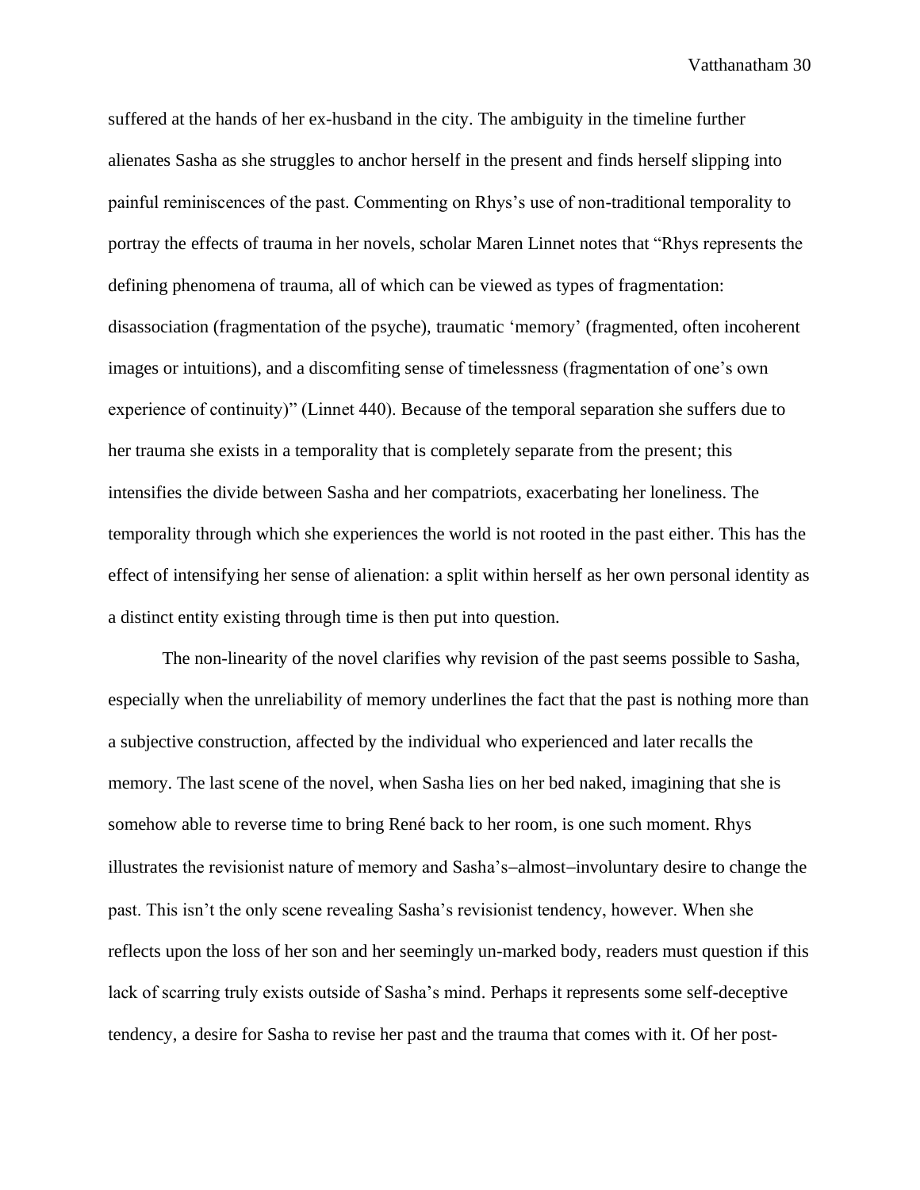suffered at the hands of her ex-husband in the city. The ambiguity in the timeline further alienates Sasha as she struggles to anchor herself in the present and finds herself slipping into painful reminiscences of the past. Commenting on Rhys's use of non-traditional temporality to portray the effects of trauma in her novels, scholar Maren Linnet notes that "Rhys represents the defining phenomena of trauma, all of which can be viewed as types of fragmentation: disassociation (fragmentation of the psyche), traumatic 'memory' (fragmented, often incoherent images or intuitions), and a discomfiting sense of timelessness (fragmentation of one's own experience of continuity)" (Linnet 440). Because of the temporal separation she suffers due to her trauma she exists in a temporality that is completely separate from the present; this intensifies the divide between Sasha and her compatriots, exacerbating her loneliness. The temporality through which she experiences the world is not rooted in the past either. This has the effect of intensifying her sense of alienation: a split within herself as her own personal identity as a distinct entity existing through time is then put into question.

The non-linearity of the novel clarifies why revision of the past seems possible to Sasha, especially when the unreliability of memory underlines the fact that the past is nothing more than a subjective construction, affected by the individual who experienced and later recalls the memory. The last scene of the novel, when Sasha lies on her bed naked, imagining that she is somehow able to reverse time to bring René back to her room, is one such moment. Rhys illustrates the revisionist nature of memory and Sasha's–almost–involuntary desire to change the past. This isn't the only scene revealing Sasha's revisionist tendency, however. When she reflects upon the loss of her son and her seemingly un-marked body, readers must question if this lack of scarring truly exists outside of Sasha's mind. Perhaps it represents some self-deceptive tendency, a desire for Sasha to revise her past and the trauma that comes with it. Of her post-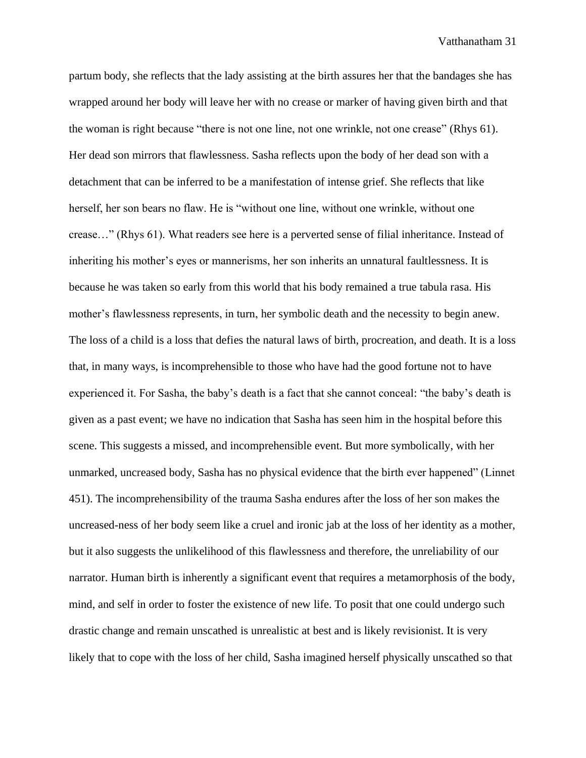partum body, she reflects that the lady assisting at the birth assures her that the bandages she has wrapped around her body will leave her with no crease or marker of having given birth and that the woman is right because "there is not one line, not one wrinkle, not one crease" (Rhys 61). Her dead son mirrors that flawlessness. Sasha reflects upon the body of her dead son with a detachment that can be inferred to be a manifestation of intense grief. She reflects that like herself, her son bears no flaw. He is "without one line, without one wrinkle, without one crease…" (Rhys 61). What readers see here is a perverted sense of filial inheritance. Instead of inheriting his mother's eyes or mannerisms, her son inherits an unnatural faultlessness. It is because he was taken so early from this world that his body remained a true tabula rasa. His mother's flawlessness represents, in turn, her symbolic death and the necessity to begin anew. The loss of a child is a loss that defies the natural laws of birth, procreation, and death. It is a loss that, in many ways, is incomprehensible to those who have had the good fortune not to have experienced it. For Sasha, the baby's death is a fact that she cannot conceal: "the baby's death is given as a past event; we have no indication that Sasha has seen him in the hospital before this scene. This suggests a missed, and incomprehensible event. But more symbolically, with her unmarked, uncreased body, Sasha has no physical evidence that the birth ever happened" (Linnet 451). The incomprehensibility of the trauma Sasha endures after the loss of her son makes the uncreased-ness of her body seem like a cruel and ironic jab at the loss of her identity as a mother, but it also suggests the unlikelihood of this flawlessness and therefore, the unreliability of our narrator. Human birth is inherently a significant event that requires a metamorphosis of the body, mind, and self in order to foster the existence of new life. To posit that one could undergo such drastic change and remain unscathed is unrealistic at best and is likely revisionist. It is very likely that to cope with the loss of her child, Sasha imagined herself physically unscathed so that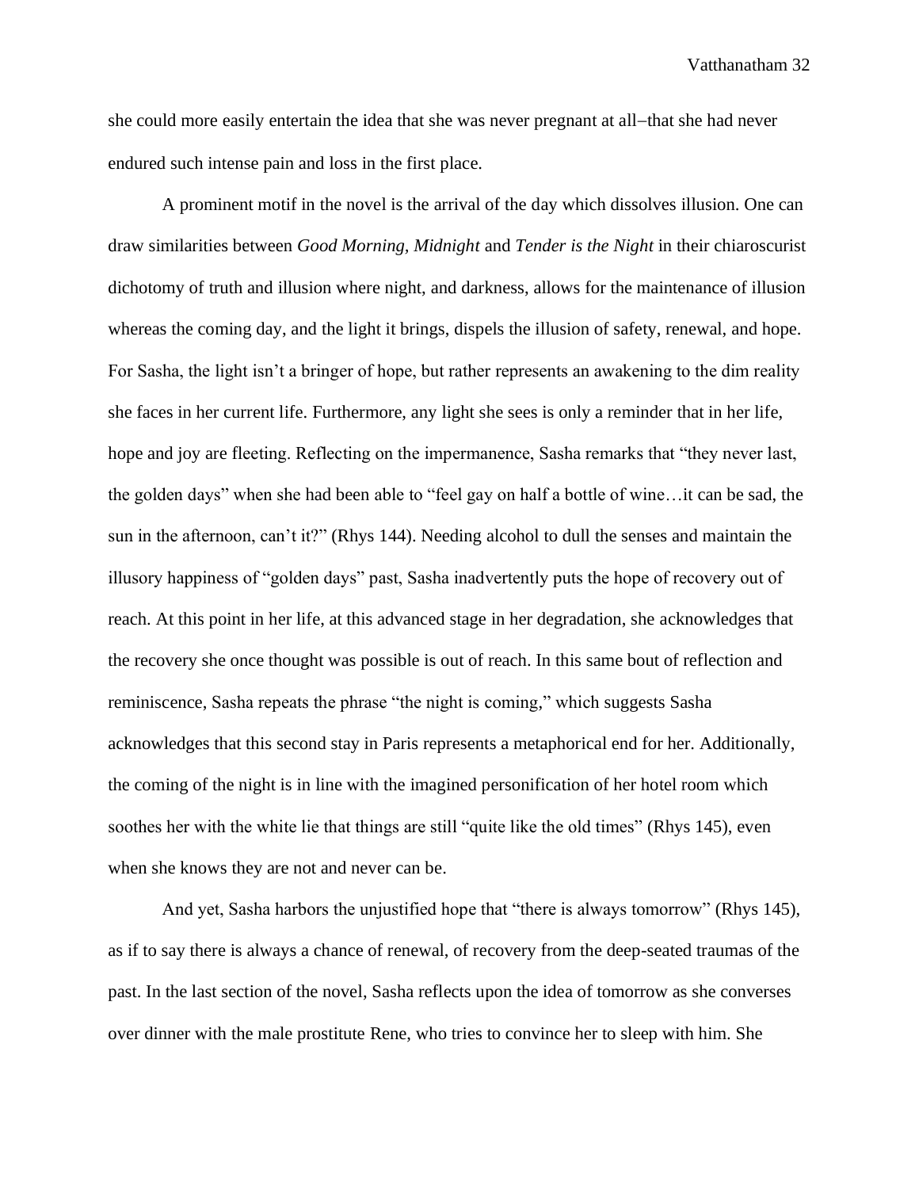she could more easily entertain the idea that she was never pregnant at all–that she had never endured such intense pain and loss in the first place.

A prominent motif in the novel is the arrival of the day which dissolves illusion. One can draw similarities between *Good Morning, Midnight* and *Tender is the Night* in their chiaroscurist dichotomy of truth and illusion where night, and darkness, allows for the maintenance of illusion whereas the coming day, and the light it brings, dispels the illusion of safety, renewal, and hope. For Sasha, the light isn't a bringer of hope, but rather represents an awakening to the dim reality she faces in her current life. Furthermore, any light she sees is only a reminder that in her life, hope and joy are fleeting. Reflecting on the impermanence, Sasha remarks that "they never last, the golden days" when she had been able to "feel gay on half a bottle of wine…it can be sad, the sun in the afternoon, can't it?" (Rhys 144). Needing alcohol to dull the senses and maintain the illusory happiness of "golden days" past, Sasha inadvertently puts the hope of recovery out of reach. At this point in her life, at this advanced stage in her degradation, she acknowledges that the recovery she once thought was possible is out of reach. In this same bout of reflection and reminiscence, Sasha repeats the phrase "the night is coming," which suggests Sasha acknowledges that this second stay in Paris represents a metaphorical end for her. Additionally, the coming of the night is in line with the imagined personification of her hotel room which soothes her with the white lie that things are still "quite like the old times" (Rhys 145), even when she knows they are not and never can be.

And yet, Sasha harbors the unjustified hope that "there is always tomorrow" (Rhys 145), as if to say there is always a chance of renewal, of recovery from the deep-seated traumas of the past. In the last section of the novel, Sasha reflects upon the idea of tomorrow as she converses over dinner with the male prostitute Rene, who tries to convince her to sleep with him. She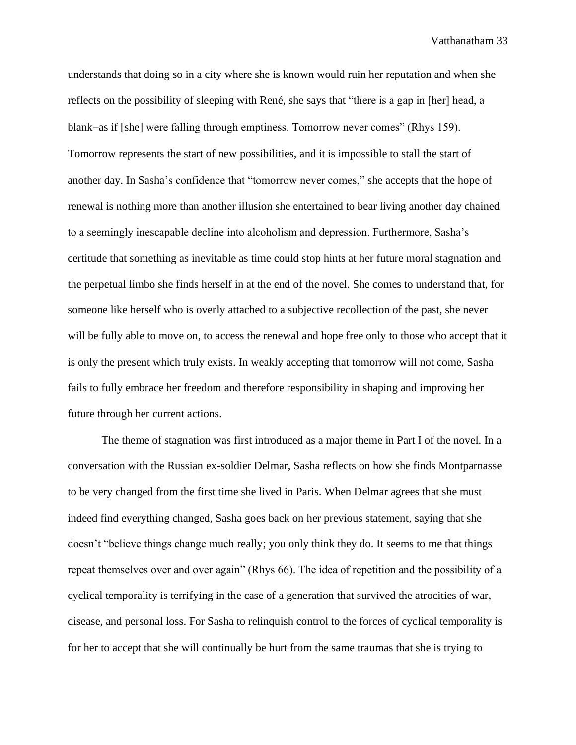understands that doing so in a city where she is known would ruin her reputation and when she reflects on the possibility of sleeping with René, she says that "there is a gap in [her] head, a blank–as if [she] were falling through emptiness. Tomorrow never comes" (Rhys 159). Tomorrow represents the start of new possibilities, and it is impossible to stall the start of another day. In Sasha's confidence that "tomorrow never comes," she accepts that the hope of renewal is nothing more than another illusion she entertained to bear living another day chained to a seemingly inescapable decline into alcoholism and depression. Furthermore, Sasha's certitude that something as inevitable as time could stop hints at her future moral stagnation and the perpetual limbo she finds herself in at the end of the novel. She comes to understand that, for someone like herself who is overly attached to a subjective recollection of the past, she never will be fully able to move on, to access the renewal and hope free only to those who accept that it is only the present which truly exists. In weakly accepting that tomorrow will not come, Sasha fails to fully embrace her freedom and therefore responsibility in shaping and improving her future through her current actions.

The theme of stagnation was first introduced as a major theme in Part I of the novel. In a conversation with the Russian ex-soldier Delmar, Sasha reflects on how she finds Montparnasse to be very changed from the first time she lived in Paris. When Delmar agrees that she must indeed find everything changed, Sasha goes back on her previous statement, saying that she doesn't "believe things change much really; you only think they do. It seems to me that things repeat themselves over and over again" (Rhys 66). The idea of repetition and the possibility of a cyclical temporality is terrifying in the case of a generation that survived the atrocities of war, disease, and personal loss. For Sasha to relinquish control to the forces of cyclical temporality is for her to accept that she will continually be hurt from the same traumas that she is trying to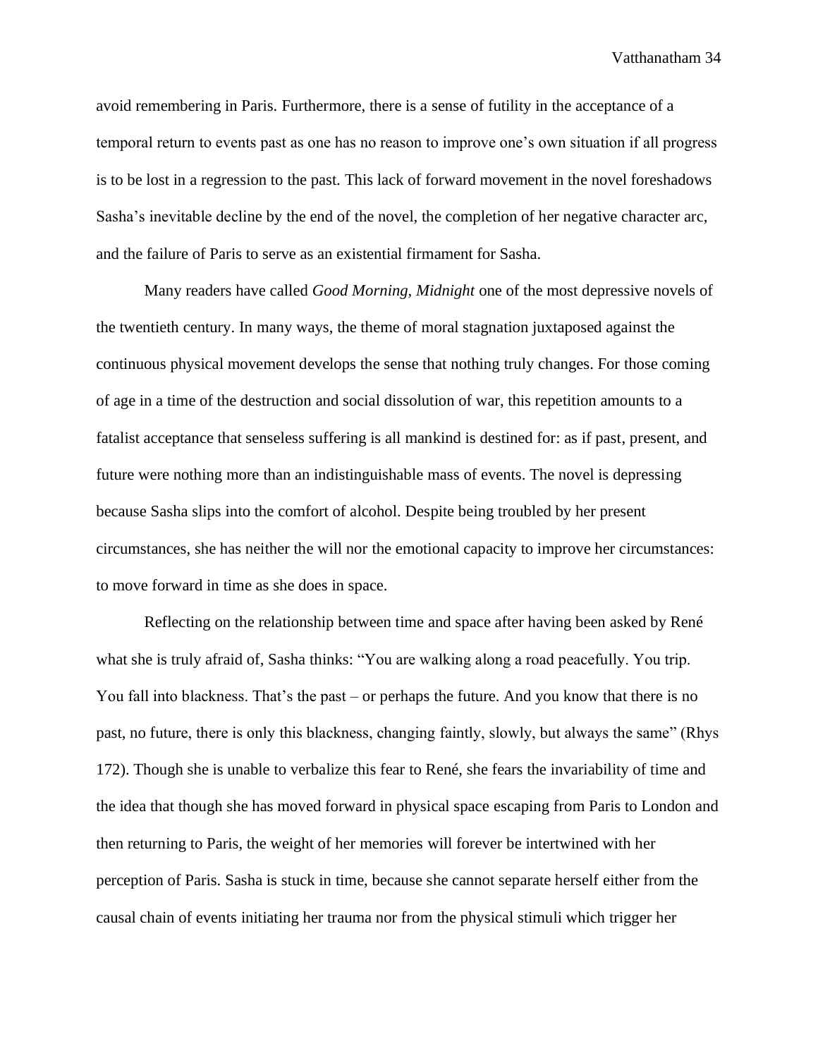avoid remembering in Paris. Furthermore, there is a sense of futility in the acceptance of a temporal return to events past as one has no reason to improve one's own situation if all progress is to be lost in a regression to the past. This lack of forward movement in the novel foreshadows Sasha's inevitable decline by the end of the novel, the completion of her negative character arc, and the failure of Paris to serve as an existential firmament for Sasha.

Many readers have called *Good Morning, Midnight* one of the most depressive novels of the twentieth century. In many ways, the theme of moral stagnation juxtaposed against the continuous physical movement develops the sense that nothing truly changes. For those coming of age in a time of the destruction and social dissolution of war, this repetition amounts to a fatalist acceptance that senseless suffering is all mankind is destined for: as if past, present, and future were nothing more than an indistinguishable mass of events. The novel is depressing because Sasha slips into the comfort of alcohol. Despite being troubled by her present circumstances, she has neither the will nor the emotional capacity to improve her circumstances: to move forward in time as she does in space.

Reflecting on the relationship between time and space after having been asked by René what she is truly afraid of, Sasha thinks: "You are walking along a road peacefully. You trip. You fall into blackness. That's the past – or perhaps the future. And you know that there is no past, no future, there is only this blackness, changing faintly, slowly, but always the same" (Rhys 172). Though she is unable to verbalize this fear to René, she fears the invariability of time and the idea that though she has moved forward in physical space escaping from Paris to London and then returning to Paris, the weight of her memories will forever be intertwined with her perception of Paris. Sasha is stuck in time, because she cannot separate herself either from the causal chain of events initiating her trauma nor from the physical stimuli which trigger her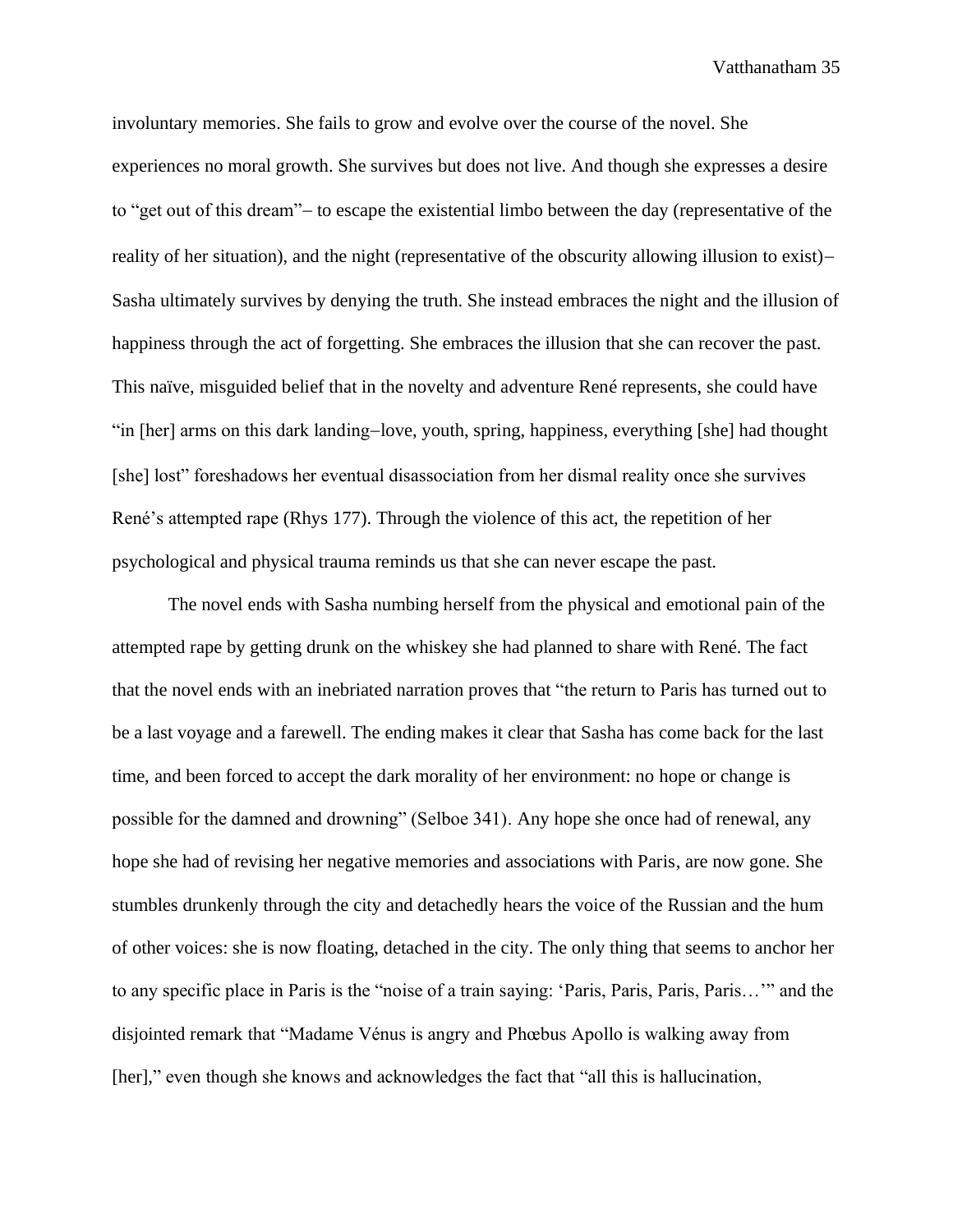involuntary memories. She fails to grow and evolve over the course of the novel. She experiences no moral growth. She survives but does not live. And though she expresses a desire to "get out of this dream"– to escape the existential limbo between the day (representative of the reality of her situation), and the night (representative of the obscurity allowing illusion to exist)– Sasha ultimately survives by denying the truth. She instead embraces the night and the illusion of happiness through the act of forgetting. She embraces the illusion that she can recover the past. This naïve, misguided belief that in the novelty and adventure René represents, she could have "in [her] arms on this dark landing–love, youth, spring, happiness, everything [she] had thought [she] lost" foreshadows her eventual disassociation from her dismal reality once she survives René's attempted rape (Rhys 177). Through the violence of this act, the repetition of her psychological and physical trauma reminds us that she can never escape the past.

The novel ends with Sasha numbing herself from the physical and emotional pain of the attempted rape by getting drunk on the whiskey she had planned to share with René. The fact that the novel ends with an inebriated narration proves that "the return to Paris has turned out to be a last voyage and a farewell. The ending makes it clear that Sasha has come back for the last time, and been forced to accept the dark morality of her environment: no hope or change is possible for the damned and drowning" (Selboe 341). Any hope she once had of renewal, any hope she had of revising her negative memories and associations with Paris, are now gone. She stumbles drunkenly through the city and detachedly hears the voice of the Russian and the hum of other voices: she is now floating, detached in the city. The only thing that seems to anchor her to any specific place in Paris is the "noise of a train saying: 'Paris, Paris, Paris, Paris…'" and the disjointed remark that "Madame Vénus is angry and Phœbus Apollo is walking away from [her]," even though she knows and acknowledges the fact that "all this is hallucination,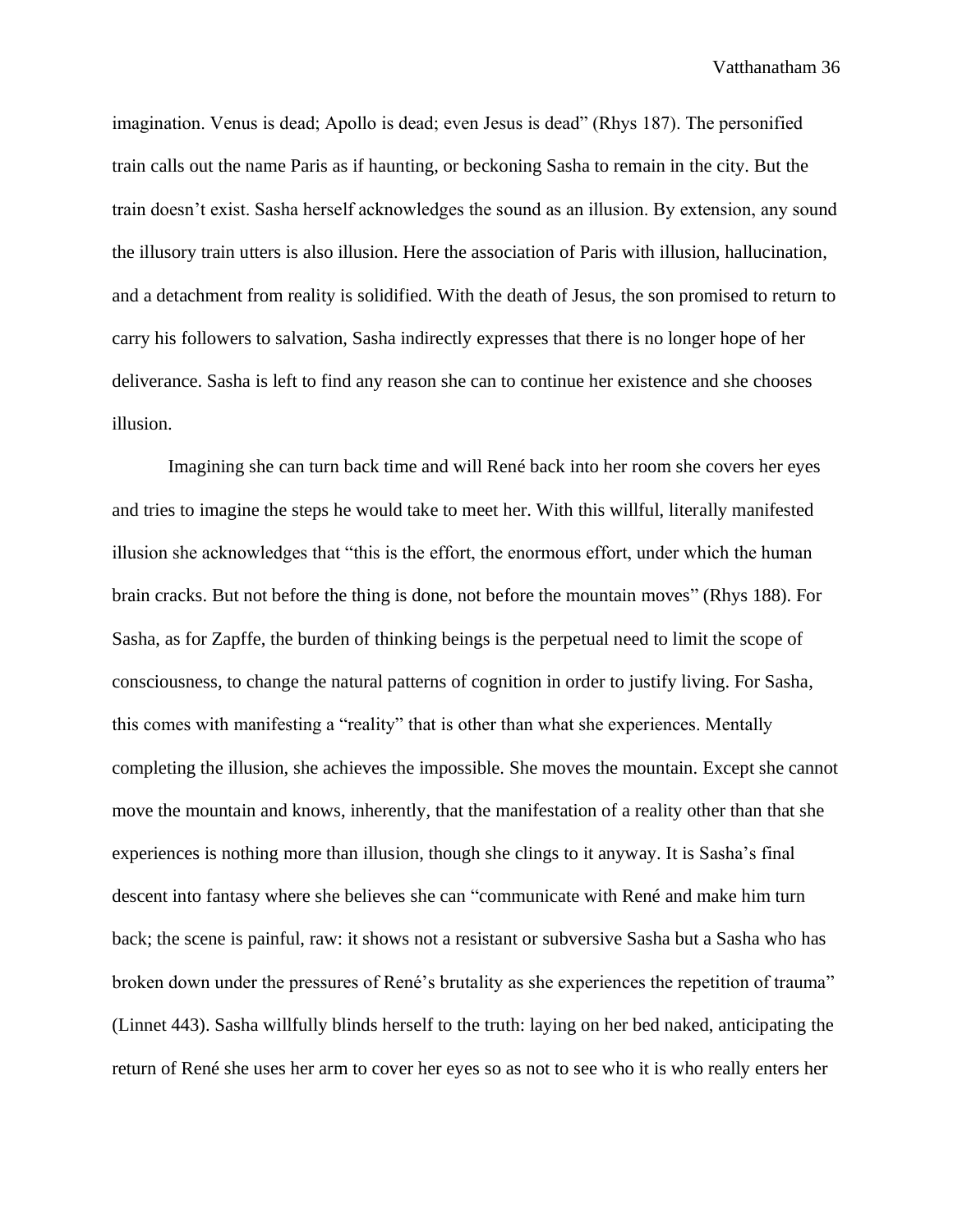imagination. Venus is dead; Apollo is dead; even Jesus is dead" (Rhys 187). The personified train calls out the name Paris as if haunting, or beckoning Sasha to remain in the city. But the train doesn't exist. Sasha herself acknowledges the sound as an illusion. By extension, any sound the illusory train utters is also illusion. Here the association of Paris with illusion, hallucination, and a detachment from reality is solidified. With the death of Jesus, the son promised to return to carry his followers to salvation, Sasha indirectly expresses that there is no longer hope of her deliverance. Sasha is left to find any reason she can to continue her existence and she chooses illusion.

Imagining she can turn back time and will René back into her room she covers her eyes and tries to imagine the steps he would take to meet her. With this willful, literally manifested illusion she acknowledges that "this is the effort, the enormous effort, under which the human brain cracks. But not before the thing is done, not before the mountain moves" (Rhys 188). For Sasha, as for Zapffe, the burden of thinking beings is the perpetual need to limit the scope of consciousness, to change the natural patterns of cognition in order to justify living. For Sasha, this comes with manifesting a "reality" that is other than what she experiences. Mentally completing the illusion, she achieves the impossible. She moves the mountain. Except she cannot move the mountain and knows, inherently, that the manifestation of a reality other than that she experiences is nothing more than illusion, though she clings to it anyway. It is Sasha's final descent into fantasy where she believes she can "communicate with René and make him turn back; the scene is painful, raw: it shows not a resistant or subversive Sasha but a Sasha who has broken down under the pressures of René's brutality as she experiences the repetition of trauma" (Linnet 443). Sasha willfully blinds herself to the truth: laying on her bed naked, anticipating the return of René she uses her arm to cover her eyes so as not to see who it is who really enters her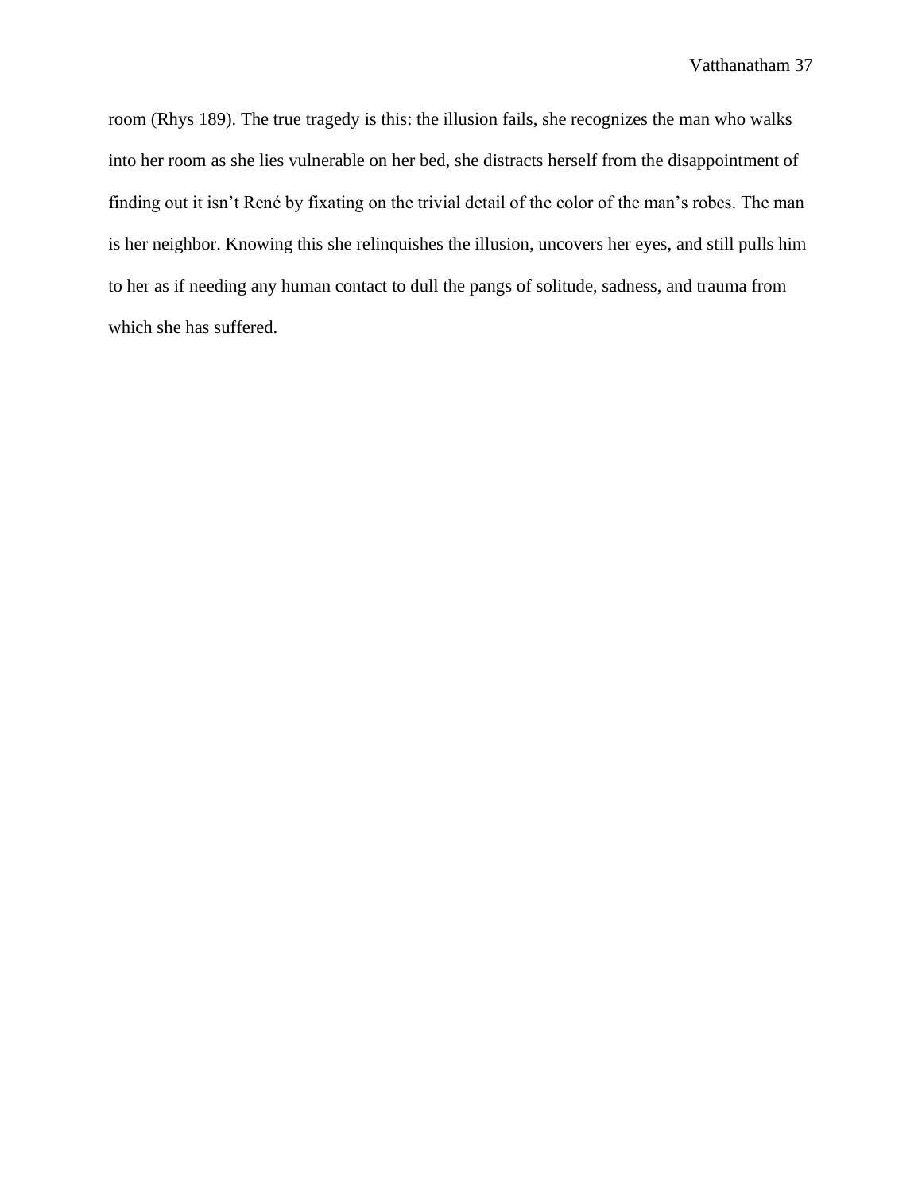room (Rhys 189). The true tragedy is this: the illusion fails, she recognizes the man who walks into her room as she lies vulnerable on her bed, she distracts herself from the disappointment of finding out it isn't René by fixating on the trivial detail of the color of the man's robes. The man is her neighbor. Knowing this she relinquishes the illusion, uncovers her eyes, and still pulls him to her as if needing any human contact to dull the pangs of solitude, sadness, and trauma from which she has suffered.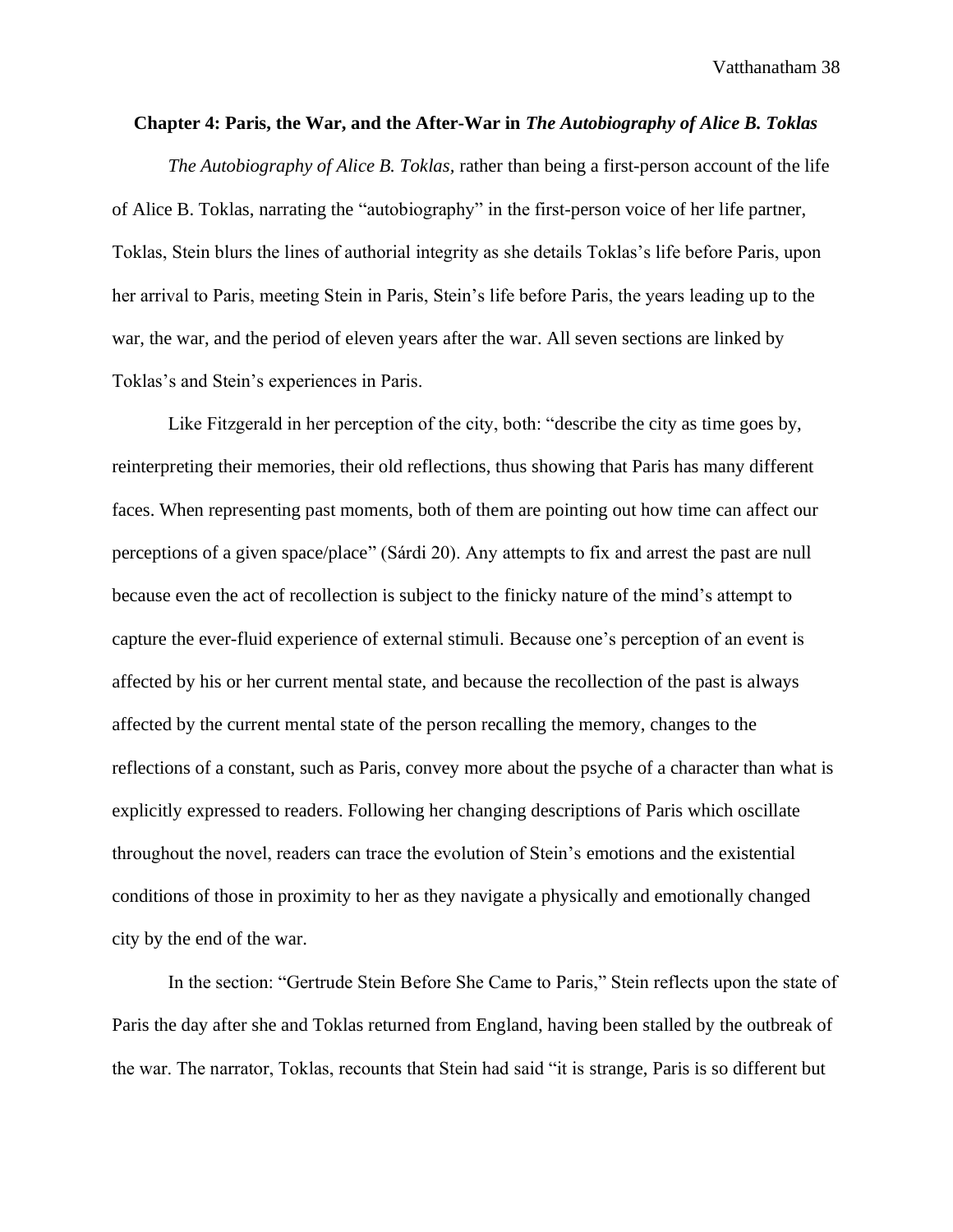### Chapter 4: Paris, the War, and the After-War in *The Autobiography of Alice B. Toklas*

*The Autobiography of Alice B. Toklas*, rather than being a first-person account of the life of Alice B. Toklas, narrating the "autobiography" in the first-person voice of her life partner, Toklas, Stein blurs the lines of authorial integrity as she details Toklas's life before Paris, upon her arrival to Paris, meeting Stein in Paris, Stein's life before Paris, the years leading up to the war, the war, and the period of eleven years after the war. All seven sections are linked by Toklas's and Stein's experiences in Paris.

Like Fitzgerald in her perception of the city, both: "describe the city as time goes by, reinterpreting their memories, their old reflections, thus showing that Paris has many different faces. When representing past moments, both of them are pointing out how time can affect our perceptions of a given space/place" (Sárdi 20). Any attempts to fix and arrest the past are null because even the act of recollection is subject to the finicky nature of the mind's attempt to capture the ever-fluid experience of external stimuli. Because one's perception of an event is affected by his or her current mental state, and because the recollection of the past is always affected by the current mental state of the person recalling the memory, changes to the reflections of a constant, such as Paris, convey more about the psyche of a character than what is explicitly expressed to readers. Following her changing descriptions of Paris which oscillate throughout the novel, readers can trace the evolution of Stein's emotions and the existential conditions of those in proximity to her as they navigate a physically and emotionally changed city by the end of the war.

In the section: "Gertrude Stein Before She Came to Paris," Stein reflects upon the state of Paris the day after she and Toklas returned from England, having been stalled by the outbreak of the war. The narrator, Toklas, recounts that Stein had said "it is strange, Paris is so different but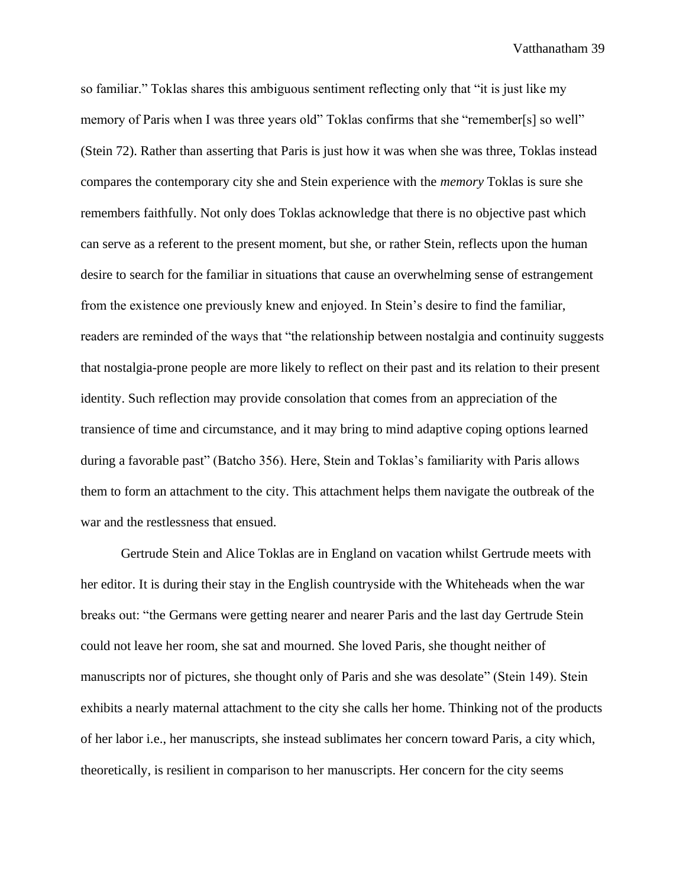so familiar." Toklas shares this ambiguous sentiment reflecting only that "it is just like my memory of Paris when I was three years old" Toklas confirms that she "remember[s] so well" (Stein 72). Rather than asserting that Paris is just how it was when she was three, Toklas instead compares the contemporary city she and Stein experience with the *memory* Toklas is sure she remembers faithfully. Not only does Toklas acknowledge that there is no objective past which can serve as a referent to the present moment, but she, or rather Stein, reflects upon the human desire to search for the familiar in situations that cause an overwhelming sense of estrangement from the existence one previously knew and enjoyed. In Stein's desire to find the familiar, readers are reminded of the ways that "the relationship between nostalgia and continuity suggests that nostalgia-prone people are more likely to reflect on their past and its relation to their present identity. Such reflection may provide consolation that comes from an appreciation of the transience of time and circumstance, and it may bring to mind adaptive coping options learned during a favorable past" (Batcho 356). Here, Stein and Toklas's familiarity with Paris allows them to form an attachment to the city. This attachment helps them navigate the outbreak of the war and the restlessness that ensued.

Gertrude Stein and Alice Toklas are in England on vacation whilst Gertrude meets with her editor. It is during their stay in the English countryside with the Whiteheads when the war breaks out: "the Germans were getting nearer and nearer Paris and the last day Gertrude Stein could not leave her room, she sat and mourned. She loved Paris, she thought neither of manuscripts nor of pictures, she thought only of Paris and she was desolate" (Stein 149). Stein exhibits a nearly maternal attachment to the city she calls her home. Thinking not of the products of her labor i.e., her manuscripts, she instead sublimates her concern toward Paris, a city which, theoretically, is resilient in comparison to her manuscripts. Her concern for the city seems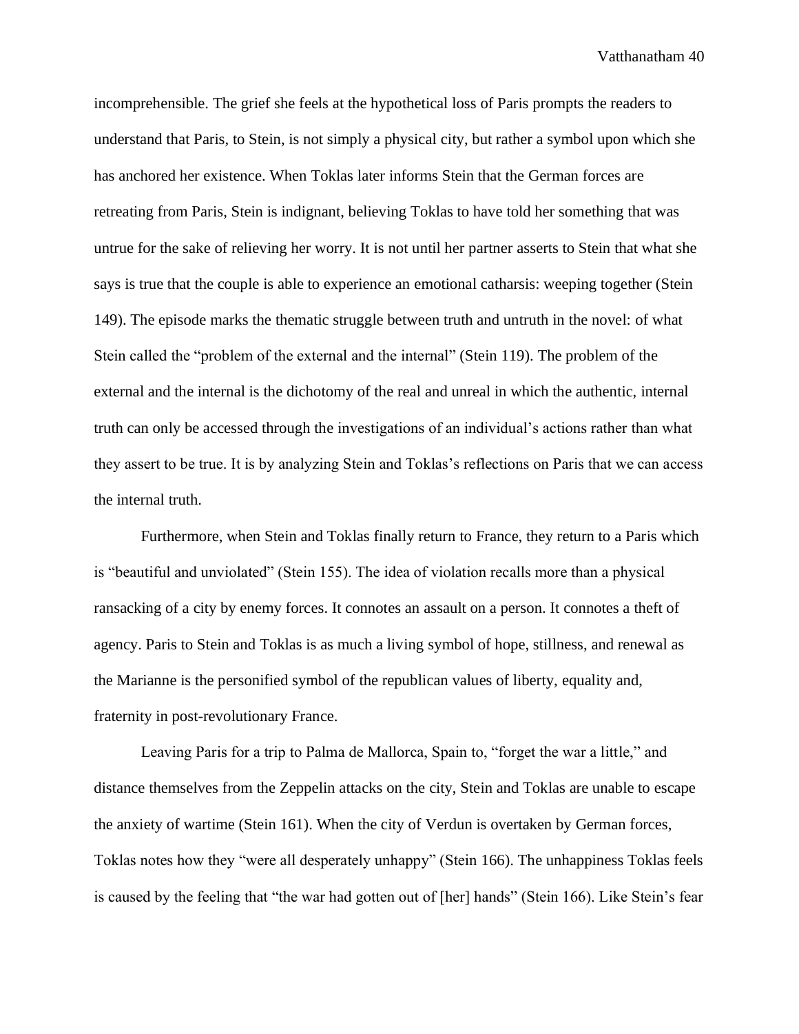incomprehensible. The grief she feels at the hypothetical loss of Paris prompts the readers to understand that Paris, to Stein, is not simply a physical city, but rather a symbol upon which she has anchored her existence. When Toklas later informs Stein that the German forces are retreating from Paris, Stein is indignant, believing Toklas to have told her something that was untrue for the sake of relieving her worry. It is not until her partner asserts to Stein that what she says is true that the couple is able to experience an emotional catharsis: weeping together (Stein 149). The episode marks the thematic struggle between truth and untruth in the novel: of what Stein called the "problem of the external and the internal" (Stein 119). The problem of the external and the internal is the dichotomy of the real and unreal in which the authentic, internal truth can only be accessed through the investigations of an individual's actions rather than what they assert to be true. It is by analyzing Stein and Toklas's reflections on Paris that we can access the internal truth.

Furthermore, when Stein and Toklas finally return to France, they return to a Paris which is "beautiful and unviolated" (Stein 155). The idea of violation recalls more than a physical ransacking of a city by enemy forces. It connotes an assault on a person. It connotes a theft of agency. Paris to Stein and Toklas is as much a living symbol of hope, stillness, and renewal as the Marianne is the personified symbol of the republican values of liberty, equality and, fraternity in post-revolutionary France.

Leaving Paris for a trip to Palma de Mallorca, Spain to, "forget the war a little," and distance themselves from the Zeppelin attacks on the city, Stein and Toklas are unable to escape the anxiety of wartime (Stein 161). When the city of Verdun is overtaken by German forces, Toklas notes how they "were all desperately unhappy" (Stein 166). The unhappiness Toklas feels is caused by the feeling that "the war had gotten out of [her] hands" (Stein 166). Like Stein's fear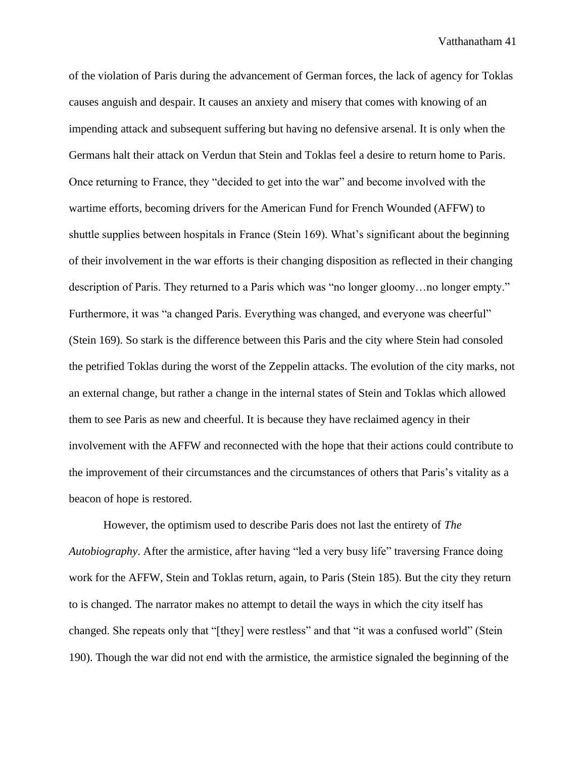of the violation of Paris during the advancement of German forces, the lack of agency for Toklas causes anguish and despair. It causes an anxiety and misery that comes with knowing of an impending attack and subsequent suffering but having no defensive arsenal. It is only when the Germans halt their attack on Verdun that Stein and Toklas feel a desire to return home to Paris. Once returning to France, they "decided to get into the war" and become involved with the wartime efforts, becoming drivers for the American Fund for French Wounded (AFFW) to shuttle supplies between hospitals in France (Stein 169). What's significant about the beginning of their involvement in the war efforts is their changing disposition as reflected in their changing description of Paris. They returned to a Paris which was "no longer gloomy…no longer empty." Furthermore, it was "a changed Paris. Everything was changed, and everyone was cheerful" (Stein 169). So stark is the difference between this Paris and the city where Stein had consoled the petrified Toklas during the worst of the Zeppelin attacks. The evolution of the city marks, not an external change, but rather a change in the internal states of Stein and Toklas which allowed them to see Paris as new and cheerful. It is because they have reclaimed agency in their involvement with the AFFW and reconnected with the hope that their actions could contribute to the improvement of their circumstances and the circumstances of others that Paris's vitality as a beacon of hope is restored.

However, the optimism used to describe Paris does not last the entirety of *The Autobiography*. After the armistice, after having "led a very busy life" traversing France doing work for the AFFW, Stein and Toklas return, again, to Paris (Stein 185). But the city they return to is changed. The narrator makes no attempt to detail the ways in which the city itself has changed. She repeats only that "[they] were restless" and that "it was a confused world" (Stein 190). Though the war did not end with the armistice, the armistice signaled the beginning of the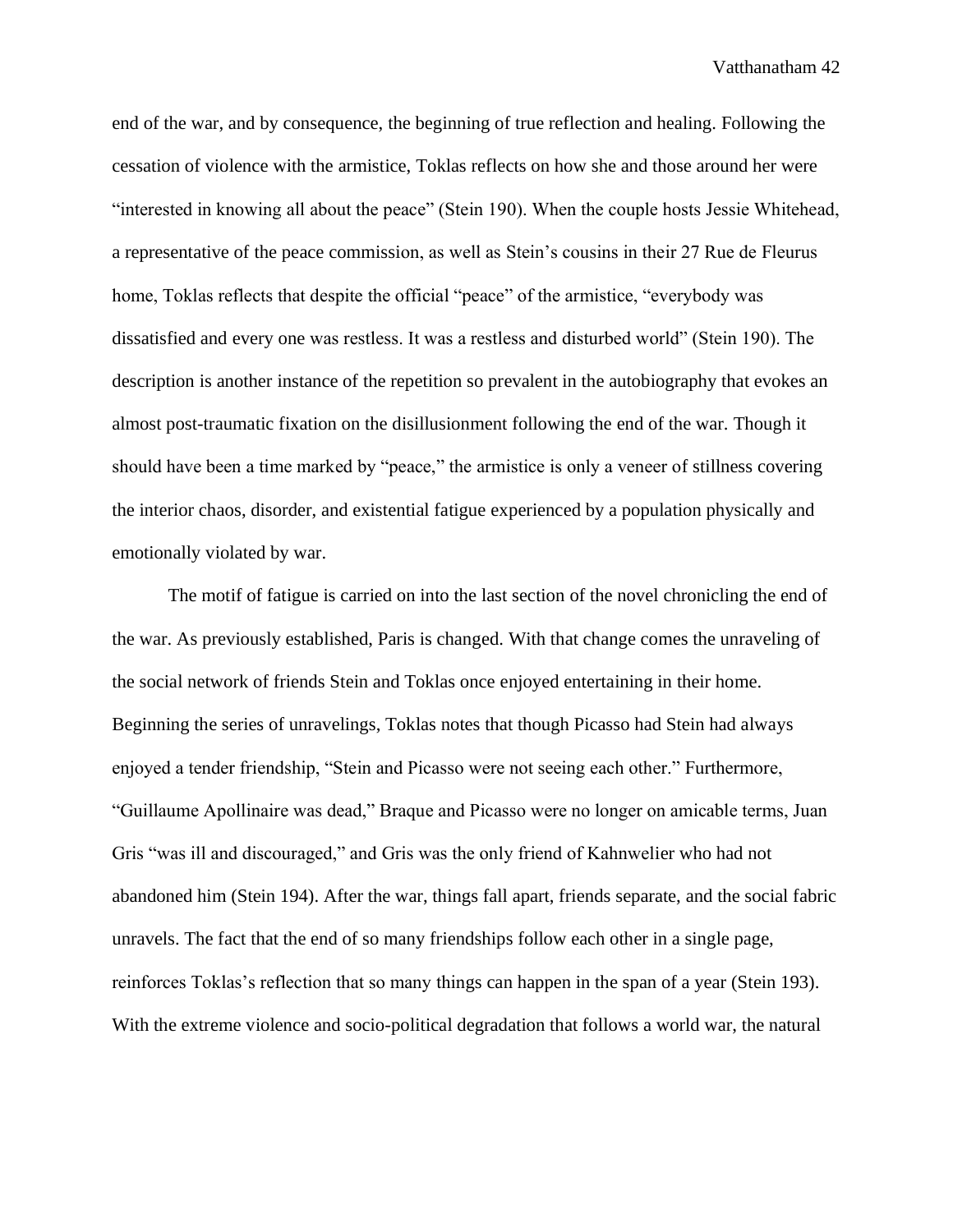end of the war, and by consequence, the beginning of true reflection and healing. Following the cessation of violence with the armistice, Toklas reflects on how she and those around her were "interested in knowing all about the peace" (Stein 190). When the couple hosts Jessie Whitehead, a representative of the peace commission, as well as Stein's cousins in their 27 Rue de Fleurus home, Toklas reflects that despite the official "peace" of the armistice, "everybody was dissatisfied and every one was restless. It was a restless and disturbed world" (Stein 190). The description is another instance of the repetition so prevalent in the autobiography that evokes an almost post-traumatic fixation on the disillusionment following the end of the war. Though it should have been a time marked by "peace," the armistice is only a veneer of stillness covering the interior chaos, disorder, and existential fatigue experienced by a population physically and emotionally violated by war.

The motif of fatigue is carried on into the last section of the novel chronicling the end of the war. As previously established, Paris is changed. With that change comes the unraveling of the social network of friends Stein and Toklas once enjoyed entertaining in their home. Beginning the series of unravelings, Toklas notes that though Picasso had Stein had always enjoyed a tender friendship, "Stein and Picasso were not seeing each other." Furthermore, "Guillaume Apollinaire was dead," Braque and Picasso were no longer on amicable terms, Juan Gris "was ill and discouraged," and Gris was the only friend of Kahnwelier who had not abandoned him (Stein 194). After the war, things fall apart, friends separate, and the social fabric unravels. The fact that the end of so many friendships follow each other in a single page, reinforces Toklas's reflection that so many things can happen in the span of a year (Stein 193). With the extreme violence and socio-political degradation that follows a world war, the natural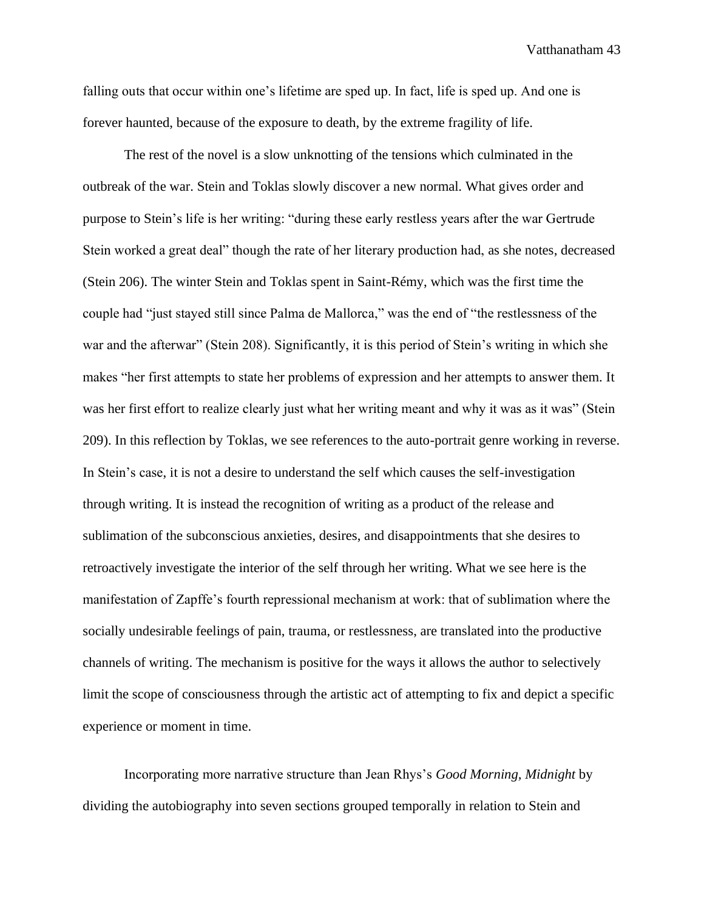falling outs that occur within one's lifetime are sped up. In fact, life is sped up. And one is forever haunted, because of the exposure to death, by the extreme fragility of life.

The rest of the novel is a slow unknotting of the tensions which culminated in the outbreak of the war. Stein and Toklas slowly discover a new normal. What gives order and purpose to Stein's life is her writing: "during these early restless years after the war Gertrude Stein worked a great deal" though the rate of her literary production had, as she notes, decreased (Stein 206). The winter Stein and Toklas spent in Saint-Rémy, which was the first time the couple had "just stayed still since Palma de Mallorca," was the end of "the restlessness of the war and the afterwar" (Stein 208). Significantly, it is this period of Stein's writing in which she makes "her first attempts to state her problems of expression and her attempts to answer them. It was her first effort to realize clearly just what her writing meant and why it was as it was" (Stein 209). In this reflection by Toklas, we see references to the auto-portrait genre working in reverse. In Stein's case, it is not a desire to understand the self which causes the self-investigation through writing. It is instead the recognition of writing as a product of the release and sublimation of the subconscious anxieties, desires, and disappointments that she desires to retroactively investigate the interior of the self through her writing. What we see here is the manifestation of Zapffe's fourth repressional mechanism at work: that of sublimation where the socially undesirable feelings of pain, trauma, or restlessness, are translated into the productive channels of writing. The mechanism is positive for the ways it allows the author to selectively limit the scope of consciousness through the artistic act of attempting to fix and depict a specific experience or moment in time.

Incorporating more narrative structure than Jean Rhys's *Good Morning, Midnight* by dividing the autobiography into seven sections grouped temporally in relation to Stein and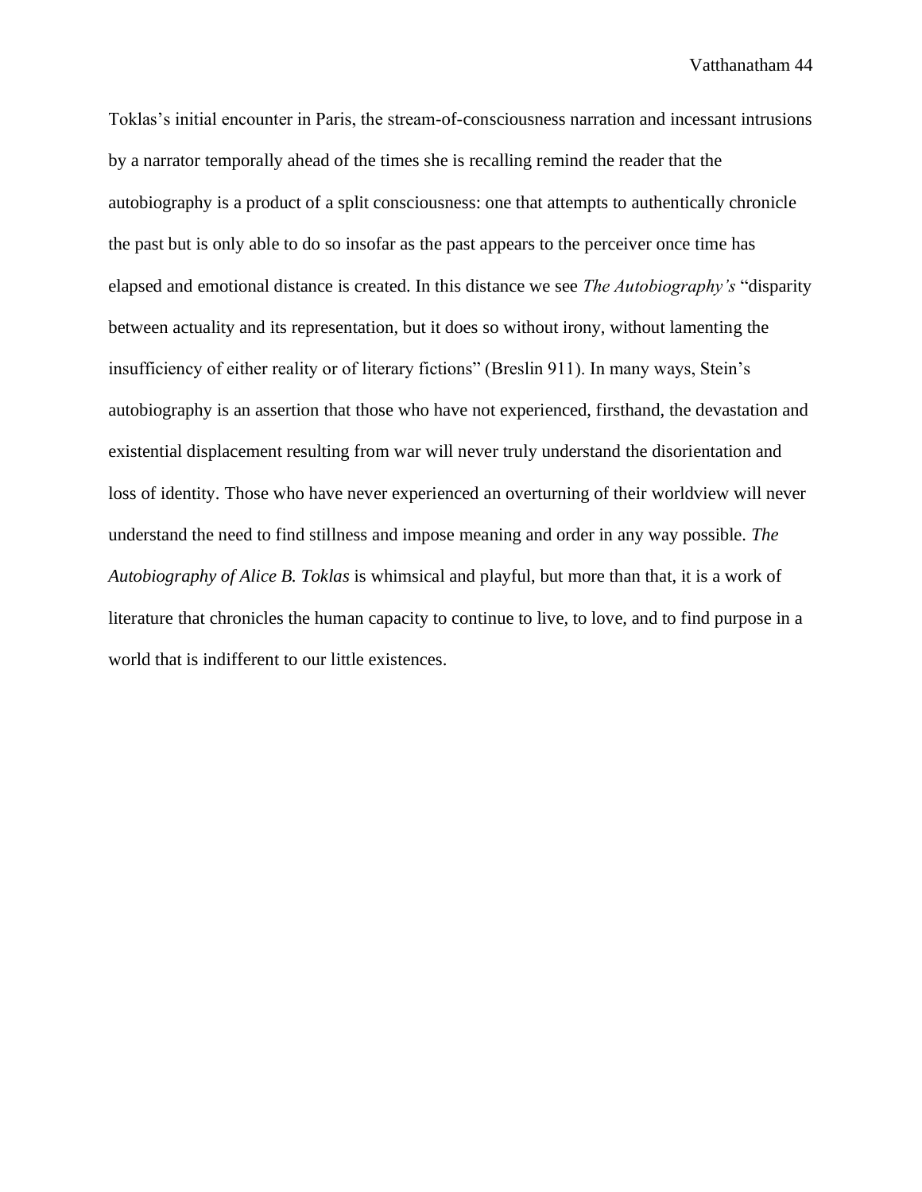Toklas's initial encounter in Paris, the stream-of-consciousness narration and incessant intrusions by a narrator temporally ahead of the times she is recalling remind the reader that the autobiography is a product of a split consciousness: one that attempts to authentically chronicle the past but is only able to do so insofar as the past appears to the perceiver once time has elapsed and emotional distance is created. In this distance we see *The Autobiography's* "disparity between actuality and its representation, but it does so without irony, without lamenting the insufficiency of either reality or of literary fictions" (Breslin 911). In many ways, Stein's autobiography is an assertion that those who have not experienced, firsthand, the devastation and existential displacement resulting from war will never truly understand the disorientation and loss of identity. Those who have never experienced an overturning of their worldview will never understand the need to find stillness and impose meaning and order in any way possible. *The Autobiography of Alice B. Toklas* is whimsical and playful, but more than that, it is a work of literature that chronicles the human capacity to continue to live, to love, and to find purpose in a world that is indifferent to our little existences.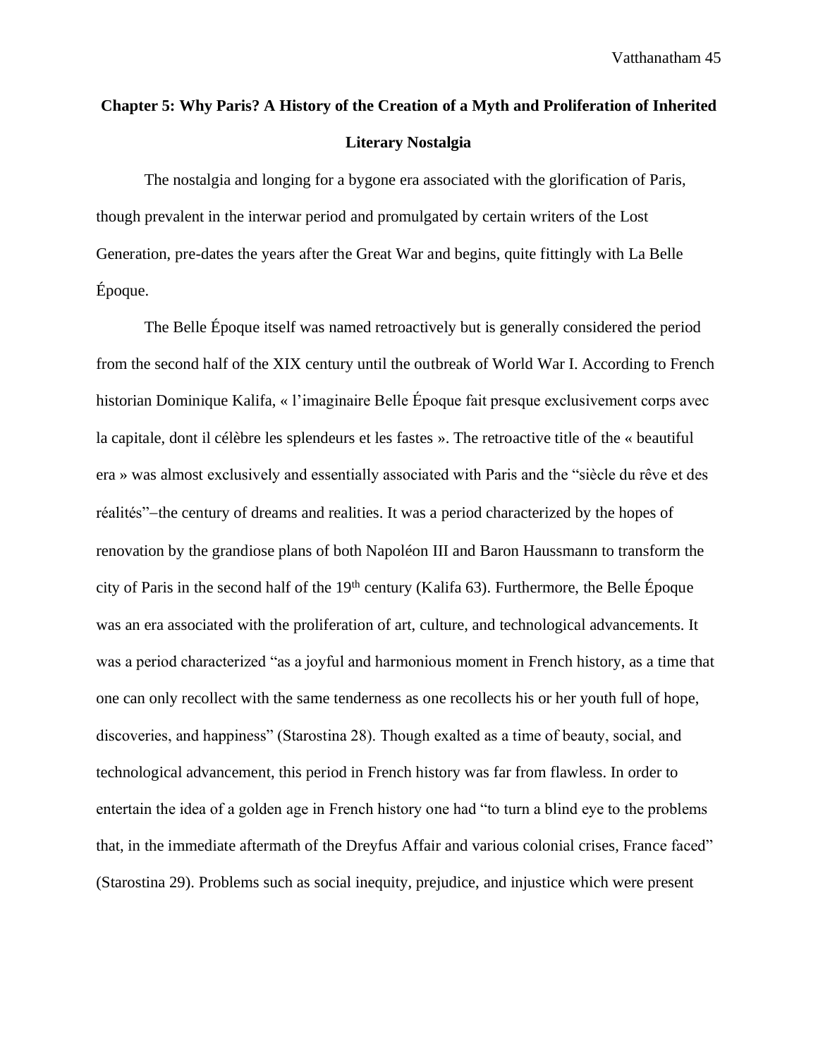## Chapter 5: Why Paris? A History of the Creation of a Myth and Proliferation of Inherited Literary Nostalgia

The nostalgia and longing for a bygone era associated with the glorification of Paris, though prevalent in the interwar period and promulgated by certain writers of the Lost Generation, pre-dates the years after the Great War and begins, quite fittingly with La Belle Époque.

The Belle Époque itself was named retroactively but is generally considered the period from the second half of the XIX century until the outbreak of World War I. According to French historian Dominique Kalifa, « l'imaginaire Belle Époque fait presque exclusivement corps avec la capitale, dont il célèbre les splendeurs et les fastes ». The retroactive title of the « beautiful era » was almost exclusively and essentially associated with Paris and the "siècle du rêve et des réalités"–the century of dreams and realities. It was a period characterized by the hopes of renovation by the grandiose plans of both Napoléon III and Baron Haussmann to transform the city of Paris in the second half of the 19th century (Kalifa 63). Furthermore, the Belle Époque was an era associated with the proliferation of art, culture, and technological advancements. It was a period characterized "as a joyful and harmonious moment in French history, as a time that one can only recollect with the same tenderness as one recollects his or her youth full of hope, discoveries, and happiness" (Starostina 28). Though exalted as a time of beauty, social, and technological advancement, this period in French history was far from flawless. In order to entertain the idea of a golden age in French history one had "to turn a blind eye to the problems that, in the immediate aftermath of the Dreyfus Affair and various colonial crises, France faced" (Starostina 29). Problems such as social inequity, prejudice, and injustice which were present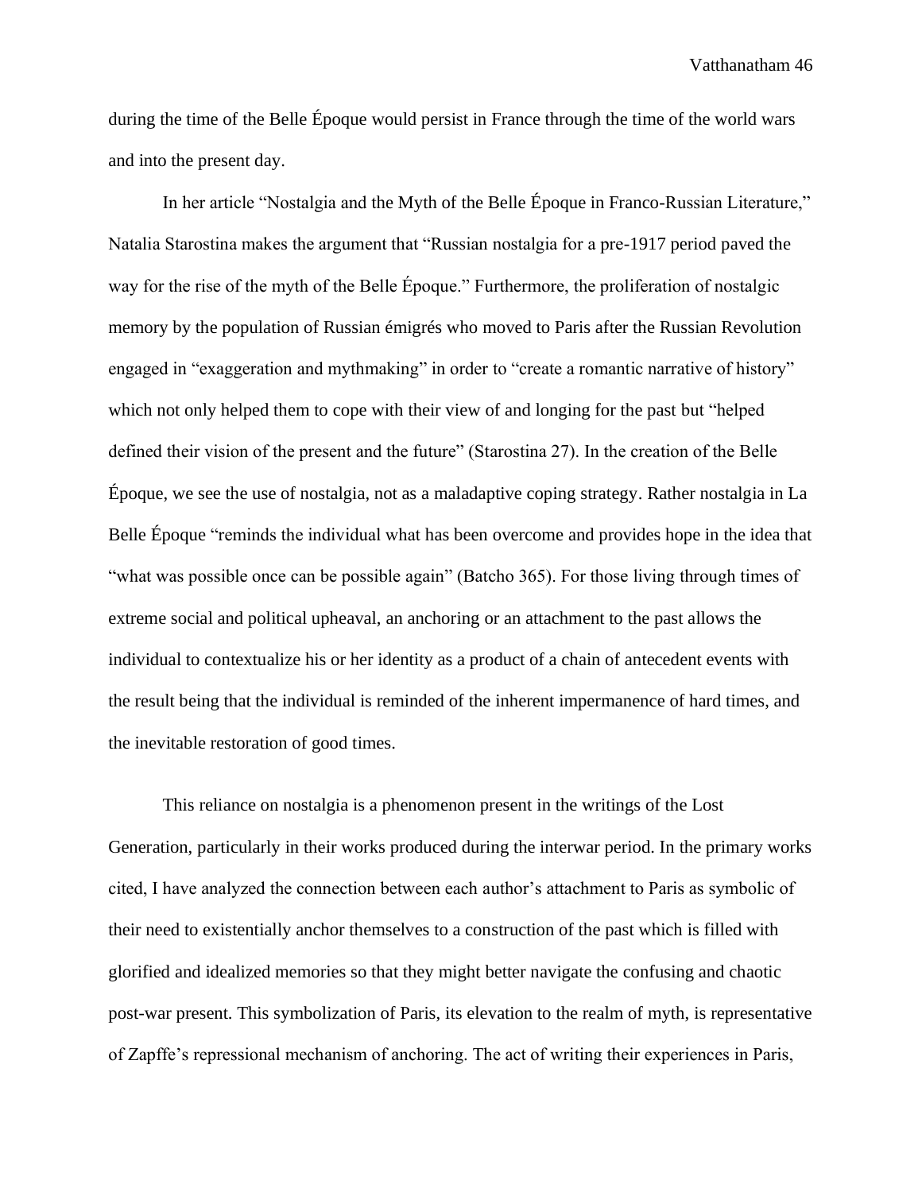during the time of the Belle Époque would persist in France through the time of the world wars and into the present day.

In her article "Nostalgia and the Myth of the Belle Époque in Franco-Russian Literature," Natalia Starostina makes the argument that "Russian nostalgia for a pre-1917 period paved the way for the rise of the myth of the Belle Époque." Furthermore, the proliferation of nostalgic memory by the population of Russian émigrés who moved to Paris after the Russian Revolution engaged in "exaggeration and mythmaking" in order to "create a romantic narrative of history" which not only helped them to cope with their view of and longing for the past but "helped defined their vision of the present and the future" (Starostina 27). In the creation of the Belle Époque, we see the use of nostalgia, not as a maladaptive coping strategy. Rather nostalgia in La Belle Époque "reminds the individual what has been overcome and provides hope in the idea that "what was possible once can be possible again" (Batcho 365). For those living through times of extreme social and political upheaval, an anchoring or an attachment to the past allows the individual to contextualize his or her identity as a product of a chain of antecedent events with the result being that the individual is reminded of the inherent impermanence of hard times, and the inevitable restoration of good times.

This reliance on nostalgia is a phenomenon present in the writings of the Lost Generation, particularly in their works produced during the interwar period. In the primary works cited, I have analyzed the connection between each author's attachment to Paris as symbolic of their need to existentially anchor themselves to a construction of the past which is filled with glorified and idealized memories so that they might better navigate the confusing and chaotic post-war present. This symbolization of Paris, its elevation to the realm of myth, is representative of Zapffe's repressional mechanism of anchoring. The act of writing their experiences in Paris,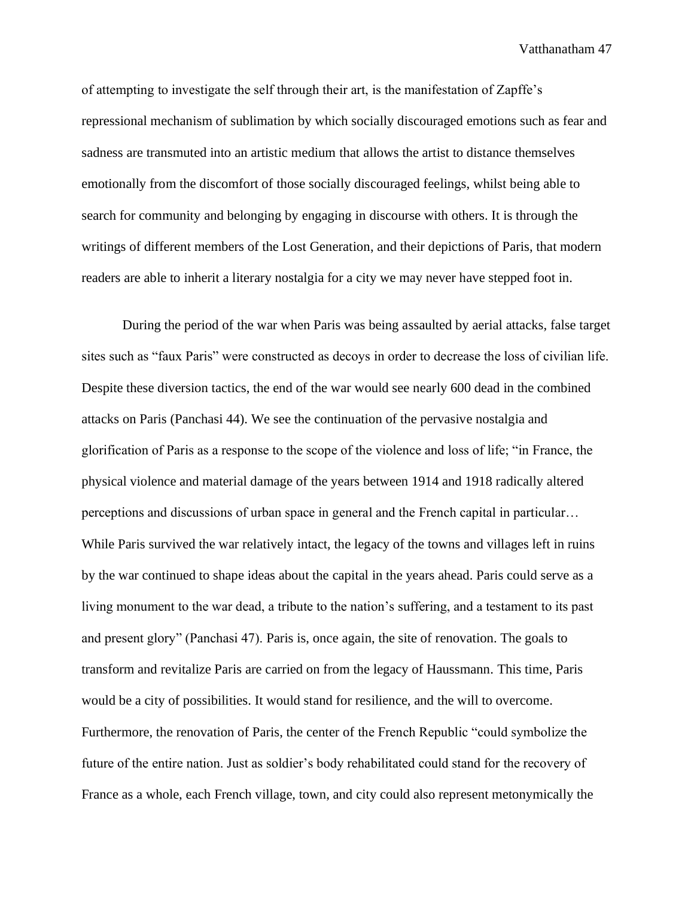of attempting to investigate the self through their art, is the manifestation of Zapffe's repressional mechanism of sublimation by which socially discouraged emotions such as fear and sadness are transmuted into an artistic medium that allows the artist to distance themselves emotionally from the discomfort of those socially discouraged feelings, whilst being able to search for community and belonging by engaging in discourse with others. It is through the writings of different members of the Lost Generation, and their depictions of Paris, that modern readers are able to inherit a literary nostalgia for a city we may never have stepped foot in.

During the period of the war when Paris was being assaulted by aerial attacks, false target sites such as "faux Paris" were constructed as decoys in order to decrease the loss of civilian life. Despite these diversion tactics, the end of the war would see nearly 600 dead in the combined attacks on Paris (Panchasi 44). We see the continuation of the pervasive nostalgia and glorification of Paris as a response to the scope of the violence and loss of life; "in France, the physical violence and material damage of the years between 1914 and 1918 radically altered perceptions and discussions of urban space in general and the French capital in particular… While Paris survived the war relatively intact, the legacy of the towns and villages left in ruins by the war continued to shape ideas about the capital in the years ahead. Paris could serve as a living monument to the war dead, a tribute to the nation's suffering, and a testament to its past and present glory" (Panchasi 47). Paris is, once again, the site of renovation. The goals to transform and revitalize Paris are carried on from the legacy of Haussmann. This time, Paris would be a city of possibilities. It would stand for resilience, and the will to overcome. Furthermore, the renovation of Paris, the center of the French Republic "could symbolize the future of the entire nation. Just as soldier's body rehabilitated could stand for the recovery of France as a whole, each French village, town, and city could also represent metonymically the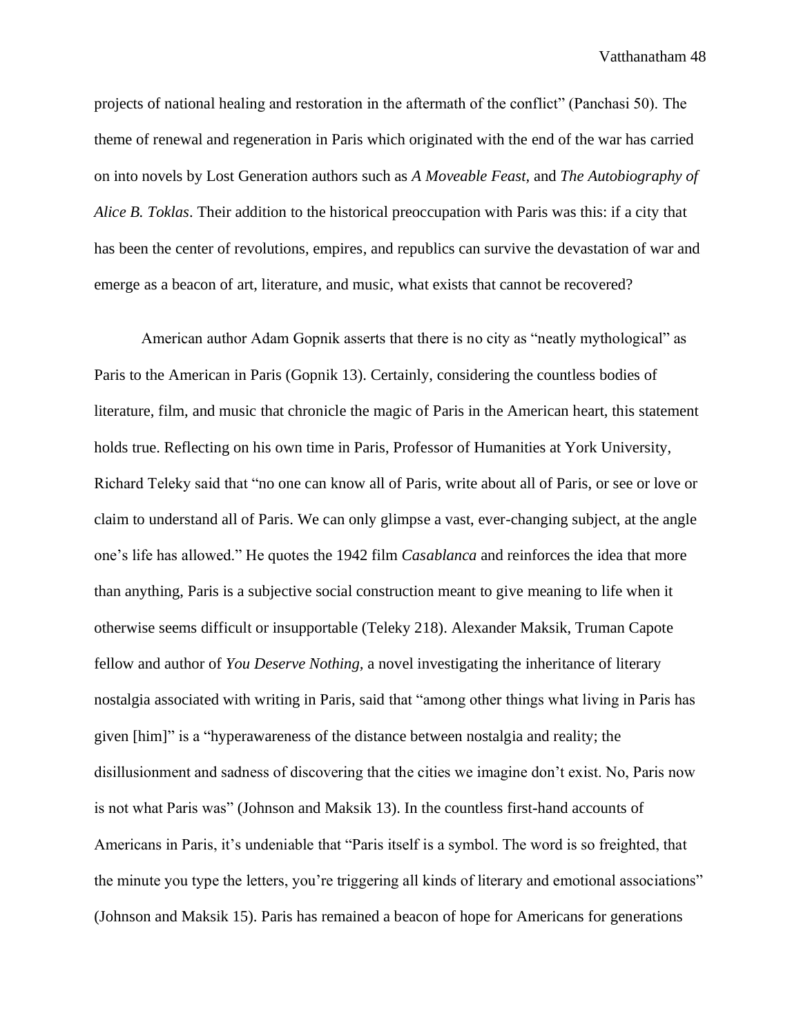projects of national healing and restoration in the aftermath of the conflict" (Panchasi 50). The theme of renewal and regeneration in Paris which originated with the end of the war has carried on into novels by Lost Generation authors such as *A Moveable Feast,* and *The Autobiography of Alice B. Toklas*. Their addition to the historical preoccupation with Paris was this: if a city that has been the center of revolutions, empires, and republics can survive the devastation of war and emerge as a beacon of art, literature, and music, what exists that cannot be recovered?

American author Adam Gopnik asserts that there is no city as "neatly mythological" as Paris to the American in Paris (Gopnik 13). Certainly, considering the countless bodies of literature, film, and music that chronicle the magic of Paris in the American heart, this statement holds true. Reflecting on his own time in Paris, Professor of Humanities at York University, Richard Teleky said that "no one can know all of Paris, write about all of Paris, or see or love or claim to understand all of Paris. We can only glimpse a vast, ever-changing subject, at the angle one's life has allowed." He quotes the 1942 film *Casablanca* and reinforces the idea that more than anything, Paris is a subjective social construction meant to give meaning to life when it otherwise seems difficult or insupportable (Teleky 218). Alexander Maksik, Truman Capote fellow and author of *You Deserve Nothing*, a novel investigating the inheritance of literary nostalgia associated with writing in Paris, said that "among other things what living in Paris has given [him]" is a "hyperawareness of the distance between nostalgia and reality; the disillusionment and sadness of discovering that the cities we imagine don't exist. No, Paris now is not what Paris was" (Johnson and Maksik 13). In the countless first-hand accounts of Americans in Paris, it's undeniable that "Paris itself is a symbol. The word is so freighted, that the minute you type the letters, you're triggering all kinds of literary and emotional associations" (Johnson and Maksik 15). Paris has remained a beacon of hope for Americans for generations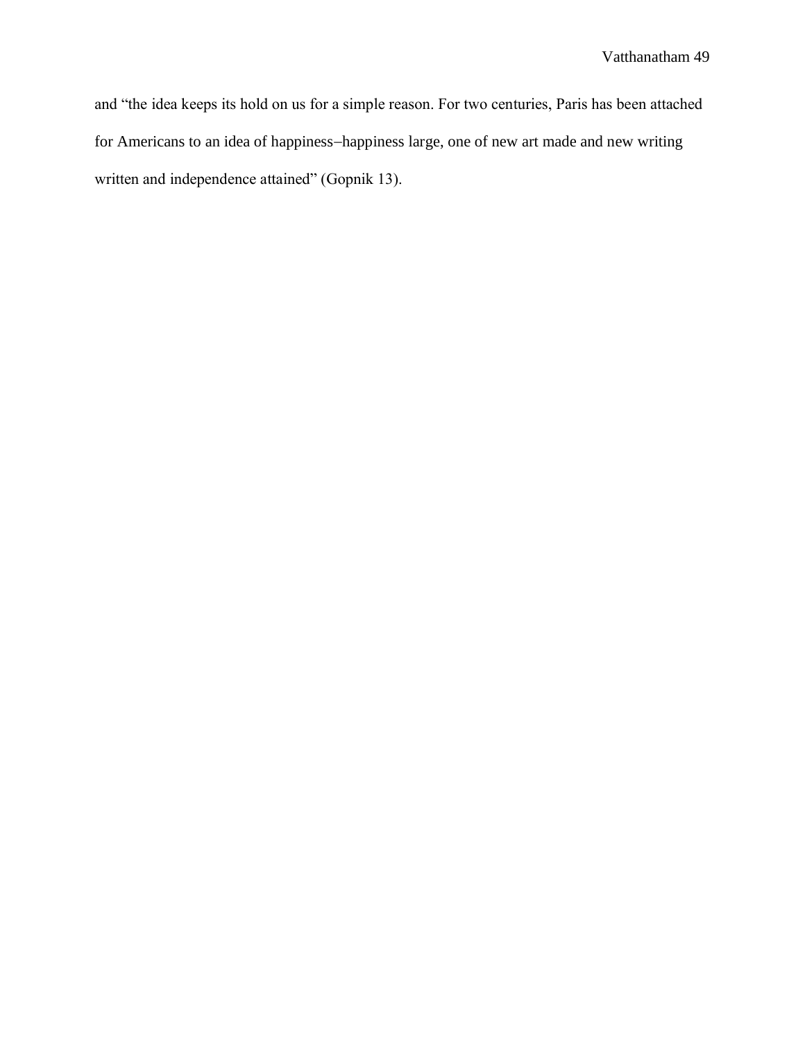and “the idea keeps its hold on us for a simple reason. For two centuries, Paris has been attached for Americans to an idea of happiness–happiness large, one of new art made and new writing written and independence attained” (Gopnik 13).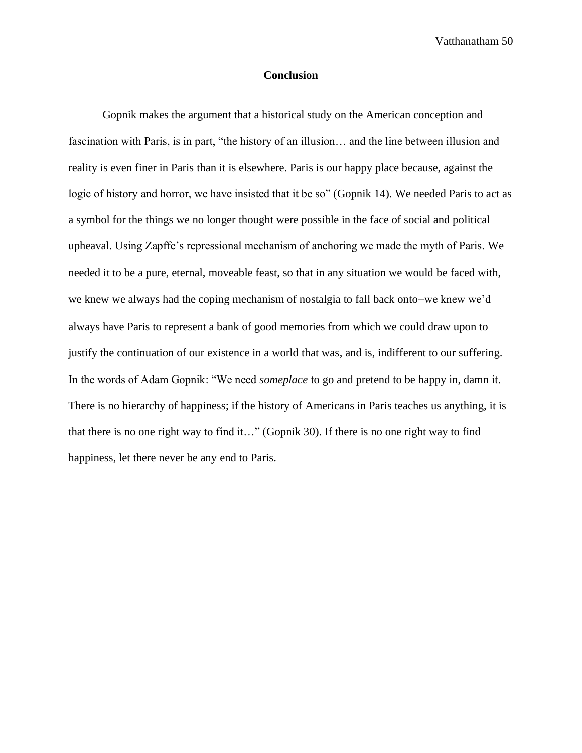## Conclusion

Gopnik makes the argument that a historical study on the American conception and fascination with Paris, is in part, "the history of an illusion… and the line between illusion and reality is even finer in Paris than it is elsewhere. Paris is our happy place because, against the logic of history and horror, we have insisted that it be so" (Gopnik 14). We needed Paris to act as a symbol for the things we no longer thought were possible in the face of social and political upheaval. Using Zapffe's repressional mechanism of anchoring we made the myth of Paris. We needed it to be a pure, eternal, moveable feast, so that in any situation we would be faced with, we knew we always had the coping mechanism of nostalgia to fall back onto–we knew we'd always have Paris to represent a bank of good memories from which we could draw upon to justify the continuation of our existence in a world that was, and is, indifferent to our suffering. In the words of Adam Gopnik: "We need *someplace* to go and pretend to be happy in, damn it. There is no hierarchy of happiness; if the history of Americans in Paris teaches us anything, it is that there is no one right way to find it…" (Gopnik 30). If there is no one right way to find happiness, let there never be any end to Paris.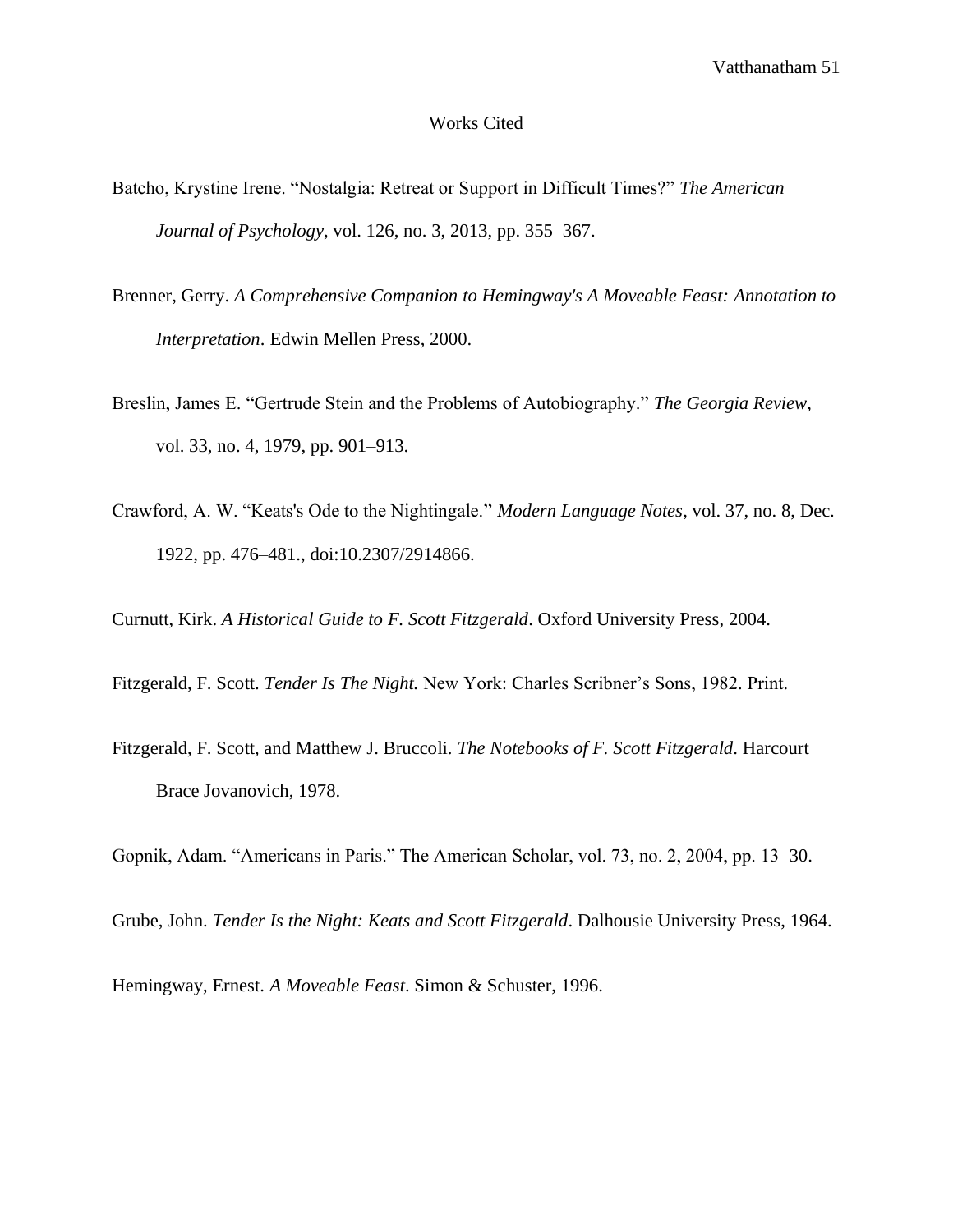# Works Cited

Batcho, Krystine Irene. "Nostalgia: Retreat or Support in Difficult Times?" *The American Journal of Psychology*, vol. 126, no. 3, 2013, pp. 355–367.

Brenner, Gerry. *A Comprehensive Companion to Hemingway's A Moveable Feast: Annotation to Interpretation*. Edwin Mellen Press, 2000.

Breslin, James E. "Gertrude Stein and the Problems of Autobiography." *The Georgia Review*, vol. 33, no. 4, 1979, pp. 901–913.

Crawford, A. W. "Keats's Ode to the Nightingale." *Modern Language Notes*, vol. 37, no. 8, Dec. 1922, pp. 476–481., doi:10.2307/2914866.

Curnutt, Kirk. *A Historical Guide to F. Scott Fitzgerald*. Oxford University Press, 2004.

Fitzgerald, F. Scott. *Tender Is The Night.* New York: Charles Scribner's Sons, 1982. Print.

Fitzgerald, F. Scott, and Matthew J. Bruccoli. *The Notebooks of F. Scott Fitzgerald*. Harcourt Brace Jovanovich, 1978.

Gopnik, Adam. "Americans in Paris." The American Scholar, vol. 73, no. 2, 2004, pp. 13–30.

Grube, John. *Tender Is the Night: Keats and Scott Fitzgerald*. Dalhousie University Press, 1964.

Hemingway, Ernest. *A Moveable Feast*. Simon & Schuster, 1996.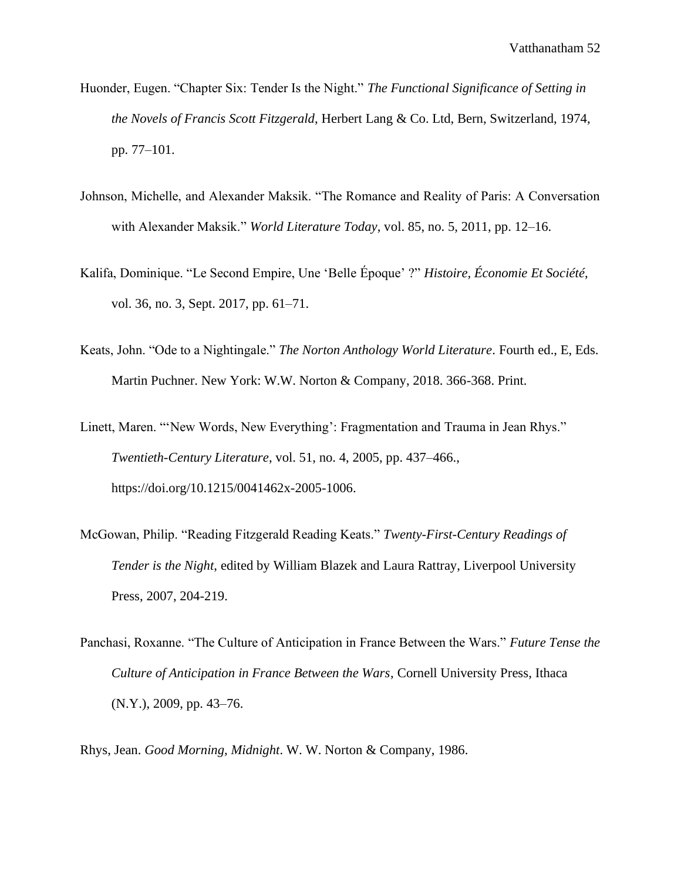Huonder, Eugen. "Chapter Six: Tender Is the Night." *The Functional Significance of Setting in the Novels of Francis Scott Fitzgerald*, Herbert Lang & Co. Ltd, Bern, Switzerland, 1974, pp. 77–101.

Johnson, Michelle, and Alexander Maksik. "The Romance and Reality of Paris: A Conversation with Alexander Maksik." *World Literature Today*, vol. 85, no. 5, 2011, pp. 12–16.

Kalifa, Dominique. "Le Second Empire, Une 'Belle Époque' ?" *Histoire, Économie Et Société*, vol. 36, no. 3, Sept. 2017, pp. 61–71.

Keats, John. "Ode to a Nightingale." *The Norton Anthology World Literature*. Fourth ed., E, Eds. Martin Puchner. New York: W.W. Norton & Company, 2018. 366-368. Print.

Linett, Maren. "'New Words, New Everything': Fragmentation and Trauma in Jean Rhys." *Twentieth-Century Literature*, vol. 51, no. 4, 2005, pp. 437–466., https://doi.org/10.1215/0041462x-2005-1006.

McGowan, Philip. "Reading Fitzgerald Reading Keats." *Twenty-First-Century Readings of Tender is the Night*, edited by William Blazek and Laura Rattray, Liverpool University Press, 2007, 204-219.

Panchasi, Roxanne. "The Culture of Anticipation in France Between the Wars." *Future Tense the Culture of Anticipation in France Between the Wars*, Cornell University Press, Ithaca (N.Y.), 2009, pp. 43–76.

Rhys, Jean. *Good Morning, Midnight*. W. W. Norton & Company, 1986.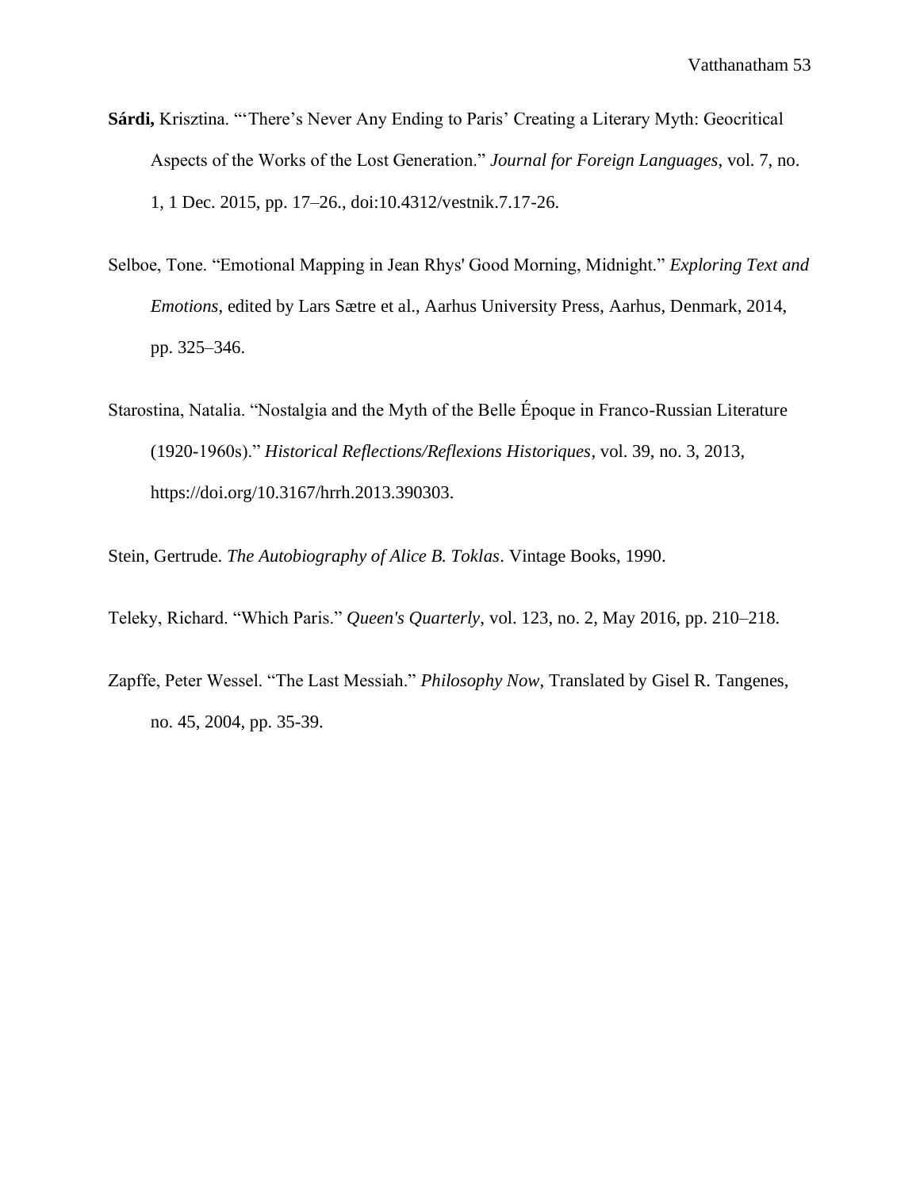**Sárdi,** Krisztina. "'There's Never Any Ending to Paris' Creating a Literary Myth: Geocritical Aspects of the Works of the Lost Generation." *Journal for Foreign Languages*, vol. 7, no. 1, 1 Dec. 2015, pp. 17–26., doi:10.4312/vestnik.7.17-26.

Selboe, Tone. "Emotional Mapping in Jean Rhys' Good Morning, Midnight." *Exploring Text and Emotions*, edited by Lars Sætre et al., Aarhus University Press, Aarhus, Denmark, 2014, pp. 325–346.

Starostina, Natalia. "Nostalgia and the Myth of the Belle Époque in Franco-Russian Literature (1920-1960s)." *Historical Reflections/Reflexions Historiques*, vol. 39, no. 3, 2013, https://doi.org/10.3167/hrrh.2013.390303.

Stein, Gertrude. *The Autobiography of Alice B. Toklas*. Vintage Books, 1990.

Teleky, Richard. "Which Paris." *Queen's Quarterly*, vol. 123, no. 2, May 2016, pp. 210–218.

Zapffe, Peter Wessel. "The Last Messiah." *Philosophy Now*, Translated by Gisel R. Tangenes, no. 45, 2004, pp. 35-39.